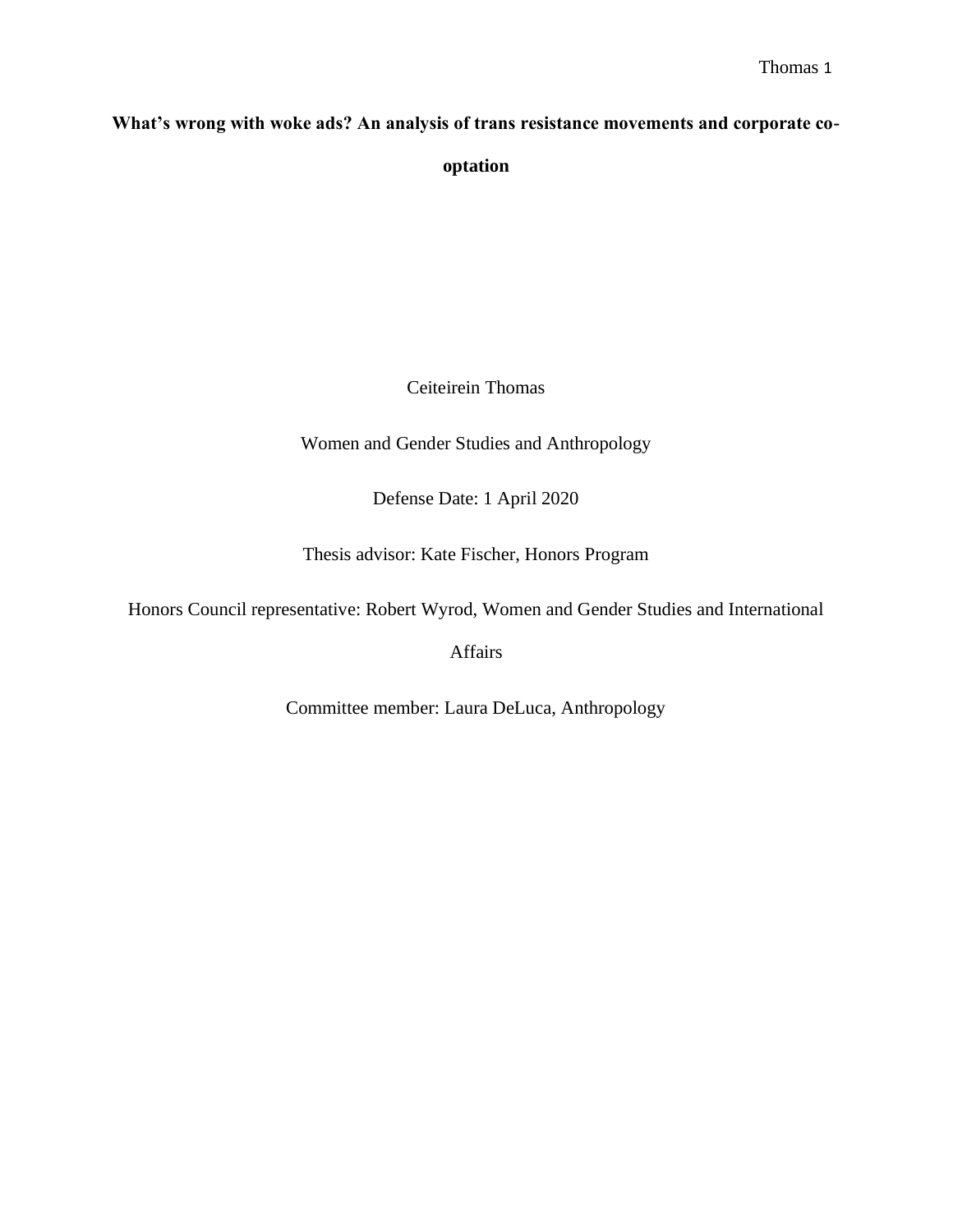# What's wrong with woke ads? An analysis of trans resistance movements and corporate co-optation

Ceiteirein Thomas

Women and Gender Studies and Anthropology

Defense Date: 1 April 2020

Thesis advisor: Kate Fischer, Honors Program

Honors Council representative: Robert Wyrod, Women and Gender Studies and International Affairs

Committee member: Laura DeLuca, Anthropology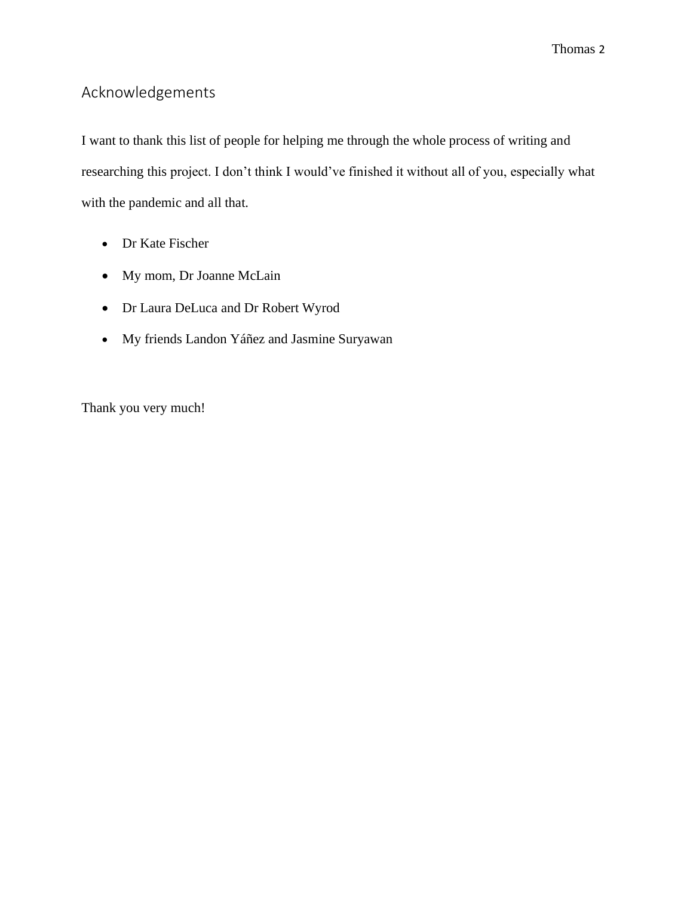## Acknowledgements

I want to thank this list of people for helping me through the whole process of writing and researching this project. I don't think I would've finished it without all of you, especially what with the pandemic and all that.

- Dr Kate Fischer
- My mom, Dr Joanne McLain
- Dr Laura DeLuca and Dr Robert Wyrod
- My friends Landon Yáñez and Jasmine Suryawan

Thank you very much!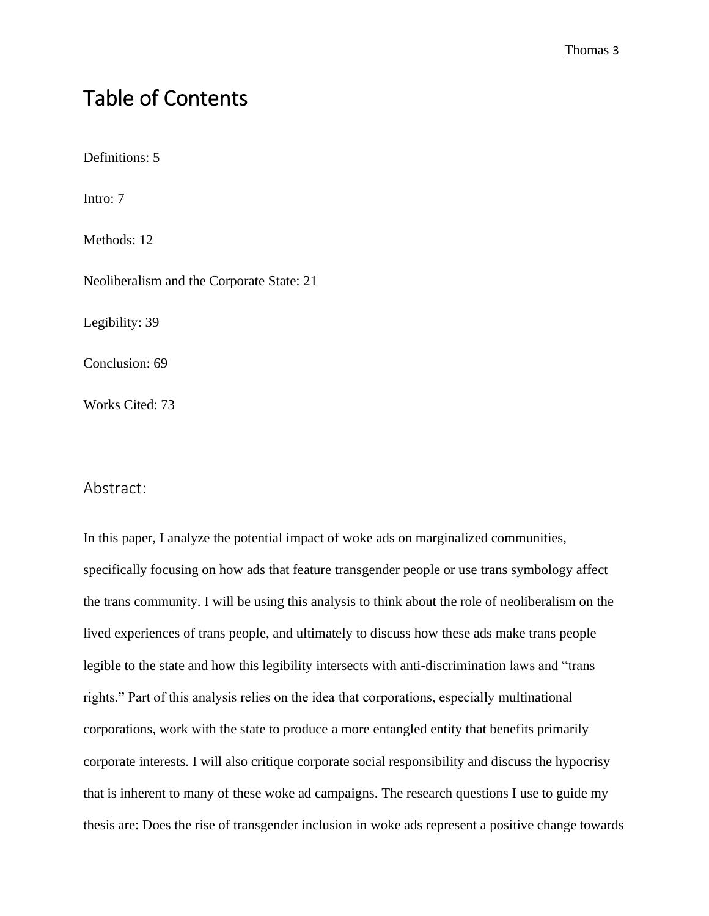# Table of Contents

Definitions: 5

Intro: 7

Methods: 12

Neoliberalism and the Corporate State: 21

Legibility: 39

Conclusion: 69

Works Cited: 73

## Abstract:

In this paper, I analyze the potential impact of woke ads on marginalized communities, specifically focusing on how ads that feature transgender people or use trans symbology affect the trans community. I will be using this analysis to think about the role of neoliberalism on the lived experiences of trans people, and ultimately to discuss how these ads make trans people legible to the state and how this legibility intersects with anti-discrimination laws and "trans rights." Part of this analysis relies on the idea that corporations, especially multinational corporations, work with the state to produce a more entangled entity that benefits primarily corporate interests. I will also critique corporate social responsibility and discuss the hypocrisy that is inherent to many of these woke ad campaigns. The research questions I use to guide my thesis are: Does the rise of transgender inclusion in woke ads represent a positive change towards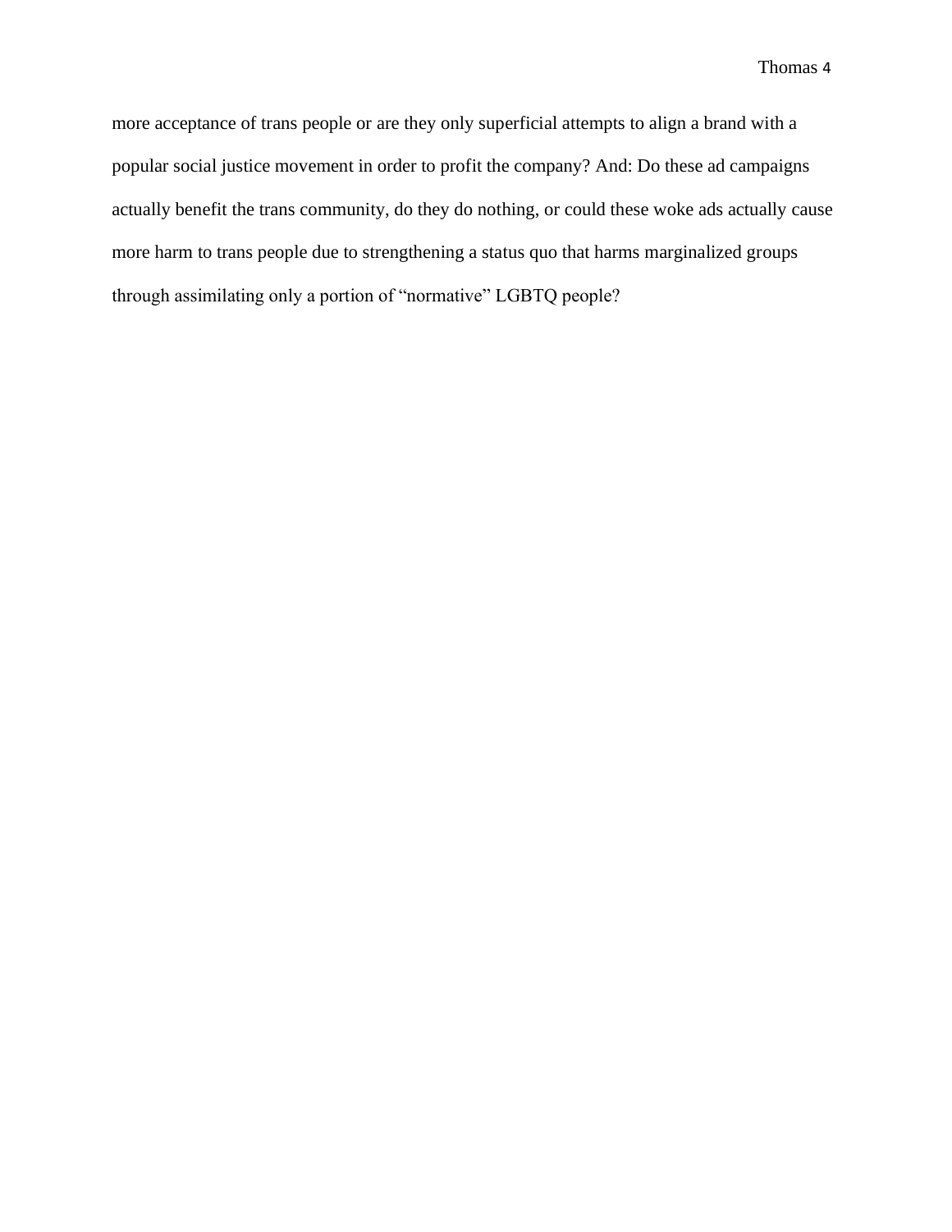more acceptance of trans people or are they only superficial attempts to align a brand with a popular social justice movement in order to profit the company? And: Do these ad campaigns actually benefit the trans community, do they do nothing, or could these woke ads actually cause more harm to trans people due to strengthening a status quo that harms marginalized groups through assimilating only a portion of "normative" LGBTQ people?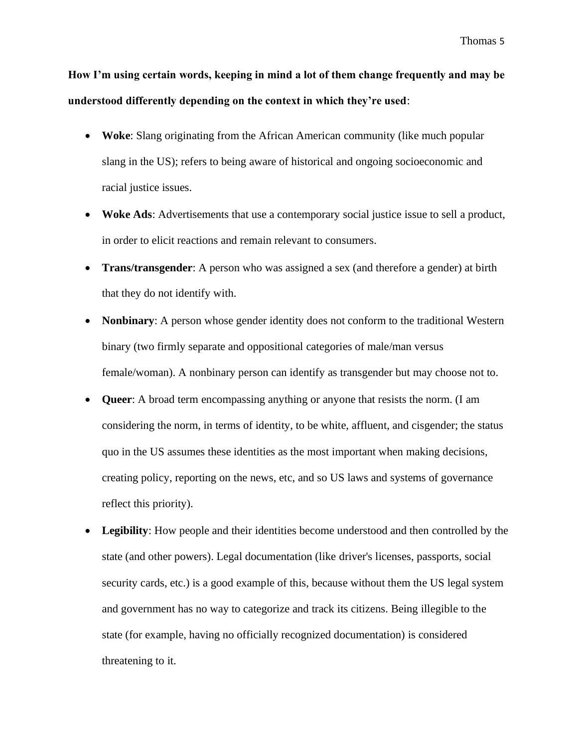**How I'm using certain words, keeping in mind a lot of them change frequently and may be understood differently depending on the context in which they're used**:

- **Woke**: Slang originating from the African American community (like much popular slang in the US); refers to being aware of historical and ongoing socioeconomic and racial justice issues.
- **Woke Ads**: Advertisements that use a contemporary social justice issue to sell a product, in order to elicit reactions and remain relevant to consumers.
- **Trans/transgender**: A person who was assigned a sex (and therefore a gender) at birth that they do not identify with.
- **Nonbinary**: A person whose gender identity does not conform to the traditional Western binary (two firmly separate and oppositional categories of male/man versus female/woman). A nonbinary person can identify as transgender but may choose not to.
- **Queer**: A broad term encompassing anything or anyone that resists the norm. (I am considering the norm, in terms of identity, to be white, affluent, and cisgender; the status quo in the US assumes these identities as the most important when making decisions, creating policy, reporting on the news, etc, and so US laws and systems of governance reflect this priority).
- **Legibility**: How people and their identities become understood and then controlled by the state (and other powers). Legal documentation (like driver's licenses, passports, social security cards, etc.) is a good example of this, because without them the US legal system and government has no way to categorize and track its citizens. Being illegible to the state (for example, having no officially recognized documentation) is considered threatening to it.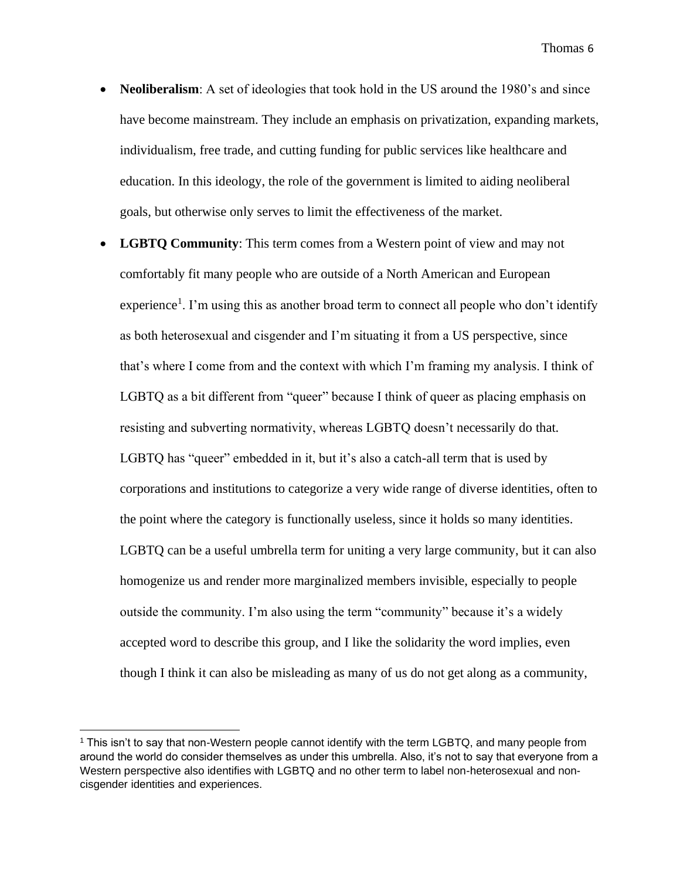- **Neoliberalism**: A set of ideologies that took hold in the US around the 1980's and since have become mainstream. They include an emphasis on privatization, expanding markets, individualism, free trade, and cutting funding for public services like healthcare and education. In this ideology, the role of the government is limited to aiding neoliberal goals, but otherwise only serves to limit the effectiveness of the market.
- **LGBTQ Community**: This term comes from a Western point of view and may not comfortably fit many people who are outside of a North American and European experience[1]. I'm using this as another broad term to connect all people who don't identify as both heterosexual and cisgender and I'm situating it from a US perspective, since that's where I come from and the context with which I'm framing my analysis. I think of LGBTQ as a bit different from "queer" because I think of queer as placing emphasis on resisting and subverting normativity, whereas LGBTQ doesn't necessarily do that. LGBTQ has "queer" embedded in it, but it's also a catch-all term that is used by corporations and institutions to categorize a very wide range of diverse identities, often to the point where the category is functionally useless, since it holds so many identities. LGBTQ can be a useful umbrella term for uniting a very large community, but it can also homogenize us and render more marginalized members invisible, especially to people outside the community. I'm also using the term "community" because it's a widely accepted word to describe this group, and I like the solidarity the word implies, even though I think it can also be misleading as many of us do not get along as a community,

[1] This isn't to say that non-Western people cannot identify with the term LGBTQ, and many people from around the world do consider themselves as under this umbrella. Also, it's not to say that everyone from a Western perspective also identifies with LGBTQ and no other term to label non-heterosexual and non-cisgender identities and experiences.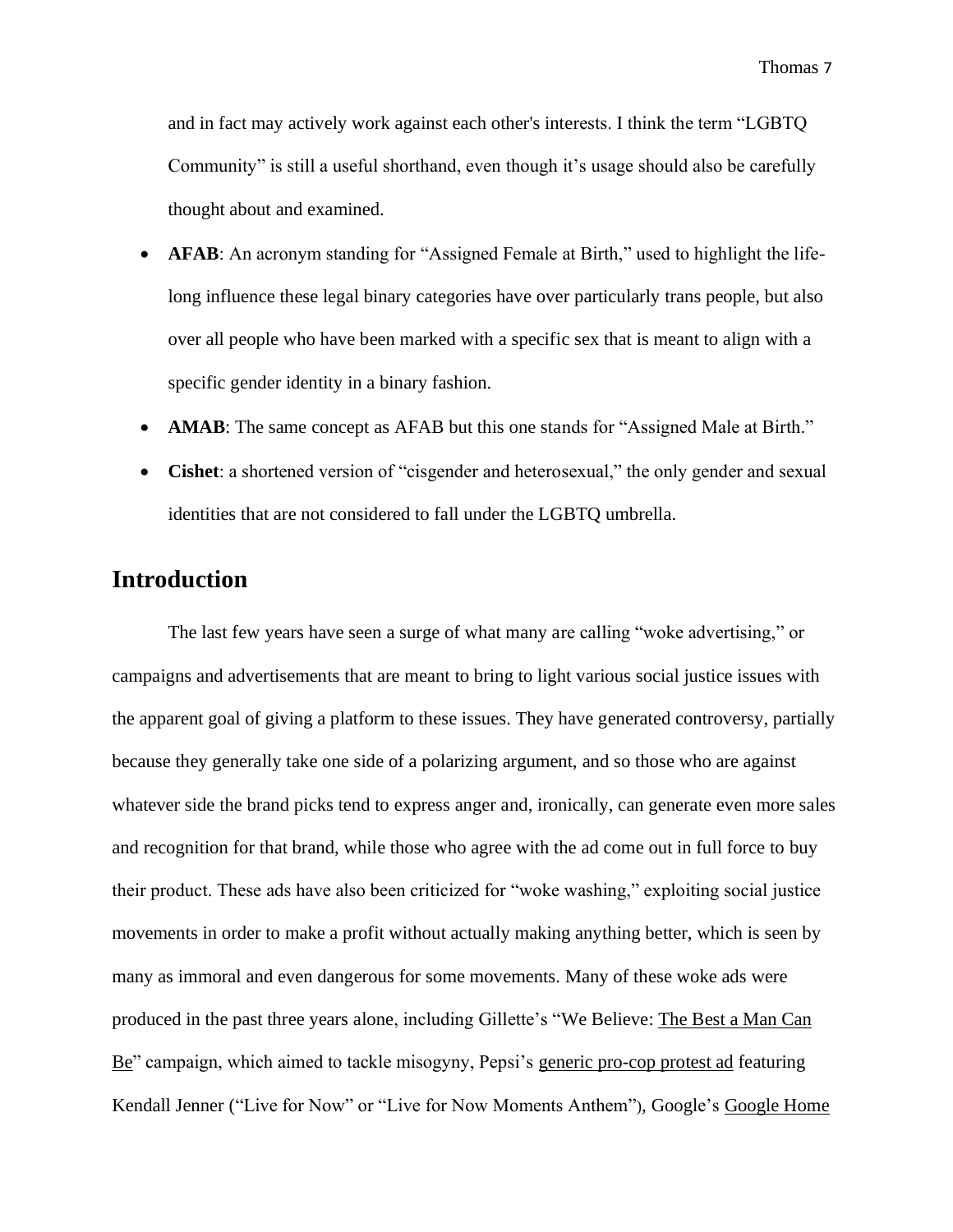and in fact may actively work against each other's interests. I think the term "LGBTQ Community" is still a useful shorthand, even though it's usage should also be carefully thought about and examined.

- **AFAB**: An acronym standing for "Assigned Female at Birth," used to highlight the life-long influence these legal binary categories have over particularly trans people, but also over all people who have been marked with a specific sex that is meant to align with a specific gender identity in a binary fashion.
- **AMAB**: The same concept as AFAB but this one stands for "Assigned Male at Birth."
- **Cishet**: a shortened version of "cisgender and heterosexual," the only gender and sexual identities that are not considered to fall under the LGBTQ umbrella.

## Introduction

The last few years have seen a surge of what many are calling "woke advertising," or campaigns and advertisements that are meant to bring to light various social justice issues with the apparent goal of giving a platform to these issues. They have generated controversy, partially because they generally take one side of a polarizing argument, and so those who are against whatever side the brand picks tend to express anger and, ironically, can generate even more sales and recognition for that brand, while those who agree with the ad come out in full force to buy their product. These ads have also been criticized for "woke washing," exploiting social justice movements in order to make a profit without actually making anything better, which is seen by many as immoral and even dangerous for some movements. Many of these woke ads were produced in the past three years alone, including Gillette's "We Believe: The Best a Man Can Be" campaign, which aimed to tackle misogyny, Pepsi's generic pro-cop protest ad featuring Kendall Jenner ("Live for Now" or "Live for Now Moments Anthem"), Google's Google Home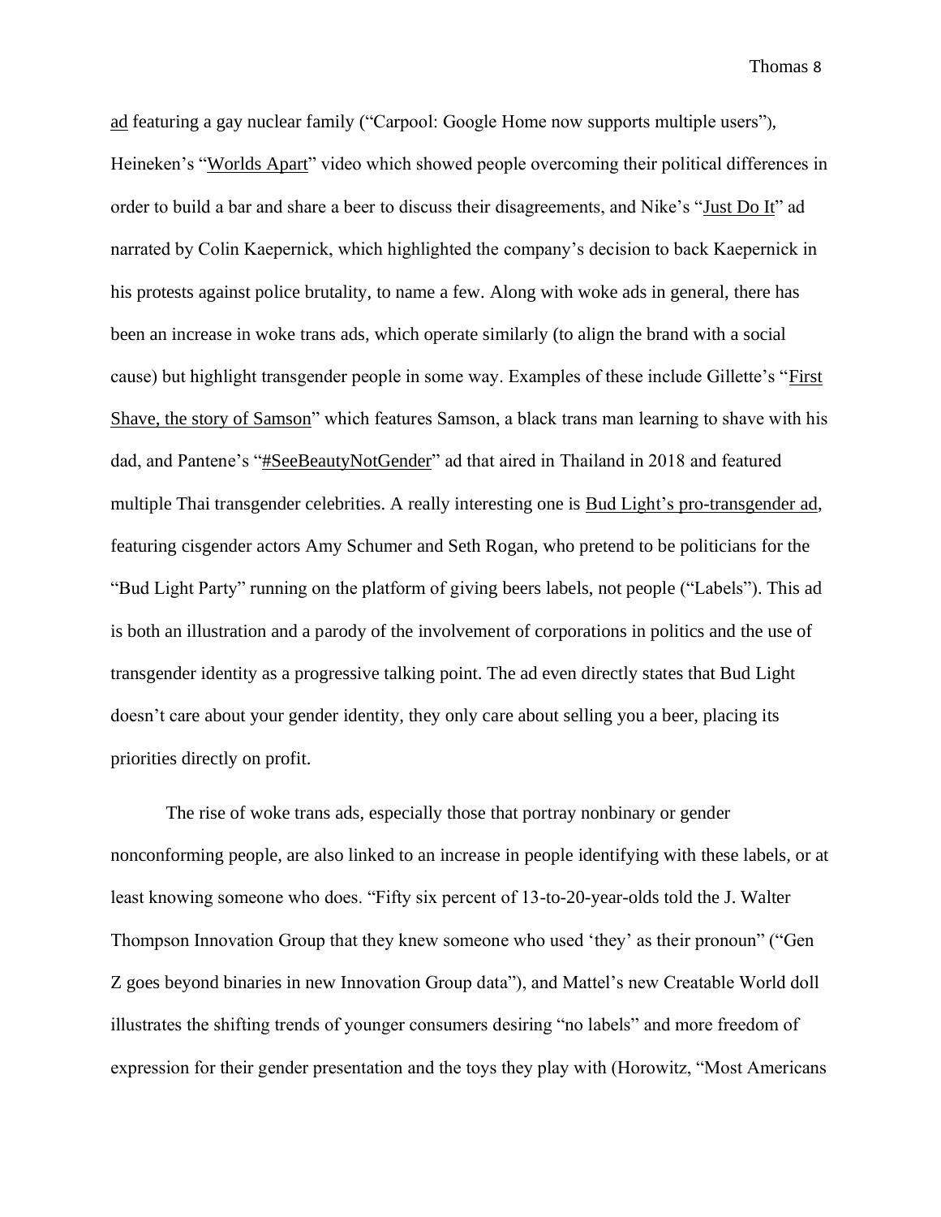ad featuring a gay nuclear family ("Carpool: Google Home now supports multiple users"), Heineken's "Worlds Apart" video which showed people overcoming their political differences in order to build a bar and share a beer to discuss their disagreements, and Nike's "Just Do It" ad narrated by Colin Kaepernick, which highlighted the company's decision to back Kaepernick in his protests against police brutality, to name a few. Along with woke ads in general, there has been an increase in woke trans ads, which operate similarly (to align the brand with a social cause) but highlight transgender people in some way. Examples of these include Gillette's "First Shave, the story of Samson" which features Samson, a black trans man learning to shave with his dad, and Pantene's "#SeeBeautyNotGender" ad that aired in Thailand in 2018 and featured multiple Thai transgender celebrities. A really interesting one is Bud Light's pro-transgender ad, featuring cisgender actors Amy Schumer and Seth Rogan, who pretend to be politicians for the "Bud Light Party" running on the platform of giving beers labels, not people ("Labels"). This ad is both an illustration and a parody of the involvement of corporations in politics and the use of transgender identity as a progressive talking point. The ad even directly states that Bud Light doesn't care about your gender identity, they only care about selling you a beer, placing its priorities directly on profit.

The rise of woke trans ads, especially those that portray nonbinary or gender nonconforming people, are also linked to an increase in people identifying with these labels, or at least knowing someone who does. "Fifty six percent of 13-to-20-year-olds told the J. Walter Thompson Innovation Group that they knew someone who used 'they' as their pronoun" ("Gen Z goes beyond binaries in new Innovation Group data"), and Mattel's new Creatable World doll illustrates the shifting trends of younger consumers desiring "no labels" and more freedom of expression for their gender presentation and the toys they play with (Horowitz, "Most Americans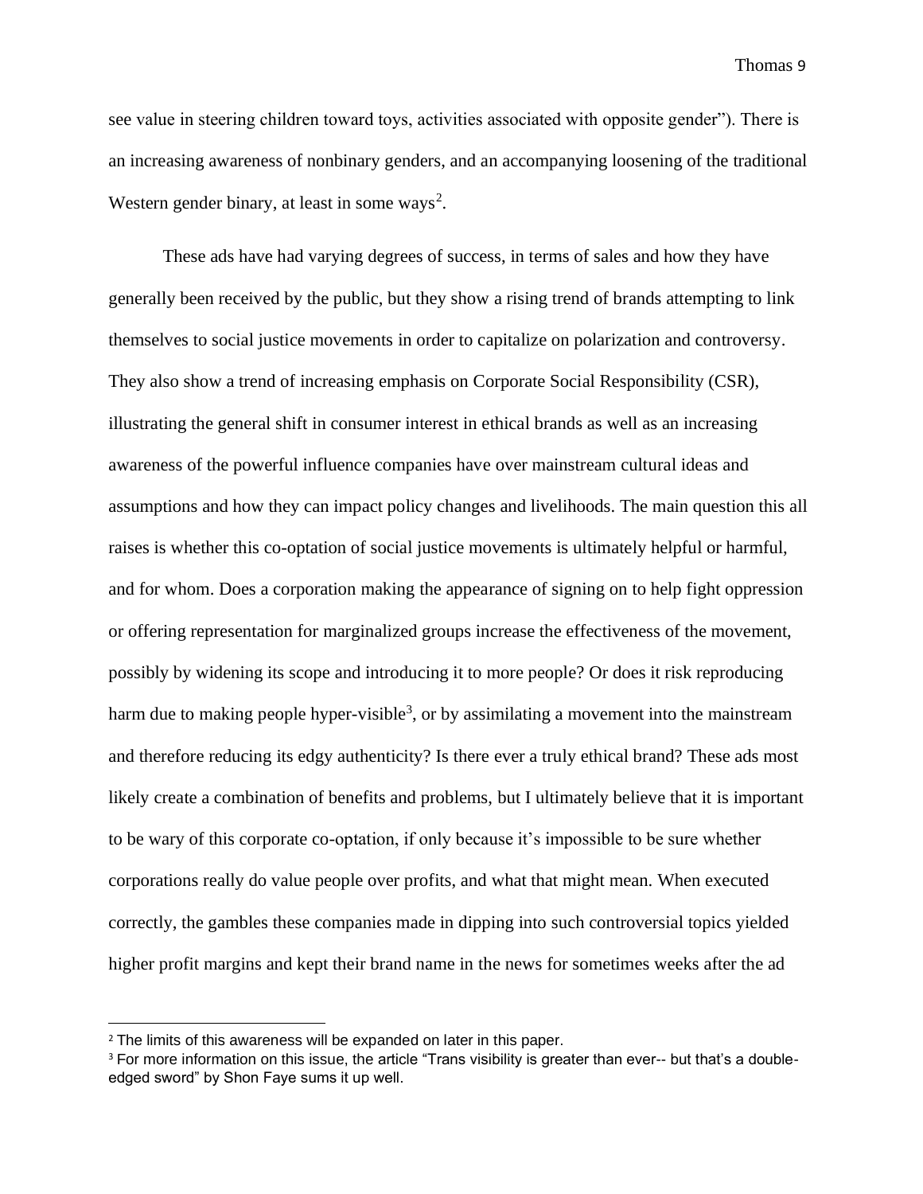see value in steering children toward toys, activities associated with opposite gender"). There is an increasing awareness of nonbinary genders, and an accompanying loosening of the traditional Western gender binary, at least in some ways[2].

These ads have had varying degrees of success, in terms of sales and how they have generally been received by the public, but they show a rising trend of brands attempting to link themselves to social justice movements in order to capitalize on polarization and controversy. They also show a trend of increasing emphasis on Corporate Social Responsibility (CSR), illustrating the general shift in consumer interest in ethical brands as well as an increasing awareness of the powerful influence companies have over mainstream cultural ideas and assumptions and how they can impact policy changes and livelihoods. The main question this all raises is whether this co-optation of social justice movements is ultimately helpful or harmful, and for whom. Does a corporation making the appearance of signing on to help fight oppression or offering representation for marginalized groups increase the effectiveness of the movement, possibly by widening its scope and introducing it to more people? Or does it risk reproducing harm due to making people hyper-visible[3], or by assimilating a movement into the mainstream and therefore reducing its edgy authenticity? Is there ever a truly ethical brand? These ads most likely create a combination of benefits and problems, but I ultimately believe that it is important to be wary of this corporate co-optation, if only because it's impossible to be sure whether corporations really do value people over profits, and what that might mean. When executed correctly, the gambles these companies made in dipping into such controversial topics yielded higher profit margins and kept their brand name in the news for sometimes weeks after the ad

---

[2] The limits of this awareness will be expanded on later in this paper.

[3] For more information on this issue, the article "Trans visibility is greater than ever-- but that's a double-edged sword" by Shon Faye sums it up well.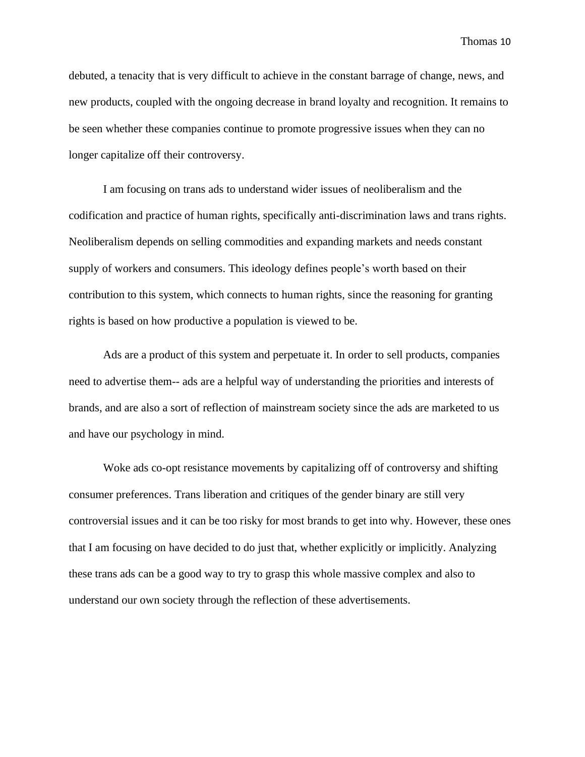debuted, a tenacity that is very difficult to achieve in the constant barrage of change, news, and new products, coupled with the ongoing decrease in brand loyalty and recognition. It remains to be seen whether these companies continue to promote progressive issues when they can no longer capitalize off their controversy.

I am focusing on trans ads to understand wider issues of neoliberalism and the codification and practice of human rights, specifically anti-discrimination laws and trans rights. Neoliberalism depends on selling commodities and expanding markets and needs constant supply of workers and consumers. This ideology defines people's worth based on their contribution to this system, which connects to human rights, since the reasoning for granting rights is based on how productive a population is viewed to be.

Ads are a product of this system and perpetuate it. In order to sell products, companies need to advertise them-- ads are a helpful way of understanding the priorities and interests of brands, and are also a sort of reflection of mainstream society since the ads are marketed to us and have our psychology in mind.

Woke ads co-opt resistance movements by capitalizing off of controversy and shifting consumer preferences. Trans liberation and critiques of the gender binary are still very controversial issues and it can be too risky for most brands to get into why. However, these ones that I am focusing on have decided to do just that, whether explicitly or implicitly. Analyzing these trans ads can be a good way to try to grasp this whole massive complex and also to understand our own society through the reflection of these advertisements.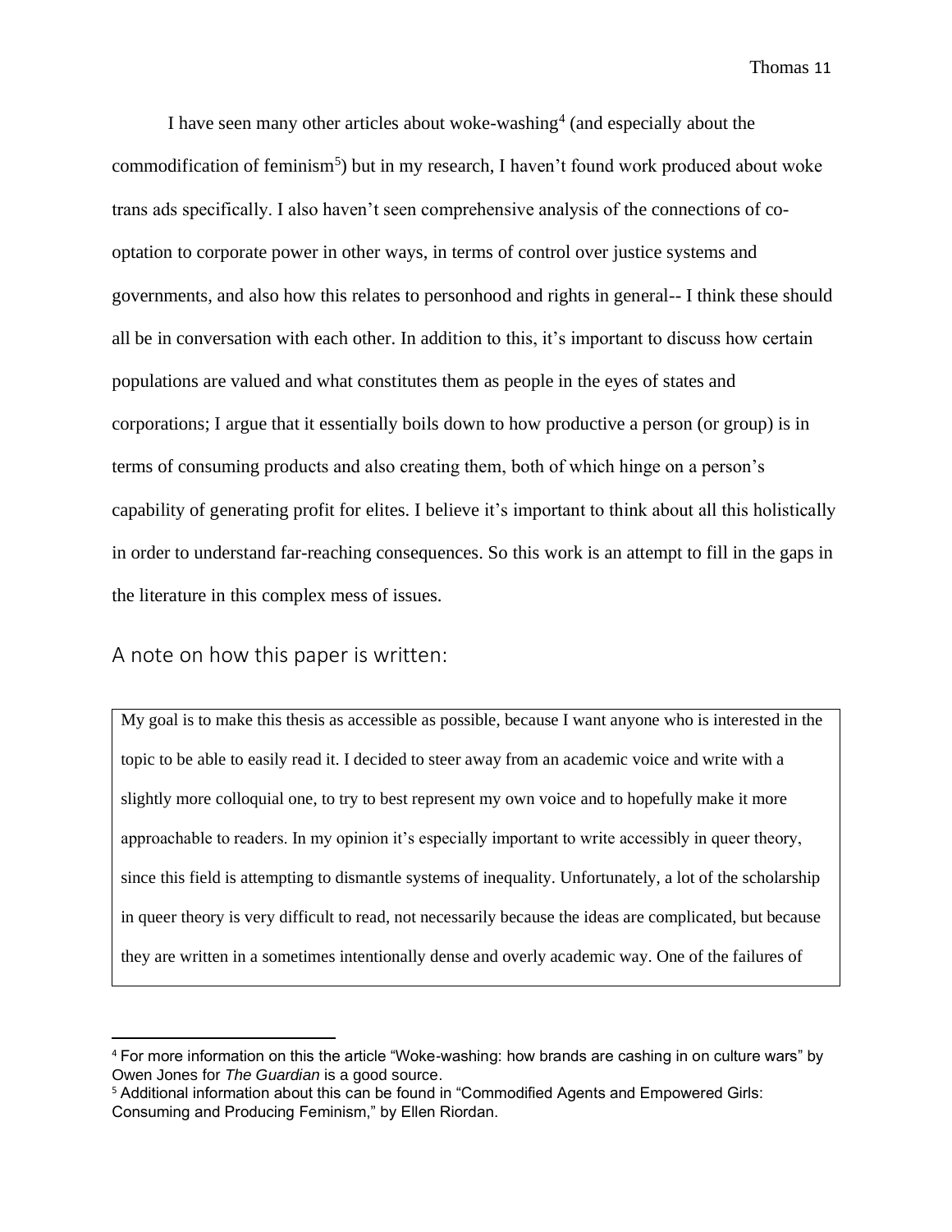I have seen many other articles about woke-washing[4] (and especially about the commodification of feminism[5]) but in my research, I haven't found work produced about woke trans ads specifically. I also haven't seen comprehensive analysis of the connections of co-optation to corporate power in other ways, in terms of control over justice systems and governments, and also how this relates to personhood and rights in general-- I think these should all be in conversation with each other. In addition to this, it's important to discuss how certain populations are valued and what constitutes them as people in the eyes of states and corporations; I argue that it essentially boils down to how productive a person (or group) is in terms of consuming products and also creating them, both of which hinge on a person's capability of generating profit for elites. I believe it's important to think about all this holistically in order to understand far-reaching consequences. So this work is an attempt to fill in the gaps in the literature in this complex mess of issues.

## A note on how this paper is written:

My goal is to make this thesis as accessible as possible, because I want anyone who is interested in the topic to be able to easily read it. I decided to steer away from an academic voice and write with a slightly more colloquial one, to try to best represent my own voice and to hopefully make it more approachable to readers. In my opinion it's especially important to write accessibly in queer theory, since this field is attempting to dismantle systems of inequality. Unfortunately, a lot of the scholarship in queer theory is very difficult to read, not necessarily because the ideas are complicated, but because they are written in a sometimes intentionally dense and overly academic way. One of the failures of

---

[4] For more information on this the article "Woke-washing: how brands are cashing in on culture wars" by Owen Jones for *The Guardian* is a good source.

[5] Additional information about this can be found in "Commodified Agents and Empowered Girls: Consuming and Producing Feminism," by Ellen Riordan.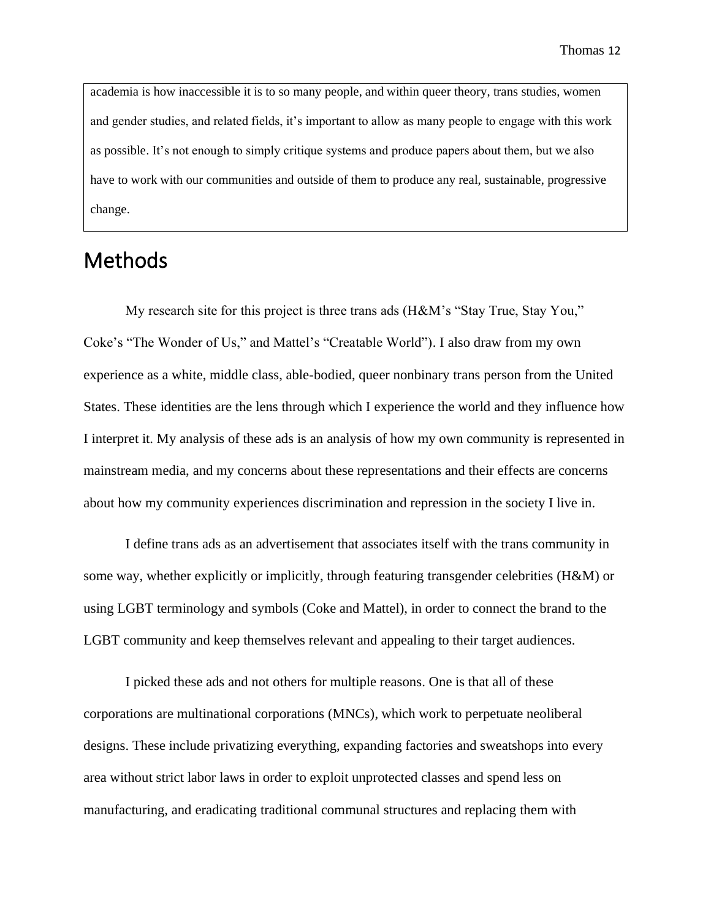academia is how inaccessible it is to so many people, and within queer theory, trans studies, women and gender studies, and related fields, it's important to allow as many people to engage with this work as possible. It's not enough to simply critique systems and produce papers about them, but we also have to work with our communities and outside of them to produce any real, sustainable, progressive change.

# Methods

My research site for this project is three trans ads (H&M's "Stay True, Stay You," Coke's "The Wonder of Us," and Mattel's "Creatable World"). I also draw from my own experience as a white, middle class, able-bodied, queer nonbinary trans person from the United States. These identities are the lens through which I experience the world and they influence how I interpret it. My analysis of these ads is an analysis of how my own community is represented in mainstream media, and my concerns about these representations and their effects are concerns about how my community experiences discrimination and repression in the society I live in.

I define trans ads as an advertisement that associates itself with the trans community in some way, whether explicitly or implicitly, through featuring transgender celebrities (H&M) or using LGBT terminology and symbols (Coke and Mattel), in order to connect the brand to the LGBT community and keep themselves relevant and appealing to their target audiences.

I picked these ads and not others for multiple reasons. One is that all of these corporations are multinational corporations (MNCs), which work to perpetuate neoliberal designs. These include privatizing everything, expanding factories and sweatshops into every area without strict labor laws in order to exploit unprotected classes and spend less on manufacturing, and eradicating traditional communal structures and replacing them with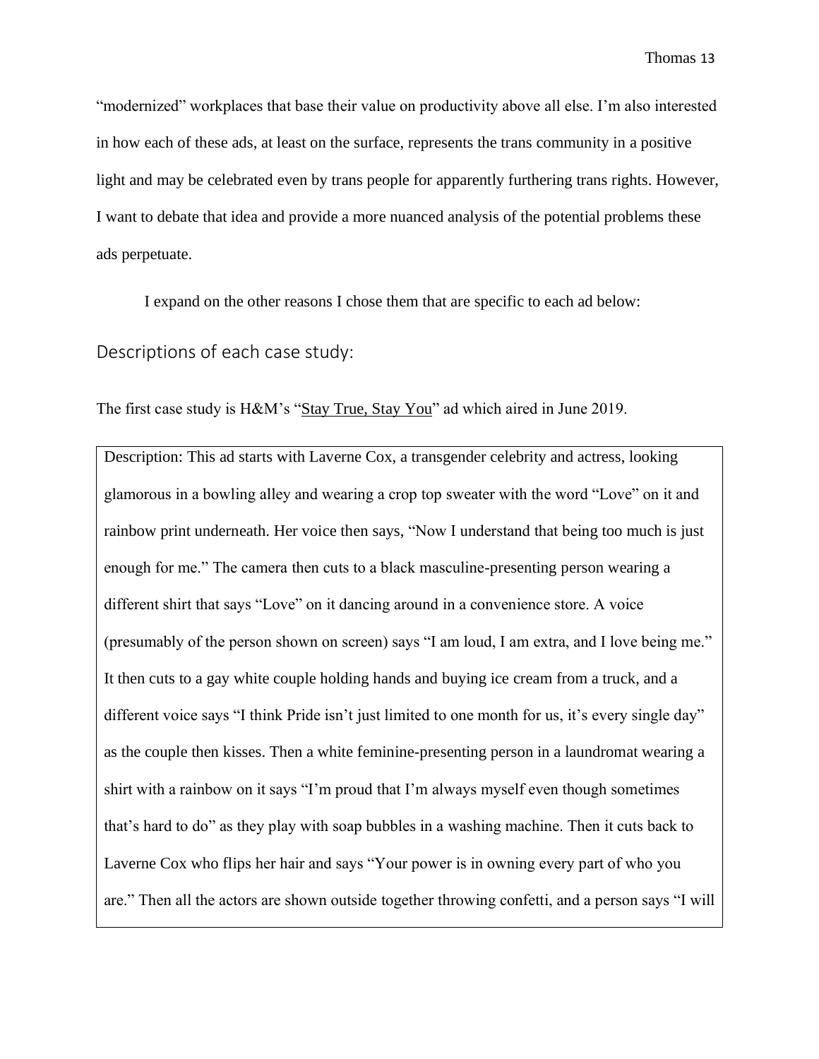"modernized" workplaces that base their value on productivity above all else. I'm also interested in how each of these ads, at least on the surface, represents the trans community in a positive light and may be celebrated even by trans people for apparently furthering trans rights. However, I want to debate that idea and provide a more nuanced analysis of the potential problems these ads perpetuate.

I expand on the other reasons I chose them that are specific to each ad below:

## Descriptions of each case study:

The first case study is H&M's "Stay True, Stay You" ad which aired in June 2019.

Description: This ad starts with Laverne Cox, a transgender celebrity and actress, looking glamorous in a bowling alley and wearing a crop top sweater with the word "Love" on it and rainbow print underneath. Her voice then says, "Now I understand that being too much is just enough for me." The camera then cuts to a black masculine-presenting person wearing a different shirt that says "Love" on it dancing around in a convenience store. A voice (presumably of the person shown on screen) says "I am loud, I am extra, and I love being me." It then cuts to a gay white couple holding hands and buying ice cream from a truck, and a different voice says "I think Pride isn't just limited to one month for us, it's every single day" as the couple then kisses. Then a white feminine-presenting person in a laundromat wearing a shirt with a rainbow on it says "I'm proud that I'm always myself even though sometimes that's hard to do" as they play with soap bubbles in a washing machine. Then it cuts back to Laverne Cox who flips her hair and says "Your power is in owning every part of who you are." Then all the actors are shown outside together throwing confetti, and a person says "I will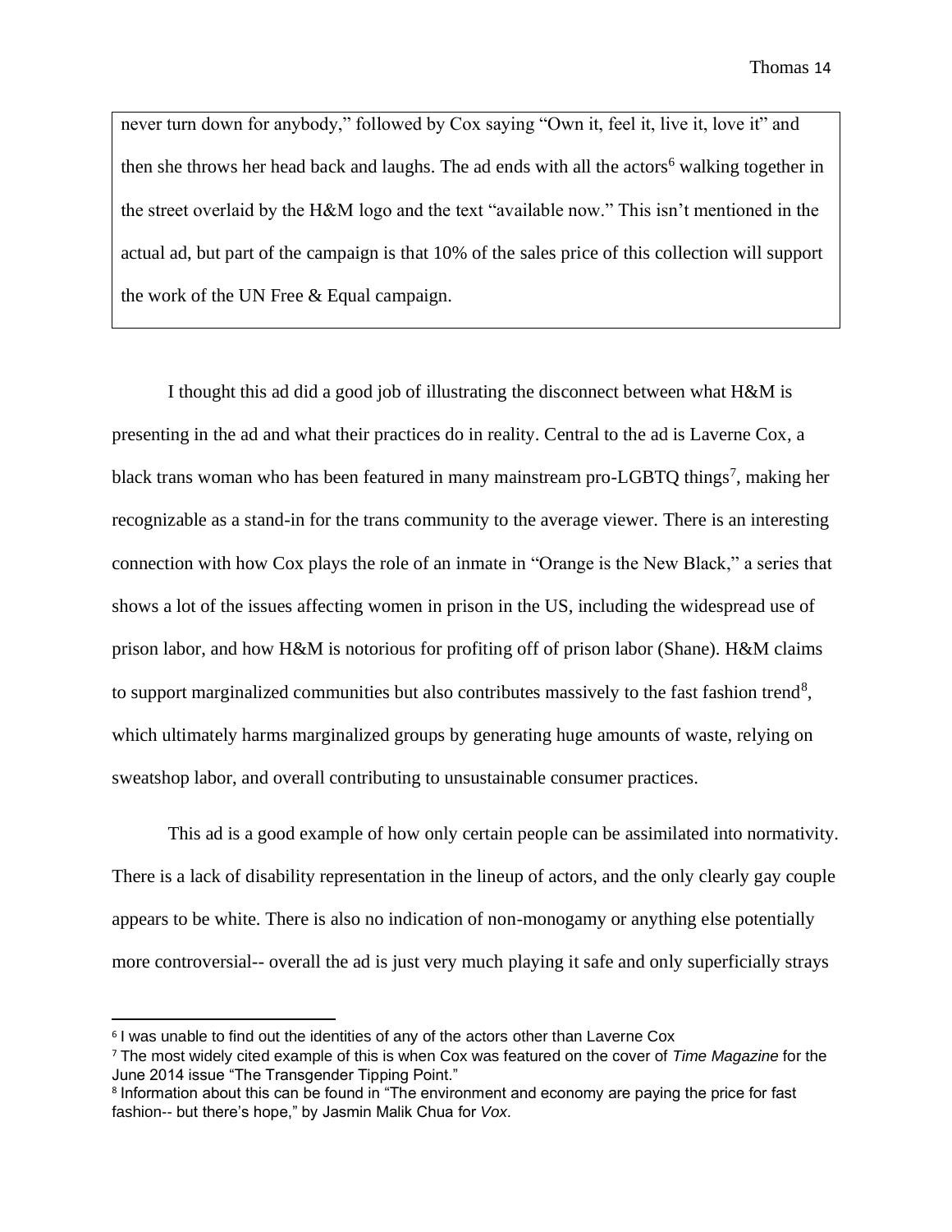never turn down for anybody," followed by Cox saying "Own it, feel it, live it, love it" and then she throws her head back and laughs. The ad ends with all the actors[6] walking together in the street overlaid by the H&M logo and the text "available now." This isn't mentioned in the actual ad, but part of the campaign is that 10% of the sales price of this collection will support the work of the UN Free & Equal campaign.

I thought this ad did a good job of illustrating the disconnect between what H&M is presenting in the ad and what their practices do in reality. Central to the ad is Laverne Cox, a black trans woman who has been featured in many mainstream pro-LGBTQ things[7], making her recognizable as a stand-in for the trans community to the average viewer. There is an interesting connection with how Cox plays the role of an inmate in "Orange is the New Black," a series that shows a lot of the issues affecting women in prison in the US, including the widespread use of prison labor, and how H&M is notorious for profiting off of prison labor (Shane). H&M claims to support marginalized communities but also contributes massively to the fast fashion trend[8], which ultimately harms marginalized groups by generating huge amounts of waste, relying on sweatshop labor, and overall contributing to unsustainable consumer practices.

This ad is a good example of how only certain people can be assimilated into normativity. There is a lack of disability representation in the lineup of actors, and the only clearly gay couple appears to be white. There is also no indication of non-monogamy or anything else potentially more controversial-- overall the ad is just very much playing it safe and only superficially strays

---

[6] I was unable to find out the identities of any of the actors other than Laverne Cox

[7] The most widely cited example of this is when Cox was featured on the cover of *Time Magazine* for the June 2014 issue "The Transgender Tipping Point."

[8] Information about this can be found in "The environment and economy are paying the price for fast fashion-- but there's hope," by Jasmin Malik Chua for *Vox.*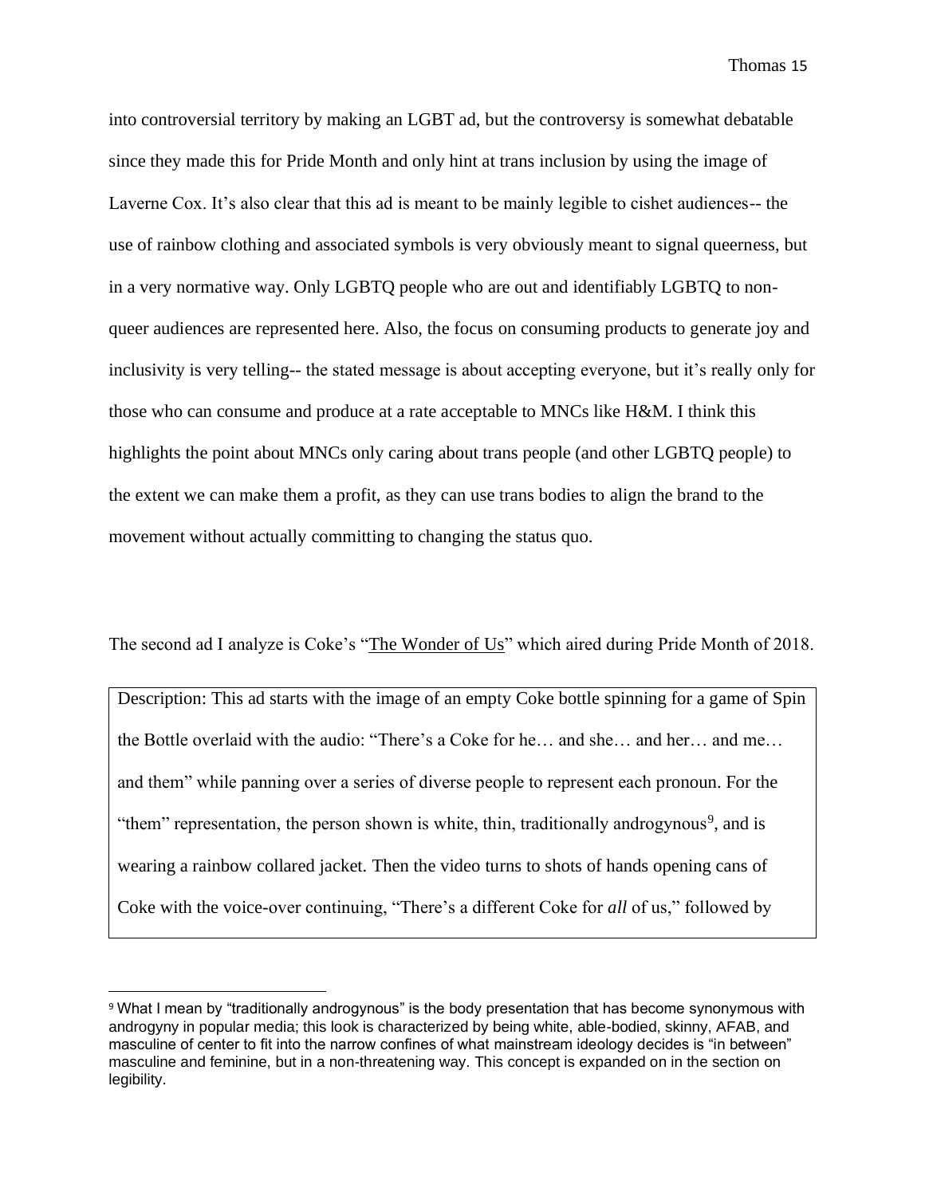into controversial territory by making an LGBT ad, but the controversy is somewhat debatable since they made this for Pride Month and only hint at trans inclusion by using the image of Laverne Cox. It's also clear that this ad is meant to be mainly legible to cishet audiences-- the use of rainbow clothing and associated symbols is very obviously meant to signal queerness, but in a very normative way. Only LGBTQ people who are out and identifiably LGBTQ to non-queer audiences are represented here. Also, the focus on consuming products to generate joy and inclusivity is very telling-- the stated message is about accepting everyone, but it's really only for those who can consume and produce at a rate acceptable to MNCs like H&M. I think this highlights the point about MNCs only caring about trans people (and other LGBTQ people) to the extent we can make them a profit, as they can use trans bodies to align the brand to the movement without actually committing to changing the status quo.

The second ad I analyze is Coke's "The Wonder of Us" which aired during Pride Month of 2018.

Description: This ad starts with the image of an empty Coke bottle spinning for a game of Spin the Bottle overlaid with the audio: "There's a Coke for he… and she… and her… and me… and them" while panning over a series of diverse people to represent each pronoun. For the "them" representation, the person shown is white, thin, traditionally androgynous[9], and is wearing a rainbow collared jacket. Then the video turns to shots of hands opening cans of Coke with the voice-over continuing, "There's a different Coke for *all* of us," followed by

[9] What I mean by "traditionally androgynous" is the body presentation that has become synonymous with androgyny in popular media; this look is characterized by being white, able-bodied, skinny, AFAB, and masculine of center to fit into the narrow confines of what mainstream ideology decides is "in between" masculine and feminine, but in a non-threatening way. This concept is expanded on in the section on legibility.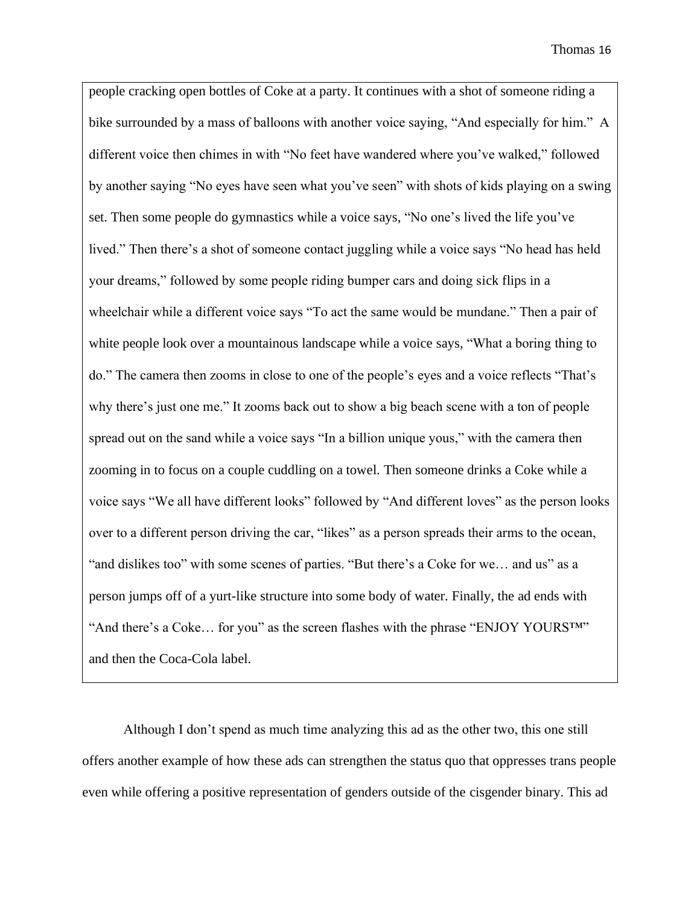people cracking open bottles of Coke at a party. It continues with a shot of someone riding a bike surrounded by a mass of balloons with another voice saying, "And especially for him." A different voice then chimes in with "No feet have wandered where you've walked," followed by another saying "No eyes have seen what you've seen" with shots of kids playing on a swing set. Then some people do gymnastics while a voice says, "No one's lived the life you've lived." Then there's a shot of someone contact juggling while a voice says "No head has held your dreams," followed by some people riding bumper cars and doing sick flips in a wheelchair while a different voice says "To act the same would be mundane." Then a pair of white people look over a mountainous landscape while a voice says, "What a boring thing to do." The camera then zooms in close to one of the people's eyes and a voice reflects "That's why there's just one me." It zooms back out to show a big beach scene with a ton of people spread out on the sand while a voice says "In a billion unique yous," with the camera then zooming in to focus on a couple cuddling on a towel. Then someone drinks a Coke while a voice says "We all have different looks" followed by "And different loves" as the person looks over to a different person driving the car, "likes" as a person spreads their arms to the ocean, "and dislikes too" with some scenes of parties. "But there's a Coke for we… and us" as a person jumps off of a yurt-like structure into some body of water. Finally, the ad ends with "And there's a Coke… for you" as the screen flashes with the phrase "ENJOY YOURS™" and then the Coca-Cola label.

Although I don't spend as much time analyzing this ad as the other two, this one still offers another example of how these ads can strengthen the status quo that oppresses trans people even while offering a positive representation of genders outside of the cisgender binary. This ad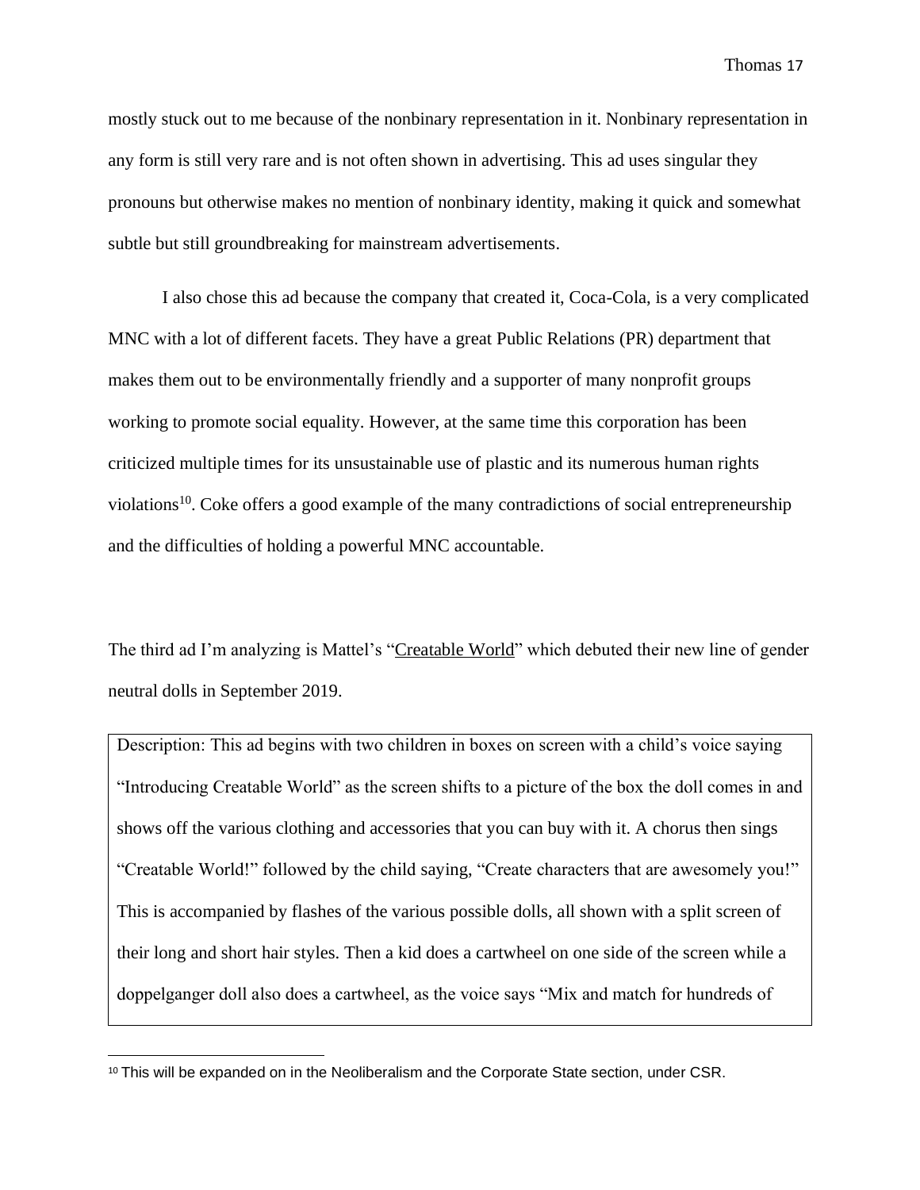mostly stuck out to me because of the nonbinary representation in it. Nonbinary representation in any form is still very rare and is not often shown in advertising. This ad uses singular they pronouns but otherwise makes no mention of nonbinary identity, making it quick and somewhat subtle but still groundbreaking for mainstream advertisements.

I also chose this ad because the company that created it, Coca-Cola, is a very complicated MNC with a lot of different facets. They have a great Public Relations (PR) department that makes them out to be environmentally friendly and a supporter of many nonprofit groups working to promote social equality. However, at the same time this corporation has been criticized multiple times for its unsustainable use of plastic and its numerous human rights violations[10]. Coke offers a good example of the many contradictions of social entrepreneurship and the difficulties of holding a powerful MNC accountable.

The third ad I'm analyzing is Mattel's "Creatable World" which debuted their new line of gender neutral dolls in September 2019.

> Description: This ad begins with two children in boxes on screen with a child's voice saying "Introducing Creatable World" as the screen shifts to a picture of the box the doll comes in and shows off the various clothing and accessories that you can buy with it. A chorus then sings "Creatable World!" followed by the child saying, "Create characters that are awesomely you!" This is accompanied by flashes of the various possible dolls, all shown with a split screen of their long and short hair styles. Then a kid does a cartwheel on one side of the screen while a doppelganger doll also does a cartwheel, as the voice says "Mix and match for hundreds of

[10] This will be expanded on in the Neoliberalism and the Corporate State section, under CSR.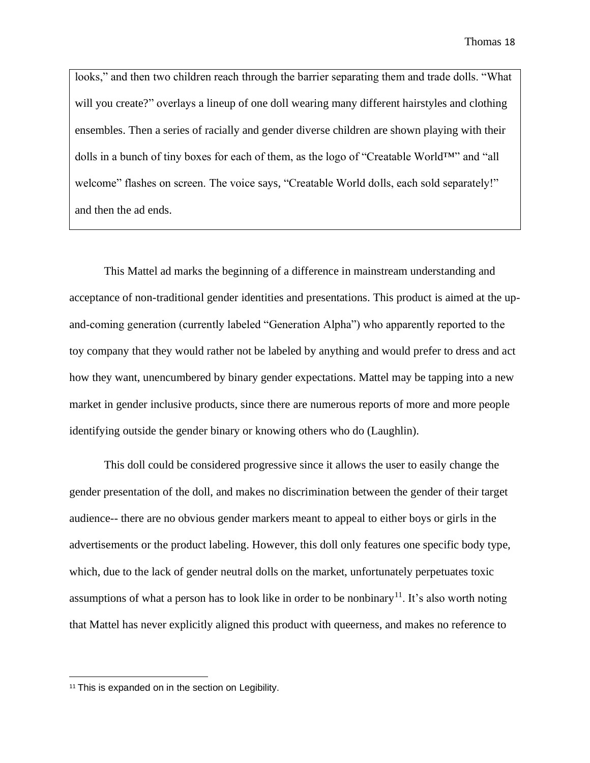looks," and then two children reach through the barrier separating them and trade dolls. "What will you create?" overlays a lineup of one doll wearing many different hairstyles and clothing ensembles. Then a series of racially and gender diverse children are shown playing with their dolls in a bunch of tiny boxes for each of them, as the logo of "Creatable World™" and "all welcome" flashes on screen. The voice says, "Creatable World dolls, each sold separately!" and then the ad ends.

This Mattel ad marks the beginning of a difference in mainstream understanding and acceptance of non-traditional gender identities and presentations. This product is aimed at the up-and-coming generation (currently labeled "Generation Alpha") who apparently reported to the toy company that they would rather not be labeled by anything and would prefer to dress and act how they want, unencumbered by binary gender expectations. Mattel may be tapping into a new market in gender inclusive products, since there are numerous reports of more and more people identifying outside the gender binary or knowing others who do (Laughlin).

This doll could be considered progressive since it allows the user to easily change the gender presentation of the doll, and makes no discrimination between the gender of their target audience-- there are no obvious gender markers meant to appeal to either boys or girls in the advertisements or the product labeling. However, this doll only features one specific body type, which, due to the lack of gender neutral dolls on the market, unfortunately perpetuates toxic assumptions of what a person has to look like in order to be nonbinary[11]. It's also worth noting that Mattel has never explicitly aligned this product with queerness, and makes no reference to

[11] This is expanded on in the section on Legibility.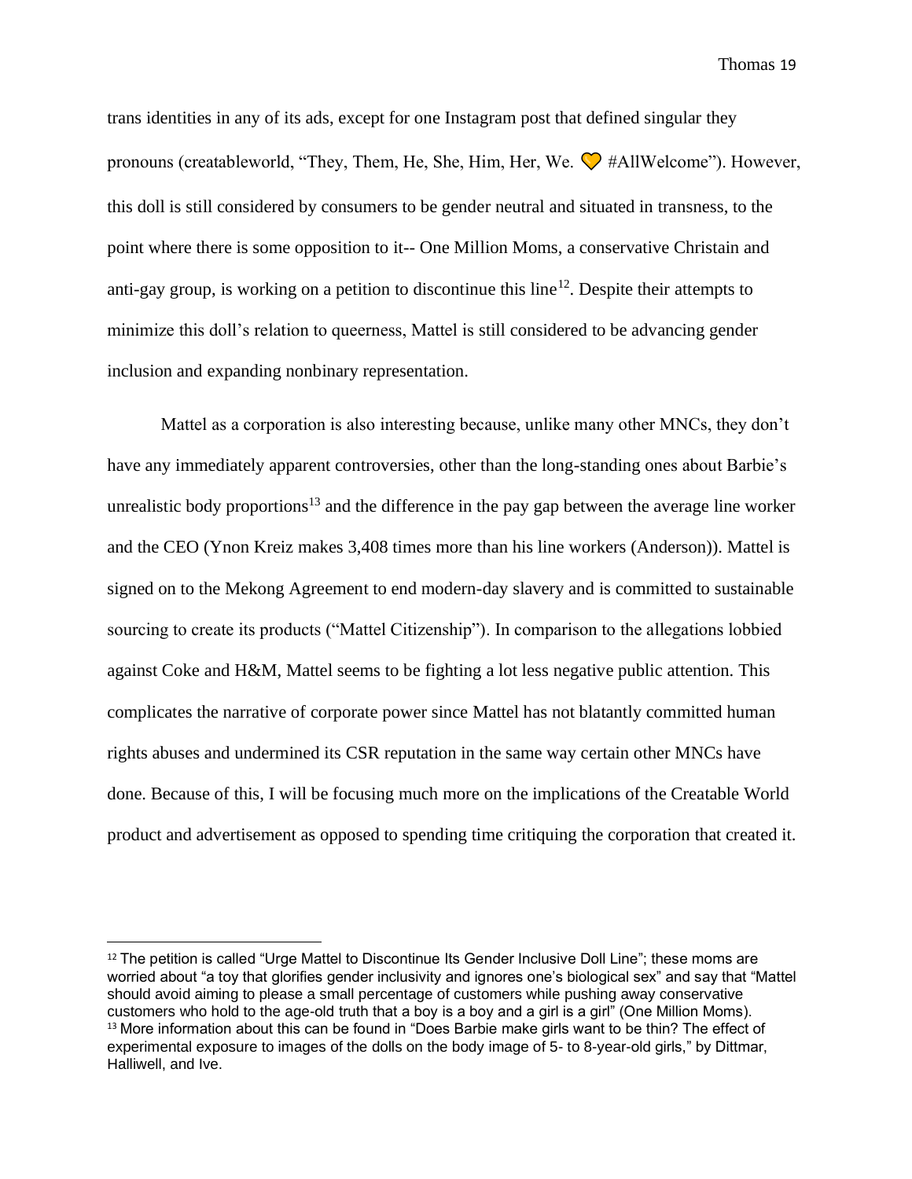trans identities in any of its ads, except for one Instagram post that defined singular they pronouns (creatableworld, "They, Them, He, She, Him, Her, We. 💛 #AllWelcome"). However, this doll is still considered by consumers to be gender neutral and situated in transness, to the point where there is some opposition to it-- One Million Moms, a conservative Christain and anti-gay group, is working on a petition to discontinue this line[12]. Despite their attempts to minimize this doll's relation to queerness, Mattel is still considered to be advancing gender inclusion and expanding nonbinary representation.

Mattel as a corporation is also interesting because, unlike many other MNCs, they don't have any immediately apparent controversies, other than the long-standing ones about Barbie's unrealistic body proportions[13] and the difference in the pay gap between the average line worker and the CEO (Ynon Kreiz makes 3,408 times more than his line workers (Anderson)). Mattel is signed on to the Mekong Agreement to end modern-day slavery and is committed to sustainable sourcing to create its products ("Mattel Citizenship"). In comparison to the allegations lobbied against Coke and H&M, Mattel seems to be fighting a lot less negative public attention. This complicates the narrative of corporate power since Mattel has not blatantly committed human rights abuses and undermined its CSR reputation in the same way certain other MNCs have done. Because of this, I will be focusing much more on the implications of the Creatable World product and advertisement as opposed to spending time critiquing the corporation that created it.

---

[12] The petition is called "Urge Mattel to Discontinue Its Gender Inclusive Doll Line"; these moms are worried about "a toy that glorifies gender inclusivity and ignores one's biological sex" and say that "Mattel should avoid aiming to please a small percentage of customers while pushing away conservative customers who hold to the age-old truth that a boy is a boy and a girl is a girl" (One Million Moms).

[13] More information about this can be found in "Does Barbie make girls want to be thin? The effect of experimental exposure to images of the dolls on the body image of 5- to 8-year-old girls," by Dittmar, Halliwell, and Ive.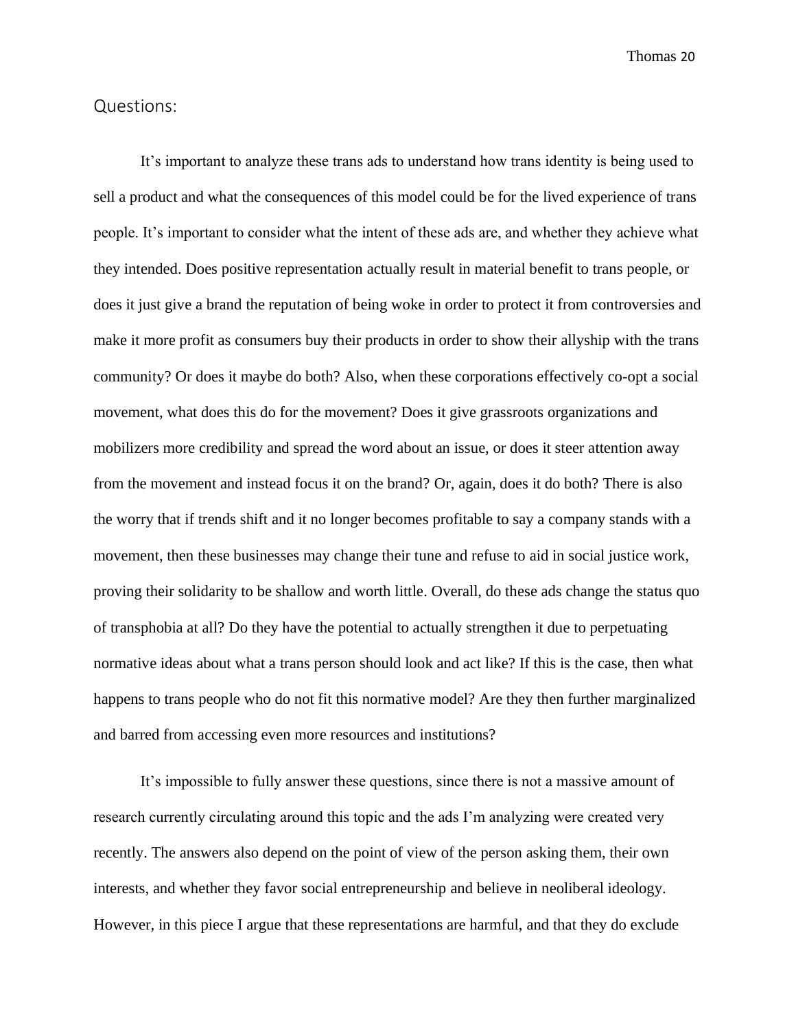## Questions:

It's important to analyze these trans ads to understand how trans identity is being used to sell a product and what the consequences of this model could be for the lived experience of trans people. It's important to consider what the intent of these ads are, and whether they achieve what they intended. Does positive representation actually result in material benefit to trans people, or does it just give a brand the reputation of being woke in order to protect it from controversies and make it more profit as consumers buy their products in order to show their allyship with the trans community? Or does it maybe do both? Also, when these corporations effectively co-opt a social movement, what does this do for the movement? Does it give grassroots organizations and mobilizers more credibility and spread the word about an issue, or does it steer attention away from the movement and instead focus it on the brand? Or, again, does it do both? There is also the worry that if trends shift and it no longer becomes profitable to say a company stands with a movement, then these businesses may change their tune and refuse to aid in social justice work, proving their solidarity to be shallow and worth little. Overall, do these ads change the status quo of transphobia at all? Do they have the potential to actually strengthen it due to perpetuating normative ideas about what a trans person should look and act like? If this is the case, then what happens to trans people who do not fit this normative model? Are they then further marginalized and barred from accessing even more resources and institutions?

It's impossible to fully answer these questions, since there is not a massive amount of research currently circulating around this topic and the ads I'm analyzing were created very recently. The answers also depend on the point of view of the person asking them, their own interests, and whether they favor social entrepreneurship and believe in neoliberal ideology. However, in this piece I argue that these representations are harmful, and that they do exclude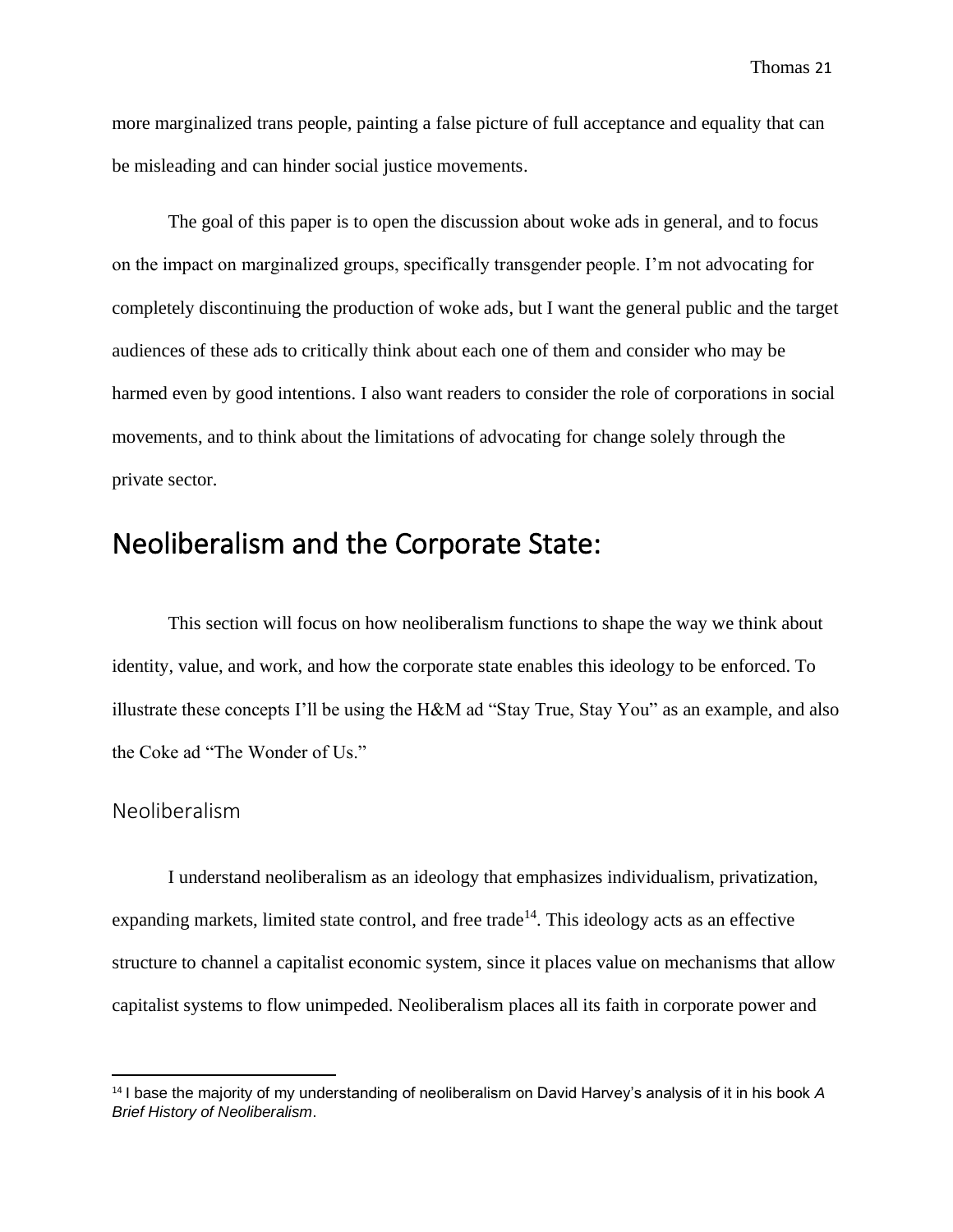more marginalized trans people, painting a false picture of full acceptance and equality that can be misleading and can hinder social justice movements.

The goal of this paper is to open the discussion about woke ads in general, and to focus on the impact on marginalized groups, specifically transgender people. I'm not advocating for completely discontinuing the production of woke ads, but I want the general public and the target audiences of these ads to critically think about each one of them and consider who may be harmed even by good intentions. I also want readers to consider the role of corporations in social movements, and to think about the limitations of advocating for change solely through the private sector.

## Neoliberalism and the Corporate State:

This section will focus on how neoliberalism functions to shape the way we think about identity, value, and work, and how the corporate state enables this ideology to be enforced. To illustrate these concepts I'll be using the H&M ad "Stay True, Stay You" as an example, and also the Coke ad "The Wonder of Us."

### Neoliberalism

I understand neoliberalism as an ideology that emphasizes individualism, privatization, expanding markets, limited state control, and free trade[14]. This ideology acts as an effective structure to channel a capitalist economic system, since it places value on mechanisms that allow capitalist systems to flow unimpeded. Neoliberalism places all its faith in corporate power and

[14] I base the majority of my understanding of neoliberalism on David Harvey's analysis of it in his book *A Brief History of Neoliberalism*.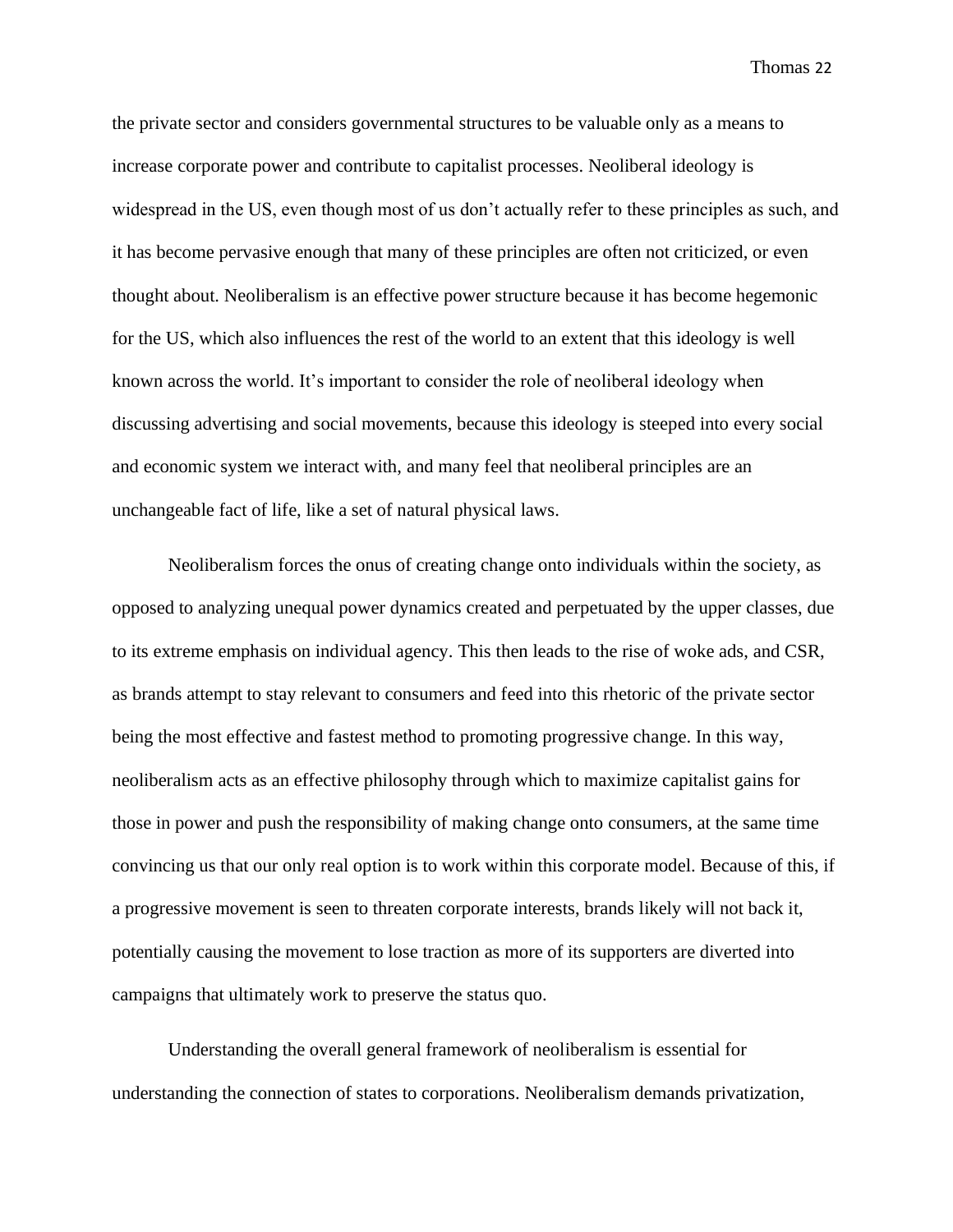the private sector and considers governmental structures to be valuable only as a means to increase corporate power and contribute to capitalist processes. Neoliberal ideology is widespread in the US, even though most of us don't actually refer to these principles as such, and it has become pervasive enough that many of these principles are often not criticized, or even thought about. Neoliberalism is an effective power structure because it has become hegemonic for the US, which also influences the rest of the world to an extent that this ideology is well known across the world. It's important to consider the role of neoliberal ideology when discussing advertising and social movements, because this ideology is steeped into every social and economic system we interact with, and many feel that neoliberal principles are an unchangeable fact of life, like a set of natural physical laws.

Neoliberalism forces the onus of creating change onto individuals within the society, as opposed to analyzing unequal power dynamics created and perpetuated by the upper classes, due to its extreme emphasis on individual agency. This then leads to the rise of woke ads, and CSR, as brands attempt to stay relevant to consumers and feed into this rhetoric of the private sector being the most effective and fastest method to promoting progressive change. In this way, neoliberalism acts as an effective philosophy through which to maximize capitalist gains for those in power and push the responsibility of making change onto consumers, at the same time convincing us that our only real option is to work within this corporate model. Because of this, if a progressive movement is seen to threaten corporate interests, brands likely will not back it, potentially causing the movement to lose traction as more of its supporters are diverted into campaigns that ultimately work to preserve the status quo.

Understanding the overall general framework of neoliberalism is essential for understanding the connection of states to corporations. Neoliberalism demands privatization,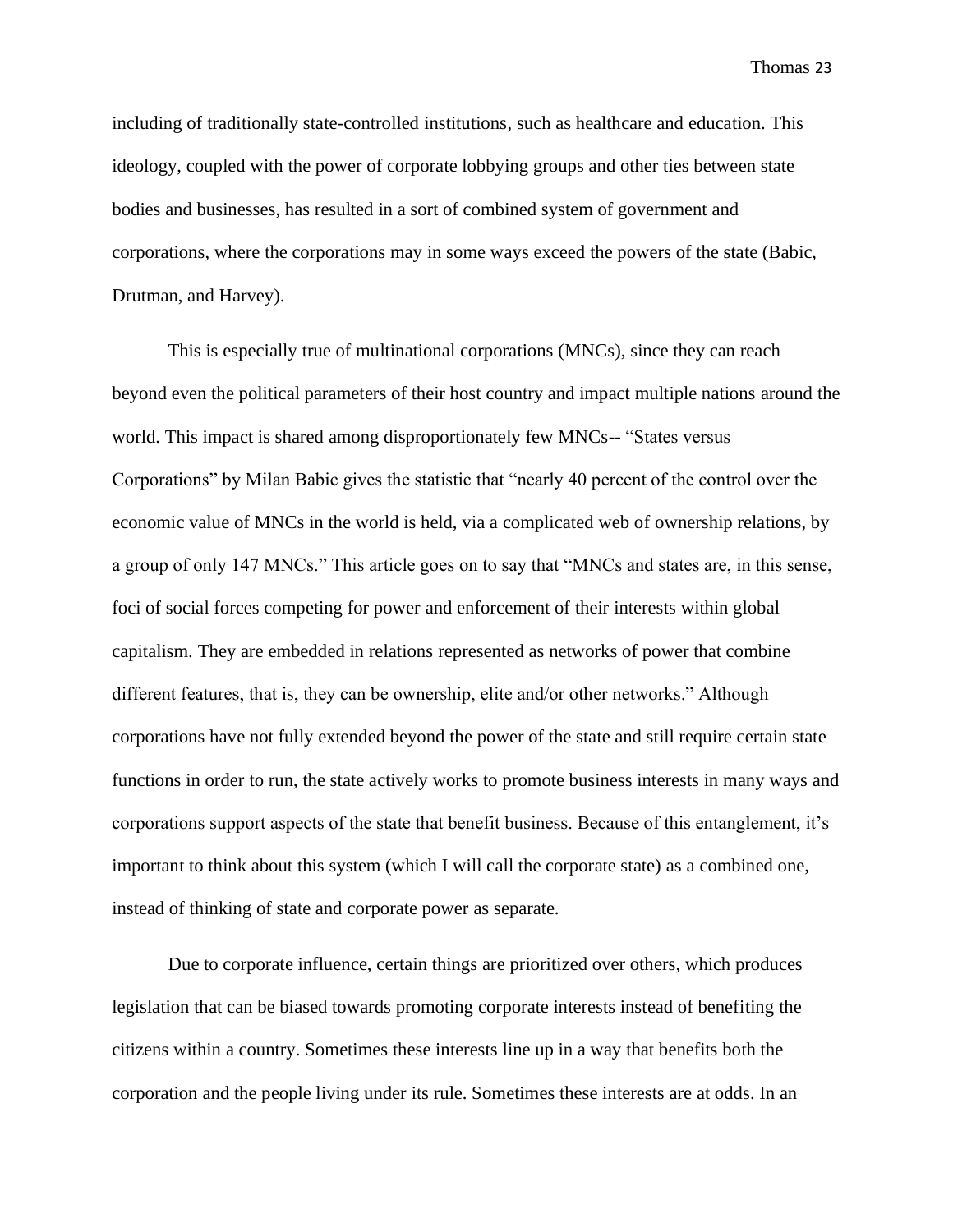including of traditionally state-controlled institutions, such as healthcare and education. This ideology, coupled with the power of corporate lobbying groups and other ties between state bodies and businesses, has resulted in a sort of combined system of government and corporations, where the corporations may in some ways exceed the powers of the state (Babic, Drutman, and Harvey).

This is especially true of multinational corporations (MNCs), since they can reach beyond even the political parameters of their host country and impact multiple nations around the world. This impact is shared among disproportionately few MNCs-- "States versus Corporations" by Milan Babic gives the statistic that "nearly 40 percent of the control over the economic value of MNCs in the world is held, via a complicated web of ownership relations, by a group of only 147 MNCs." This article goes on to say that "MNCs and states are, in this sense, foci of social forces competing for power and enforcement of their interests within global capitalism. They are embedded in relations represented as networks of power that combine different features, that is, they can be ownership, elite and/or other networks." Although corporations have not fully extended beyond the power of the state and still require certain state functions in order to run, the state actively works to promote business interests in many ways and corporations support aspects of the state that benefit business. Because of this entanglement, it's important to think about this system (which I will call the corporate state) as a combined one, instead of thinking of state and corporate power as separate.

Due to corporate influence, certain things are prioritized over others, which produces legislation that can be biased towards promoting corporate interests instead of benefiting the citizens within a country. Sometimes these interests line up in a way that benefits both the corporation and the people living under its rule. Sometimes these interests are at odds. In an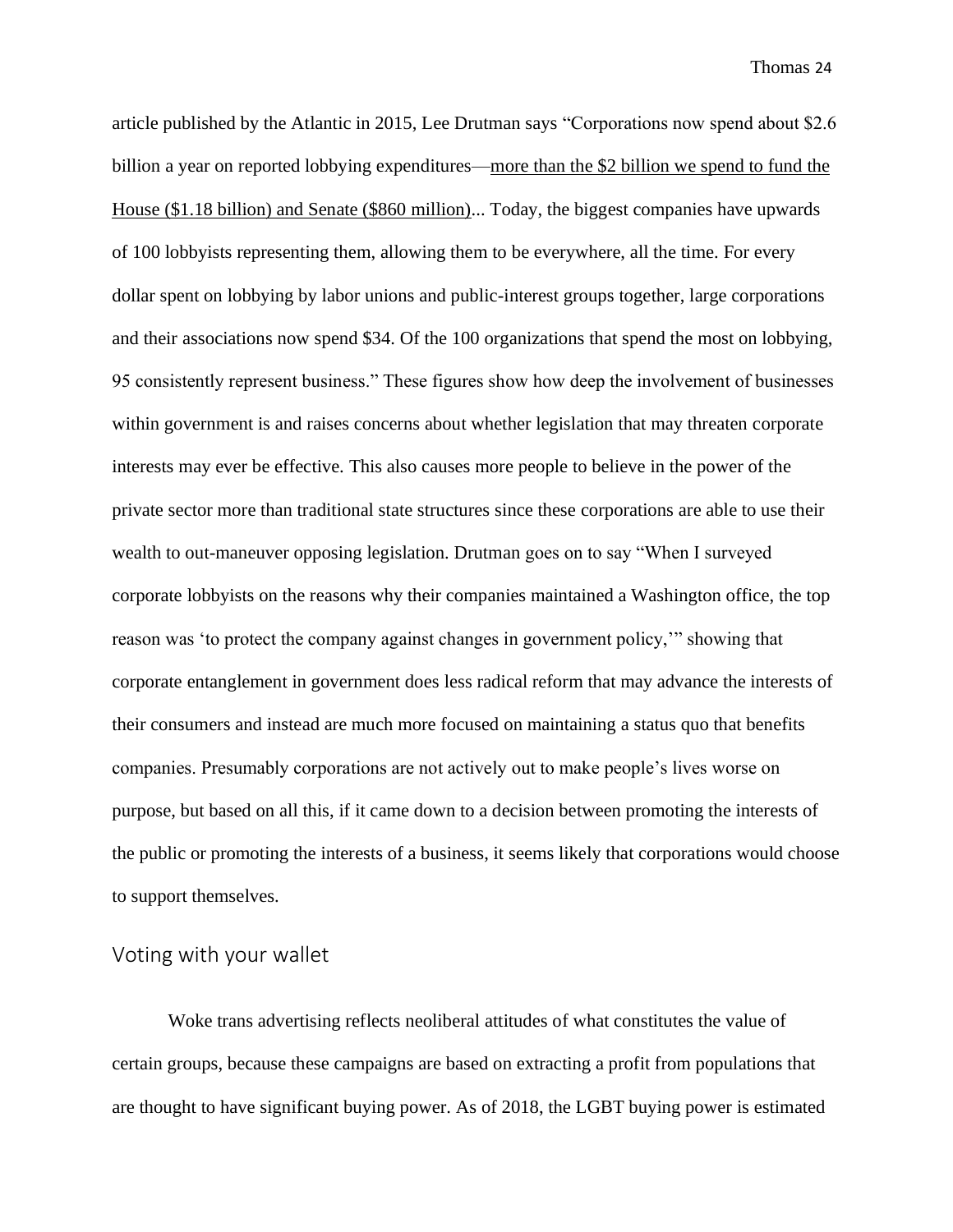article published by the Atlantic in 2015, Lee Drutman says “Corporations now spend about $2.6 billion a year on reported lobbying expenditures—more than the $2 billion we spend to fund the House ($1.18 billion) and Senate ($860 million)... Today, the biggest companies have upwards of 100 lobbyists representing them, allowing them to be everywhere, all the time. For every dollar spent on lobbying by labor unions and public-interest groups together, large corporations and their associations now spend $34. Of the 100 organizations that spend the most on lobbying, 95 consistently represent business.” These figures show how deep the involvement of businesses within government is and raises concerns about whether legislation that may threaten corporate interests may ever be effective. This also causes more people to believe in the power of the private sector more than traditional state structures since these corporations are able to use their wealth to out-maneuver opposing legislation. Drutman goes on to say “When I surveyed corporate lobbyists on the reasons why their companies maintained a Washington office, the top reason was ‘to protect the company against changes in government policy,’” showing that corporate entanglement in government does less radical reform that may advance the interests of their consumers and instead are much more focused on maintaining a status quo that benefits companies. Presumably corporations are not actively out to make people’s lives worse on purpose, but based on all this, if it came down to a decision between promoting the interests of the public or promoting the interests of a business, it seems likely that corporations would choose to support themselves.

## Voting with your wallet

Woke trans advertising reflects neoliberal attitudes of what constitutes the value of certain groups, because these campaigns are based on extracting a profit from populations that are thought to have significant buying power. As of 2018, the LGBT buying power is estimated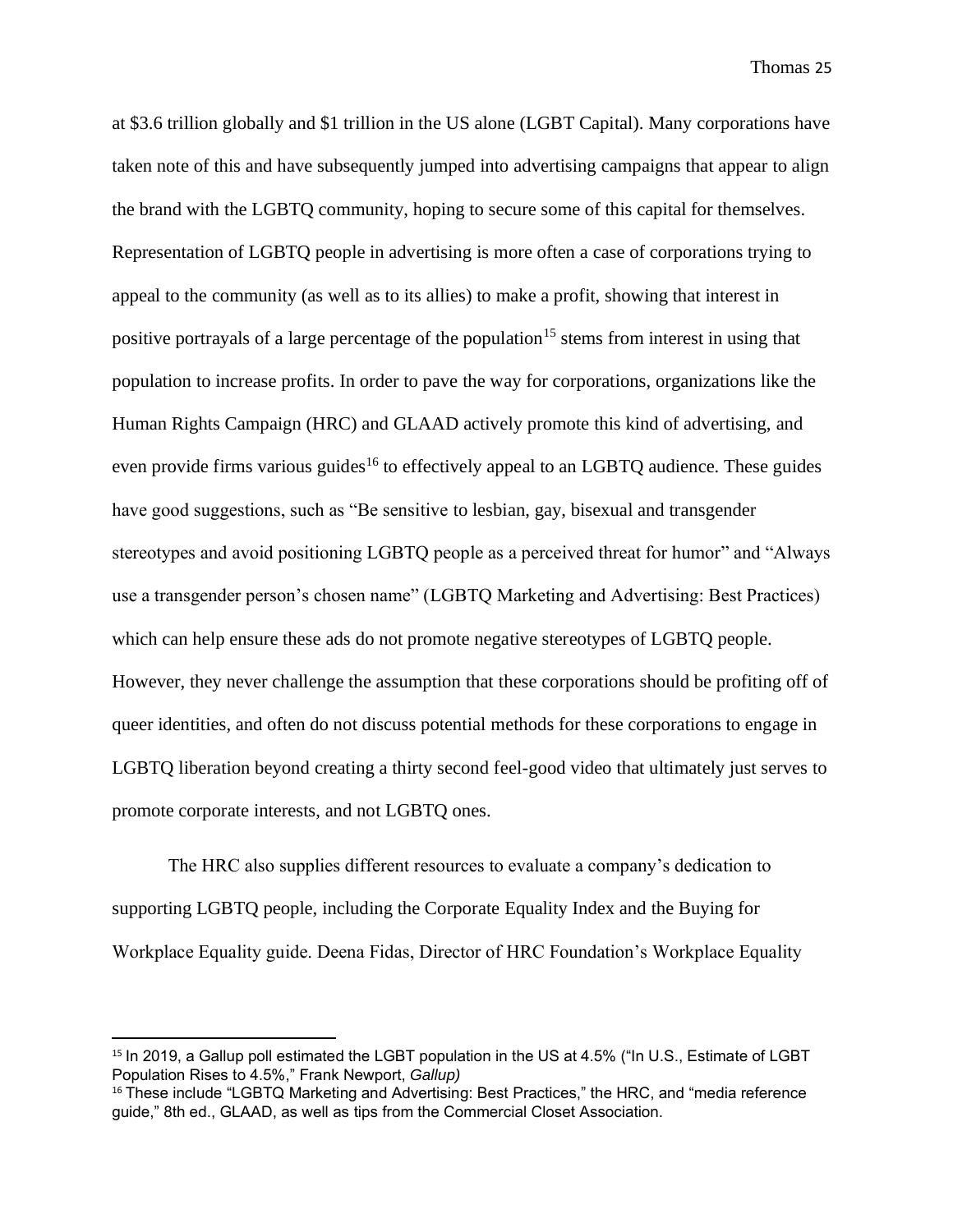at $3.6 trillion globally and $1 trillion in the US alone (LGBT Capital). Many corporations have taken note of this and have subsequently jumped into advertising campaigns that appear to align the brand with the LGBTQ community, hoping to secure some of this capital for themselves. Representation of LGBTQ people in advertising is more often a case of corporations trying to appeal to the community (as well as to its allies) to make a profit, showing that interest in positive portrayals of a large percentage of the population[15] stems from interest in using that population to increase profits. In order to pave the way for corporations, organizations like the Human Rights Campaign (HRC) and GLAAD actively promote this kind of advertising, and even provide firms various guides[16] to effectively appeal to an LGBTQ audience. These guides have good suggestions, such as "Be sensitive to lesbian, gay, bisexual and transgender stereotypes and avoid positioning LGBTQ people as a perceived threat for humor" and "Always use a transgender person's chosen name" (LGBTQ Marketing and Advertising: Best Practices) which can help ensure these ads do not promote negative stereotypes of LGBTQ people. However, they never challenge the assumption that these corporations should be profiting off of queer identities, and often do not discuss potential methods for these corporations to engage in LGBTQ liberation beyond creating a thirty second feel-good video that ultimately just serves to promote corporate interests, and not LGBTQ ones.

The HRC also supplies different resources to evaluate a company's dedication to supporting LGBTQ people, including the Corporate Equality Index and the Buying for Workplace Equality guide. Deena Fidas, Director of HRC Foundation's Workplace Equality

---

[15] In 2019, a Gallup poll estimated the LGBT population in the US at 4.5% ("In U.S., Estimate of LGBT Population Rises to 4.5%," Frank Newport, *Gallup)*

[16] These include "LGBTQ Marketing and Advertising: Best Practices," the HRC, and "media reference guide," 8th ed., GLAAD, as well as tips from the Commercial Closet Association.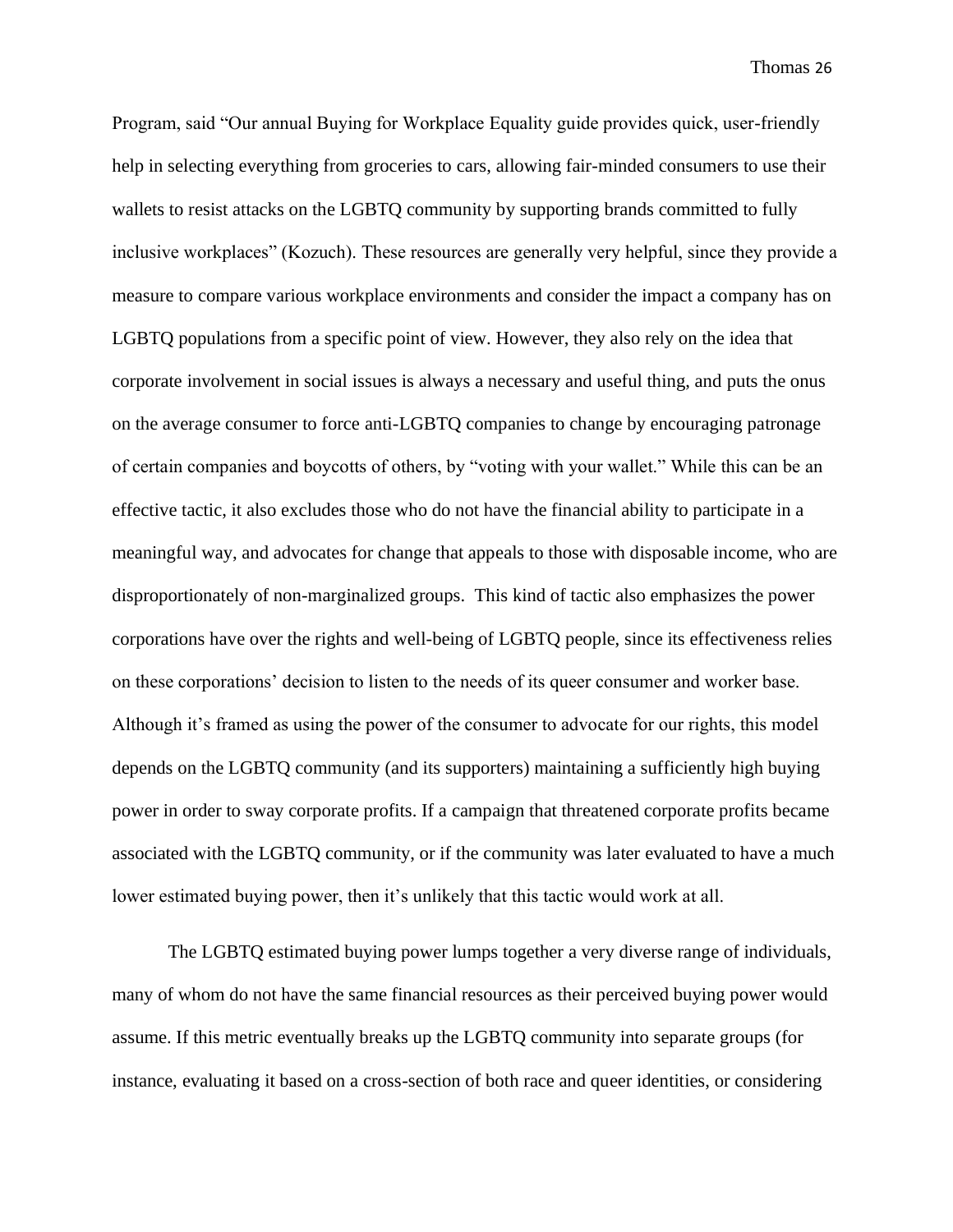Program, said "Our annual Buying for Workplace Equality guide provides quick, user-friendly help in selecting everything from groceries to cars, allowing fair-minded consumers to use their wallets to resist attacks on the LGBTQ community by supporting brands committed to fully inclusive workplaces" (Kozuch). These resources are generally very helpful, since they provide a measure to compare various workplace environments and consider the impact a company has on LGBTQ populations from a specific point of view. However, they also rely on the idea that corporate involvement in social issues is always a necessary and useful thing, and puts the onus on the average consumer to force anti-LGBTQ companies to change by encouraging patronage of certain companies and boycotts of others, by "voting with your wallet." While this can be an effective tactic, it also excludes those who do not have the financial ability to participate in a meaningful way, and advocates for change that appeals to those with disposable income, who are disproportionately of non-marginalized groups. This kind of tactic also emphasizes the power corporations have over the rights and well-being of LGBTQ people, since its effectiveness relies on these corporations' decision to listen to the needs of its queer consumer and worker base. Although it's framed as using the power of the consumer to advocate for our rights, this model depends on the LGBTQ community (and its supporters) maintaining a sufficiently high buying power in order to sway corporate profits. If a campaign that threatened corporate profits became associated with the LGBTQ community, or if the community was later evaluated to have a much lower estimated buying power, then it's unlikely that this tactic would work at all.

The LGBTQ estimated buying power lumps together a very diverse range of individuals, many of whom do not have the same financial resources as their perceived buying power would assume. If this metric eventually breaks up the LGBTQ community into separate groups (for instance, evaluating it based on a cross-section of both race and queer identities, or considering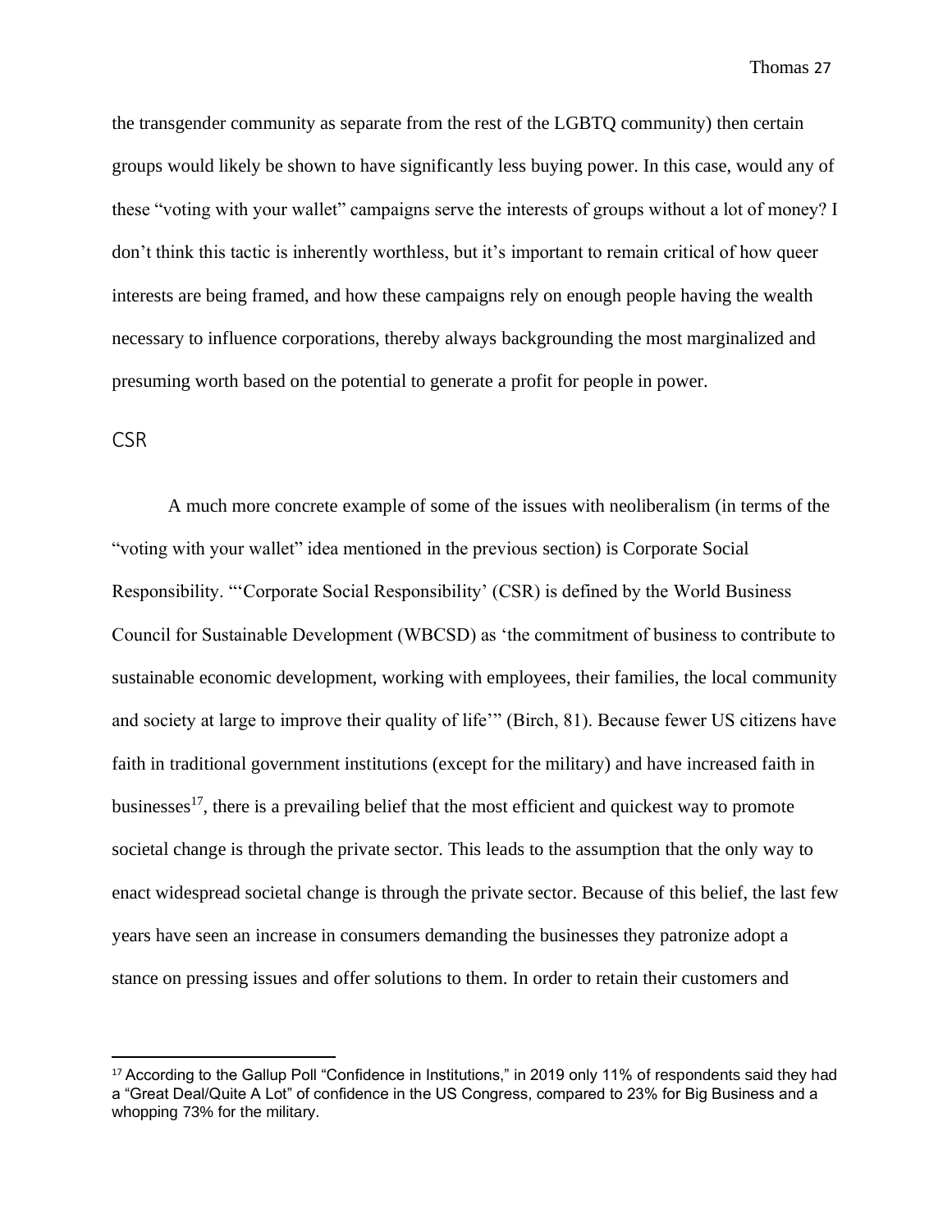the transgender community as separate from the rest of the LGBTQ community) then certain groups would likely be shown to have significantly less buying power. In this case, would any of these "voting with your wallet" campaigns serve the interests of groups without a lot of money? I don't think this tactic is inherently worthless, but it's important to remain critical of how queer interests are being framed, and how these campaigns rely on enough people having the wealth necessary to influence corporations, thereby always backgrounding the most marginalized and presuming worth based on the potential to generate a profit for people in power.

## CSR

A much more concrete example of some of the issues with neoliberalism (in terms of the "voting with your wallet" idea mentioned in the previous section) is Corporate Social Responsibility. "'Corporate Social Responsibility' (CSR) is defined by the World Business Council for Sustainable Development (WBCSD) as 'the commitment of business to contribute to sustainable economic development, working with employees, their families, the local community and society at large to improve their quality of life'" (Birch, 81). Because fewer US citizens have faith in traditional government institutions (except for the military) and have increased faith in businesses[17], there is a prevailing belief that the most efficient and quickest way to promote societal change is through the private sector. This leads to the assumption that the only way to enact widespread societal change is through the private sector. Because of this belief, the last few years have seen an increase in consumers demanding the businesses they patronize adopt a stance on pressing issues and offer solutions to them. In order to retain their customers and

[17] According to the Gallup Poll "Confidence in Institutions," in 2019 only 11% of respondents said they had a "Great Deal/Quite A Lot" of confidence in the US Congress, compared to 23% for Big Business and a whopping 73% for the military.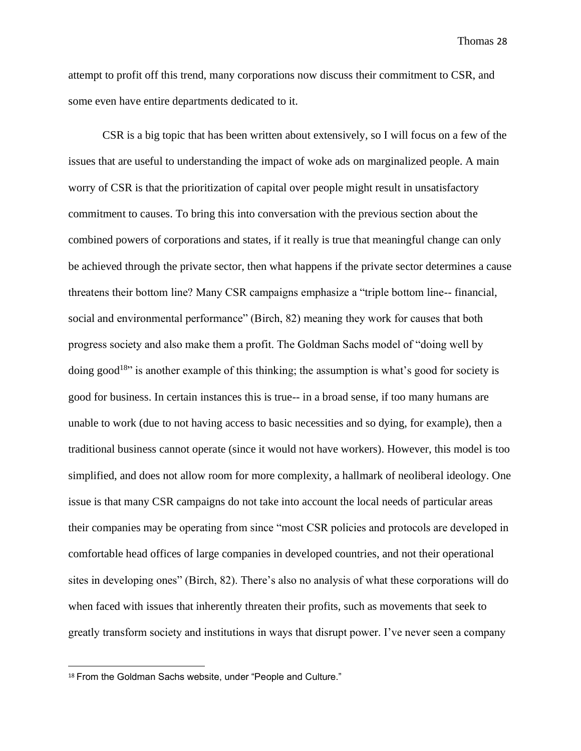attempt to profit off this trend, many corporations now discuss their commitment to CSR, and some even have entire departments dedicated to it.

CSR is a big topic that has been written about extensively, so I will focus on a few of the issues that are useful to understanding the impact of woke ads on marginalized people. A main worry of CSR is that the prioritization of capital over people might result in unsatisfactory commitment to causes. To bring this into conversation with the previous section about the combined powers of corporations and states, if it really is true that meaningful change can only be achieved through the private sector, then what happens if the private sector determines a cause threatens their bottom line? Many CSR campaigns emphasize a "triple bottom line-- financial, social and environmental performance" (Birch, 82) meaning they work for causes that both progress society and also make them a profit. The Goldman Sachs model of "doing well by doing good[18]" is another example of this thinking; the assumption is what's good for society is good for business. In certain instances this is true-- in a broad sense, if too many humans are unable to work (due to not having access to basic necessities and so dying, for example), then a traditional business cannot operate (since it would not have workers). However, this model is too simplified, and does not allow room for more complexity, a hallmark of neoliberal ideology. One issue is that many CSR campaigns do not take into account the local needs of particular areas their companies may be operating from since "most CSR policies and protocols are developed in comfortable head offices of large companies in developed countries, and not their operational sites in developing ones" (Birch, 82). There's also no analysis of what these corporations will do when faced with issues that inherently threaten their profits, such as movements that seek to greatly transform society and institutions in ways that disrupt power. I've never seen a company

[18] From the Goldman Sachs website, under "People and Culture."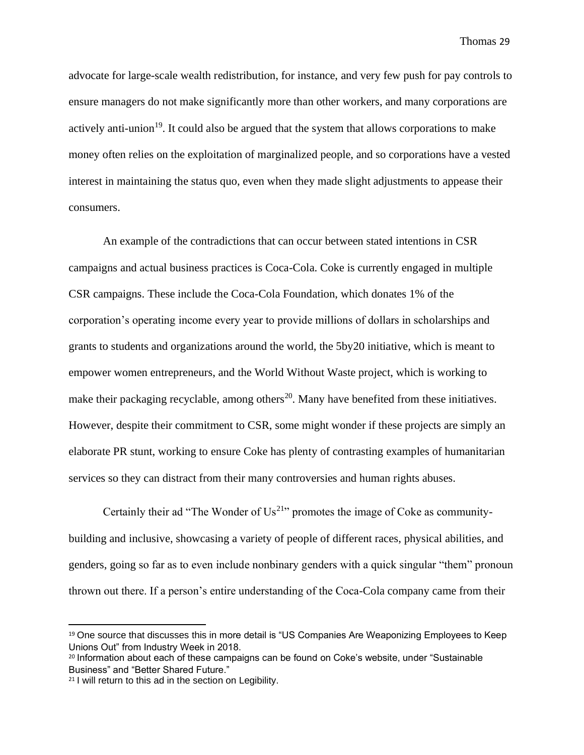advocate for large-scale wealth redistribution, for instance, and very few push for pay controls to ensure managers do not make significantly more than other workers, and many corporations are actively anti-union[19]. It could also be argued that the system that allows corporations to make money often relies on the exploitation of marginalized people, and so corporations have a vested interest in maintaining the status quo, even when they made slight adjustments to appease their consumers.

An example of the contradictions that can occur between stated intentions in CSR campaigns and actual business practices is Coca-Cola. Coke is currently engaged in multiple CSR campaigns. These include the Coca-Cola Foundation, which donates 1% of the corporation's operating income every year to provide millions of dollars in scholarships and grants to students and organizations around the world, the 5by20 initiative, which is meant to empower women entrepreneurs, and the World Without Waste project, which is working to make their packaging recyclable, among others[20]. Many have benefited from these initiatives. However, despite their commitment to CSR, some might wonder if these projects are simply an elaborate PR stunt, working to ensure Coke has plenty of contrasting examples of humanitarian services so they can distract from their many controversies and human rights abuses.

Certainly their ad "The Wonder of Us[21]" promotes the image of Coke as community-building and inclusive, showcasing a variety of people of different races, physical abilities, and genders, going so far as to even include nonbinary genders with a quick singular "them" pronoun thrown out there. If a person's entire understanding of the Coca-Cola company came from their

---

[19] One source that discusses this in more detail is "US Companies Are Weaponizing Employees to Keep Unions Out" from Industry Week in 2018.

[20] Information about each of these campaigns can be found on Coke's website, under "Sustainable Business" and "Better Shared Future."

[21] I will return to this ad in the section on Legibility.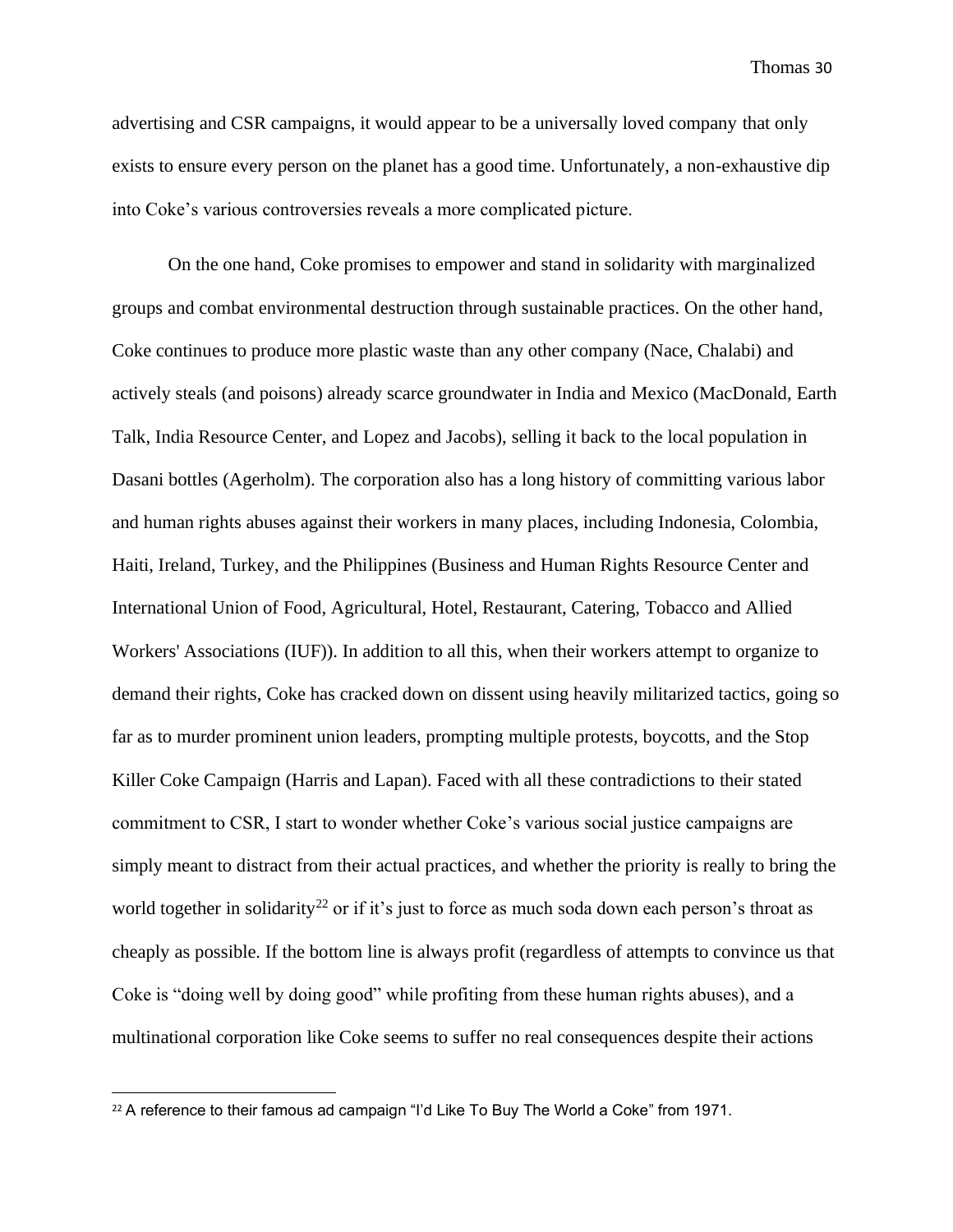advertising and CSR campaigns, it would appear to be a universally loved company that only exists to ensure every person on the planet has a good time. Unfortunately, a non-exhaustive dip into Coke's various controversies reveals a more complicated picture.

On the one hand, Coke promises to empower and stand in solidarity with marginalized groups and combat environmental destruction through sustainable practices. On the other hand, Coke continues to produce more plastic waste than any other company (Nace, Chalabi) and actively steals (and poisons) already scarce groundwater in India and Mexico (MacDonald, Earth Talk, India Resource Center, and Lopez and Jacobs), selling it back to the local population in Dasani bottles (Agerholm). The corporation also has a long history of committing various labor and human rights abuses against their workers in many places, including Indonesia, Colombia, Haiti, Ireland, Turkey, and the Philippines (Business and Human Rights Resource Center and International Union of Food, Agricultural, Hotel, Restaurant, Catering, Tobacco and Allied Workers' Associations (IUF)). In addition to all this, when their workers attempt to organize to demand their rights, Coke has cracked down on dissent using heavily militarized tactics, going so far as to murder prominent union leaders, prompting multiple protests, boycotts, and the Stop Killer Coke Campaign (Harris and Lapan). Faced with all these contradictions to their stated commitment to CSR, I start to wonder whether Coke's various social justice campaigns are simply meant to distract from their actual practices, and whether the priority is really to bring the world together in solidarity[22] or if it's just to force as much soda down each person's throat as cheaply as possible. If the bottom line is always profit (regardless of attempts to convince us that Coke is "doing well by doing good" while profiting from these human rights abuses), and a multinational corporation like Coke seems to suffer no real consequences despite their actions

[22] A reference to their famous ad campaign "I'd Like To Buy The World a Coke" from 1971.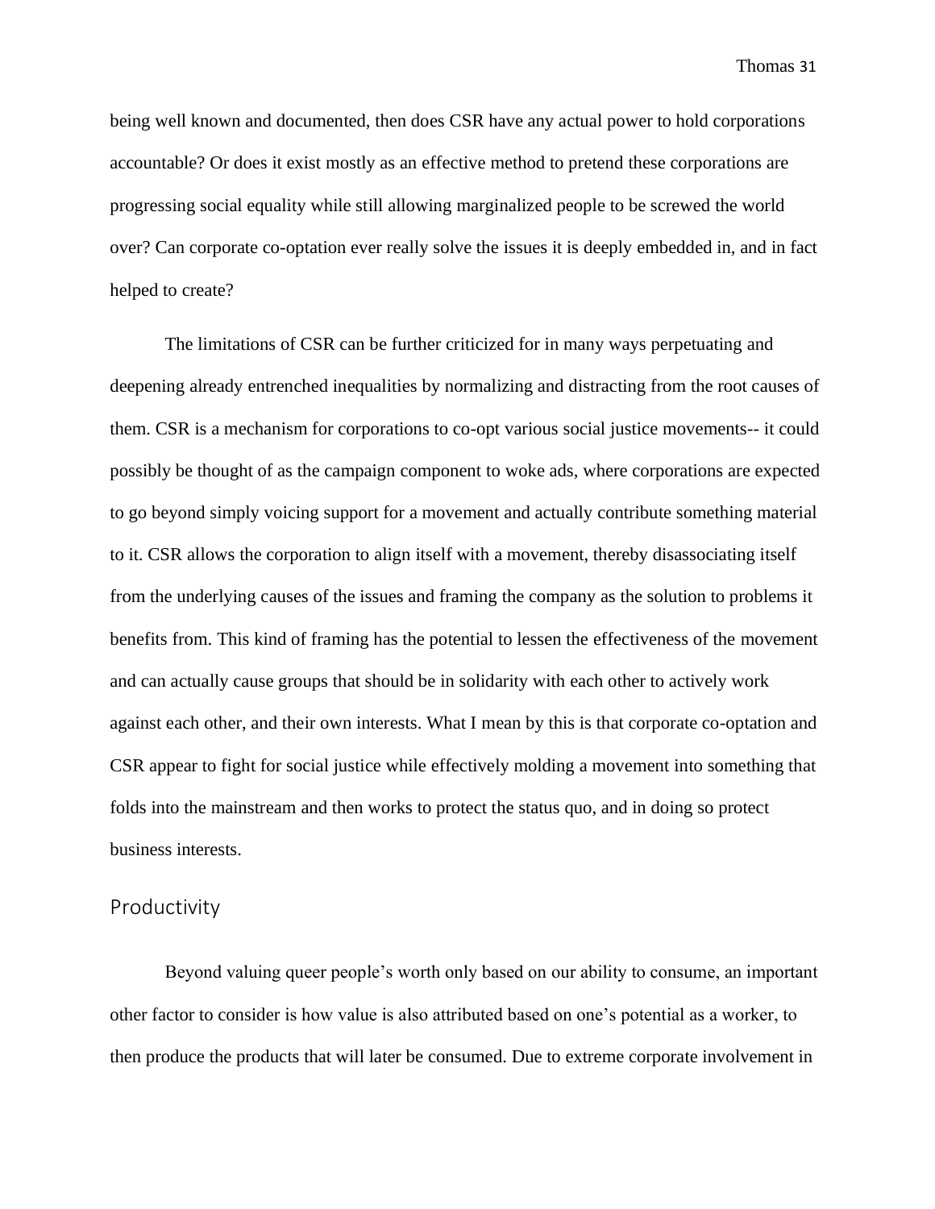being well known and documented, then does CSR have any actual power to hold corporations accountable? Or does it exist mostly as an effective method to pretend these corporations are progressing social equality while still allowing marginalized people to be screwed the world over? Can corporate co-optation ever really solve the issues it is deeply embedded in, and in fact helped to create?

The limitations of CSR can be further criticized for in many ways perpetuating and deepening already entrenched inequalities by normalizing and distracting from the root causes of them. CSR is a mechanism for corporations to co-opt various social justice movements-- it could possibly be thought of as the campaign component to woke ads, where corporations are expected to go beyond simply voicing support for a movement and actually contribute something material to it. CSR allows the corporation to align itself with a movement, thereby disassociating itself from the underlying causes of the issues and framing the company as the solution to problems it benefits from. This kind of framing has the potential to lessen the effectiveness of the movement and can actually cause groups that should be in solidarity with each other to actively work against each other, and their own interests. What I mean by this is that corporate co-optation and CSR appear to fight for social justice while effectively molding a movement into something that folds into the mainstream and then works to protect the status quo, and in doing so protect business interests.

## Productivity

Beyond valuing queer people's worth only based on our ability to consume, an important other factor to consider is how value is also attributed based on one's potential as a worker, to then produce the products that will later be consumed. Due to extreme corporate involvement in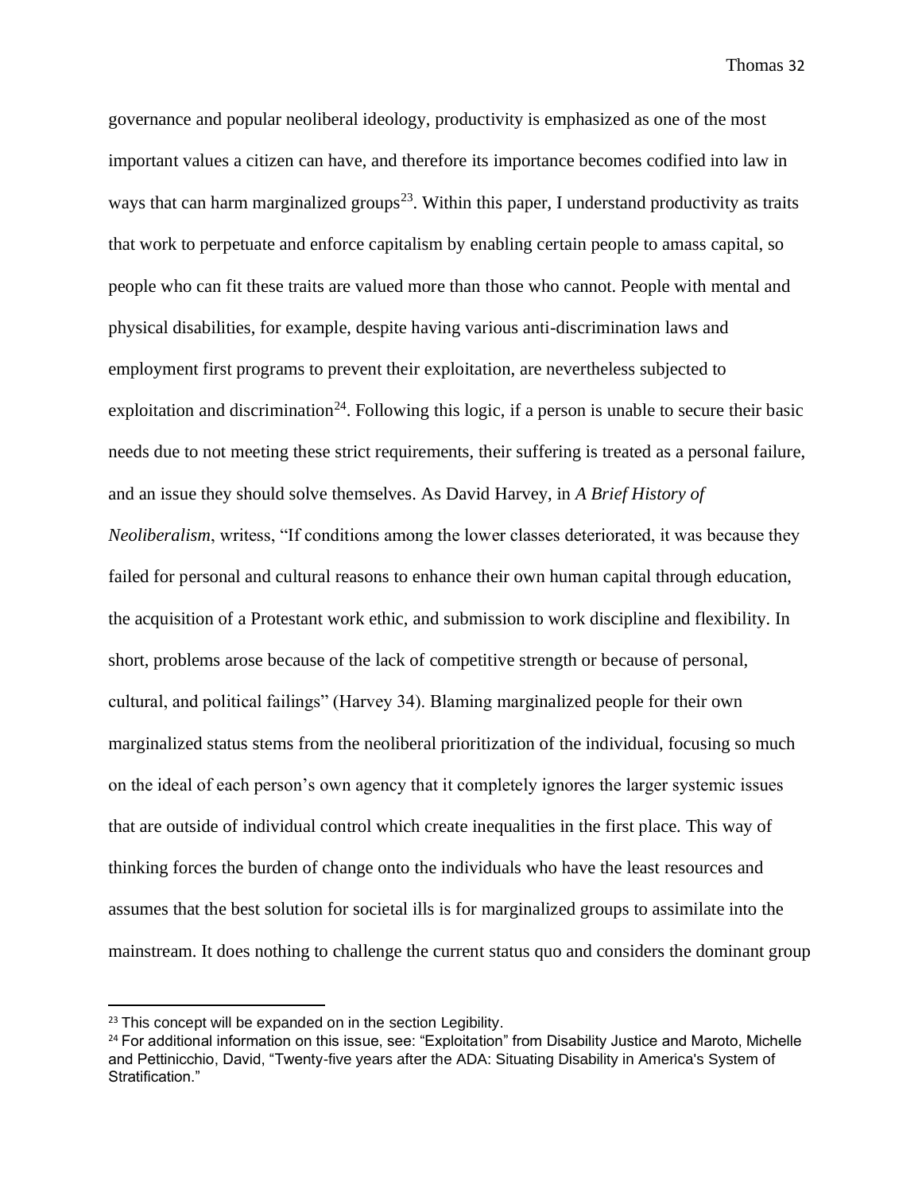governance and popular neoliberal ideology, productivity is emphasized as one of the most important values a citizen can have, and therefore its importance becomes codified into law in ways that can harm marginalized groups[23]. Within this paper, I understand productivity as traits that work to perpetuate and enforce capitalism by enabling certain people to amass capital, so people who can fit these traits are valued more than those who cannot. People with mental and physical disabilities, for example, despite having various anti-discrimination laws and employment first programs to prevent their exploitation, are nevertheless subjected to exploitation and discrimination[24]. Following this logic, if a person is unable to secure their basic needs due to not meeting these strict requirements, their suffering is treated as a personal failure, and an issue they should solve themselves. As David Harvey, in *A Brief History of Neoliberalism*, writess, "If conditions among the lower classes deteriorated, it was because they failed for personal and cultural reasons to enhance their own human capital through education, the acquisition of a Protestant work ethic, and submission to work discipline and flexibility. In short, problems arose because of the lack of competitive strength or because of personal, cultural, and political failings" (Harvey 34). Blaming marginalized people for their own marginalized status stems from the neoliberal prioritization of the individual, focusing so much on the ideal of each person's own agency that it completely ignores the larger systemic issues that are outside of individual control which create inequalities in the first place. This way of thinking forces the burden of change onto the individuals who have the least resources and assumes that the best solution for societal ills is for marginalized groups to assimilate into the mainstream. It does nothing to challenge the current status quo and considers the dominant group

---

[23] This concept will be expanded on in the section Legibility.

[24] For additional information on this issue, see: "Exploitation" from Disability Justice and Maroto, Michelle and Pettinicchio, David, "Twenty-five years after the ADA: Situating Disability in America's System of Stratification."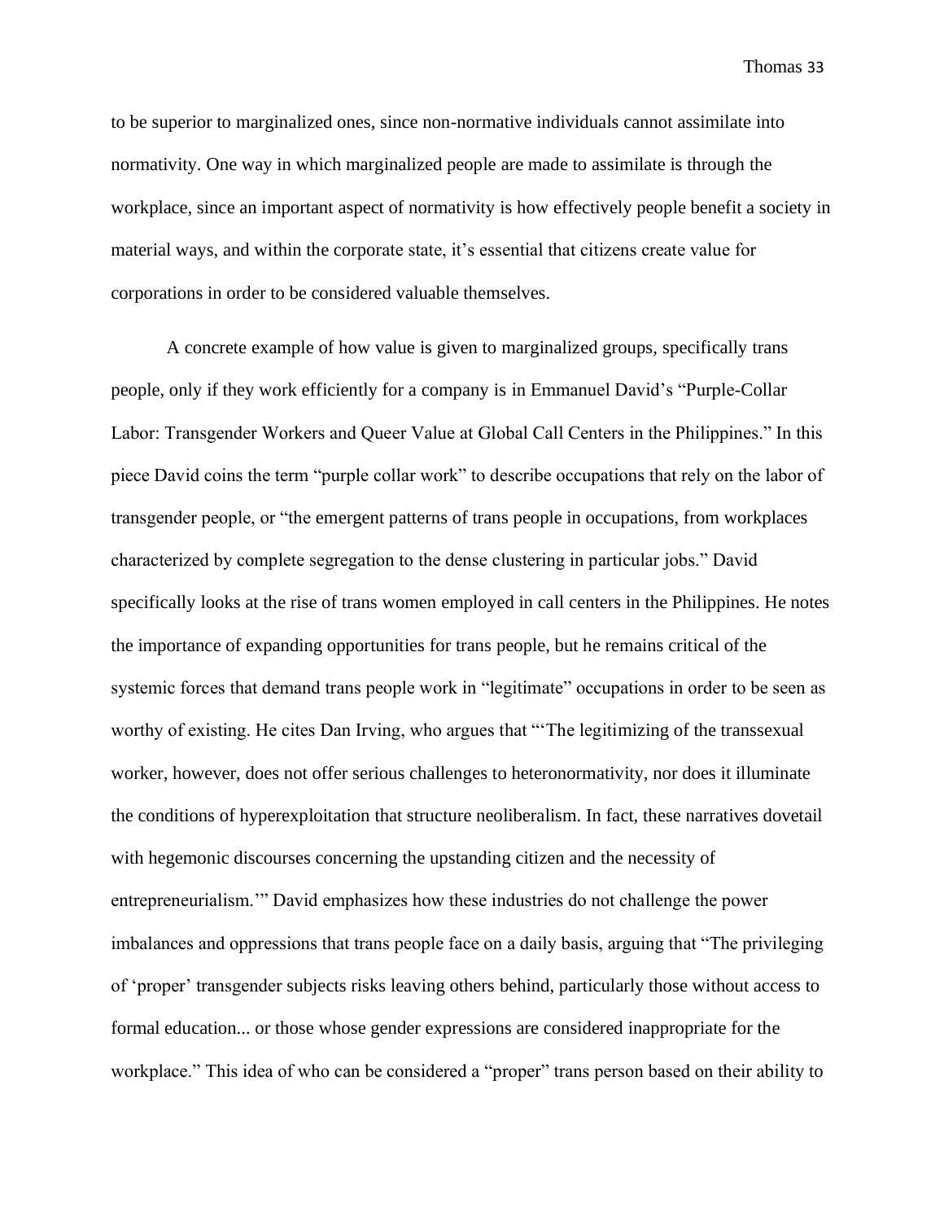to be superior to marginalized ones, since non-normative individuals cannot assimilate into normativity. One way in which marginalized people are made to assimilate is through the workplace, since an important aspect of normativity is how effectively people benefit a society in material ways, and within the corporate state, it's essential that citizens create value for corporations in order to be considered valuable themselves.

A concrete example of how value is given to marginalized groups, specifically trans people, only if they work efficiently for a company is in Emmanuel David's "Purple-Collar Labor: Transgender Workers and Queer Value at Global Call Centers in the Philippines." In this piece David coins the term "purple collar work" to describe occupations that rely on the labor of transgender people, or "the emergent patterns of trans people in occupations, from workplaces characterized by complete segregation to the dense clustering in particular jobs." David specifically looks at the rise of trans women employed in call centers in the Philippines. He notes the importance of expanding opportunities for trans people, but he remains critical of the systemic forces that demand trans people work in "legitimate" occupations in order to be seen as worthy of existing. He cites Dan Irving, who argues that "'The legitimizing of the transsexual worker, however, does not offer serious challenges to heteronormativity, nor does it illuminate the conditions of hyperexploitation that structure neoliberalism. In fact, these narratives dovetail with hegemonic discourses concerning the upstanding citizen and the necessity of entrepreneurialism.'" David emphasizes how these industries do not challenge the power imbalances and oppressions that trans people face on a daily basis, arguing that "The privileging of 'proper' transgender subjects risks leaving others behind, particularly those without access to formal education... or those whose gender expressions are considered inappropriate for the workplace." This idea of who can be considered a "proper" trans person based on their ability to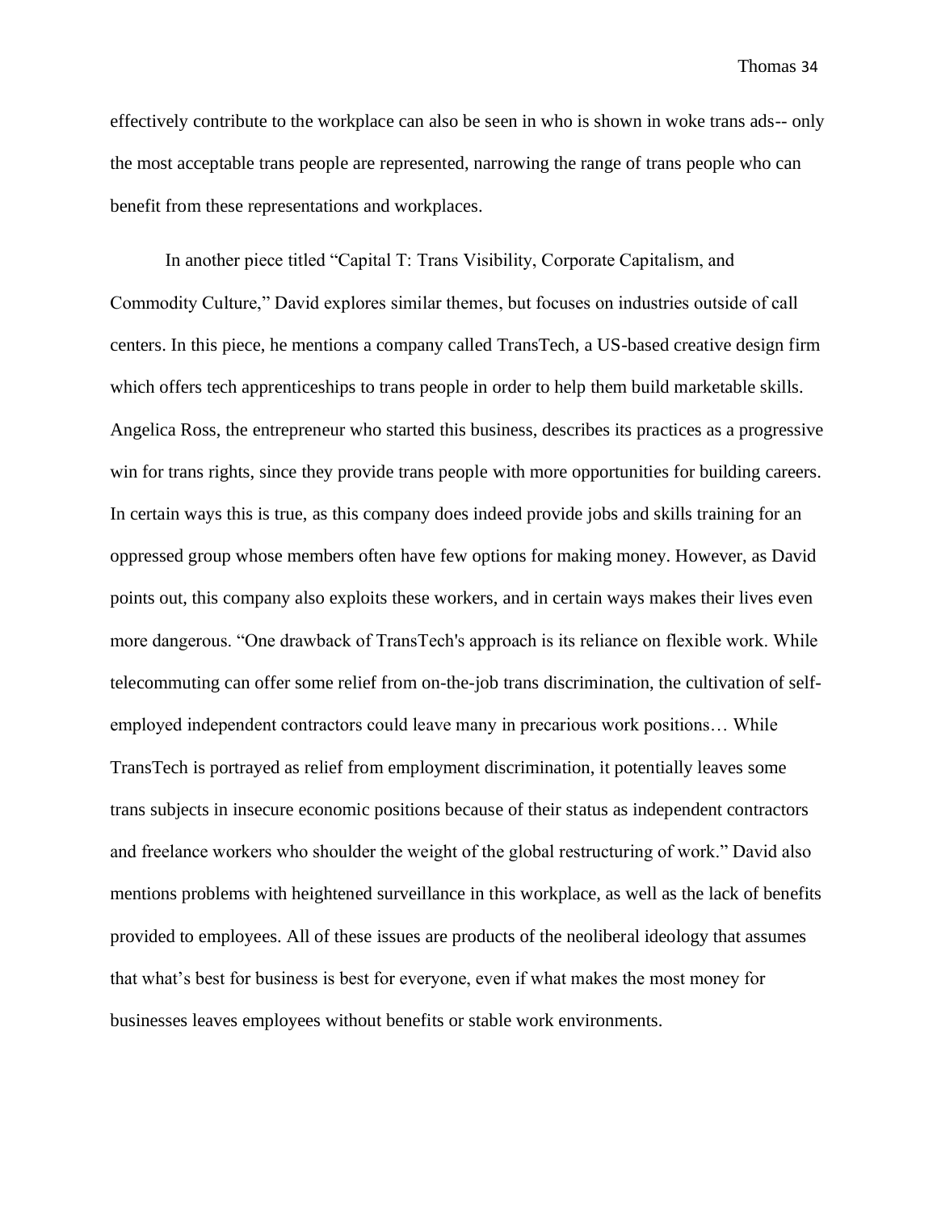effectively contribute to the workplace can also be seen in who is shown in woke trans ads-- only the most acceptable trans people are represented, narrowing the range of trans people who can benefit from these representations and workplaces.

In another piece titled "Capital T: Trans Visibility, Corporate Capitalism, and Commodity Culture," David explores similar themes, but focuses on industries outside of call centers. In this piece, he mentions a company called TransTech, a US-based creative design firm which offers tech apprenticeships to trans people in order to help them build marketable skills. Angelica Ross, the entrepreneur who started this business, describes its practices as a progressive win for trans rights, since they provide trans people with more opportunities for building careers. In certain ways this is true, as this company does indeed provide jobs and skills training for an oppressed group whose members often have few options for making money. However, as David points out, this company also exploits these workers, and in certain ways makes their lives even more dangerous. "One drawback of TransTech's approach is its reliance on flexible work. While telecommuting can offer some relief from on-the-job trans discrimination, the cultivation of self-employed independent contractors could leave many in precarious work positions… While TransTech is portrayed as relief from employment discrimination, it potentially leaves some trans subjects in insecure economic positions because of their status as independent contractors and freelance workers who shoulder the weight of the global restructuring of work." David also mentions problems with heightened surveillance in this workplace, as well as the lack of benefits provided to employees. All of these issues are products of the neoliberal ideology that assumes that what's best for business is best for everyone, even if what makes the most money for businesses leaves employees without benefits or stable work environments.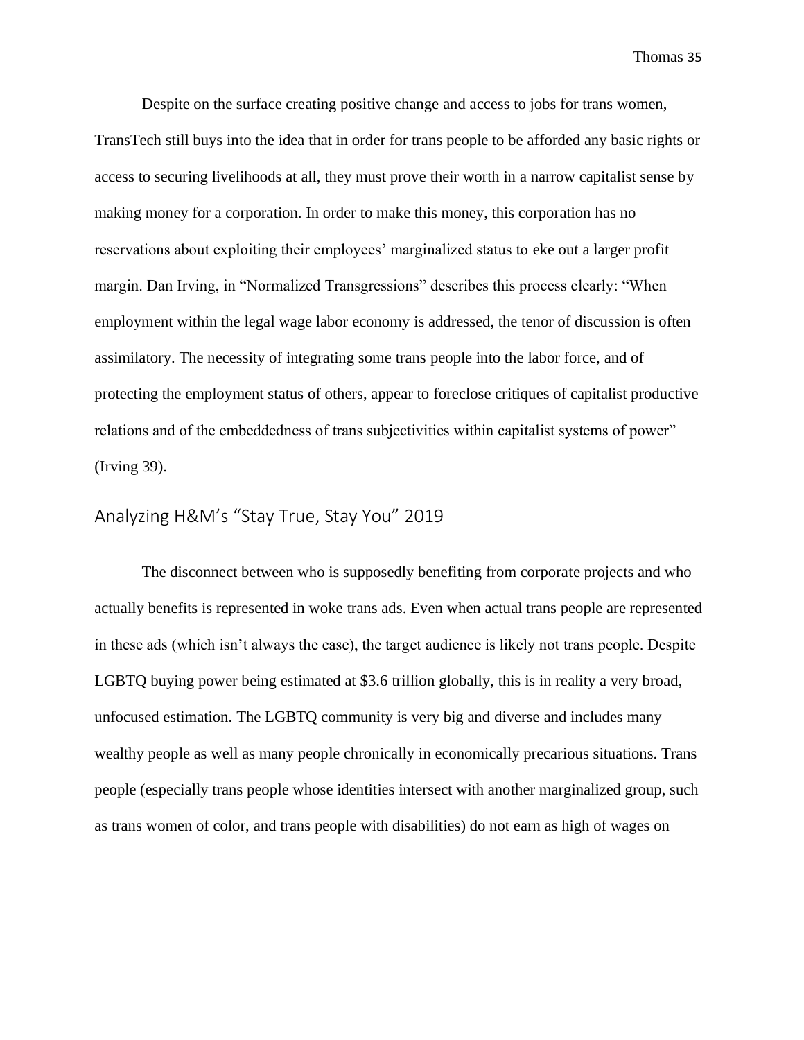Despite on the surface creating positive change and access to jobs for trans women, TransTech still buys into the idea that in order for trans people to be afforded any basic rights or access to securing livelihoods at all, they must prove their worth in a narrow capitalist sense by making money for a corporation. In order to make this money, this corporation has no reservations about exploiting their employees' marginalized status to eke out a larger profit margin. Dan Irving, in "Normalized Transgressions" describes this process clearly: "When employment within the legal wage labor economy is addressed, the tenor of discussion is often assimilatory. The necessity of integrating some trans people into the labor force, and of protecting the employment status of others, appear to foreclose critiques of capitalist productive relations and of the embeddedness of trans subjectivities within capitalist systems of power" (Irving 39).

## Analyzing H&M's "Stay True, Stay You" 2019

The disconnect between who is supposedly benefiting from corporate projects and who actually benefits is represented in woke trans ads. Even when actual trans people are represented in these ads (which isn't always the case), the target audience is likely not trans people. Despite LGBTQ buying power being estimated at $3.6 trillion globally, this is in reality a very broad, unfocused estimation. The LGBTQ community is very big and diverse and includes many wealthy people as well as many people chronically in economically precarious situations. Trans people (especially trans people whose identities intersect with another marginalized group, such as trans women of color, and trans people with disabilities) do not earn as high of wages on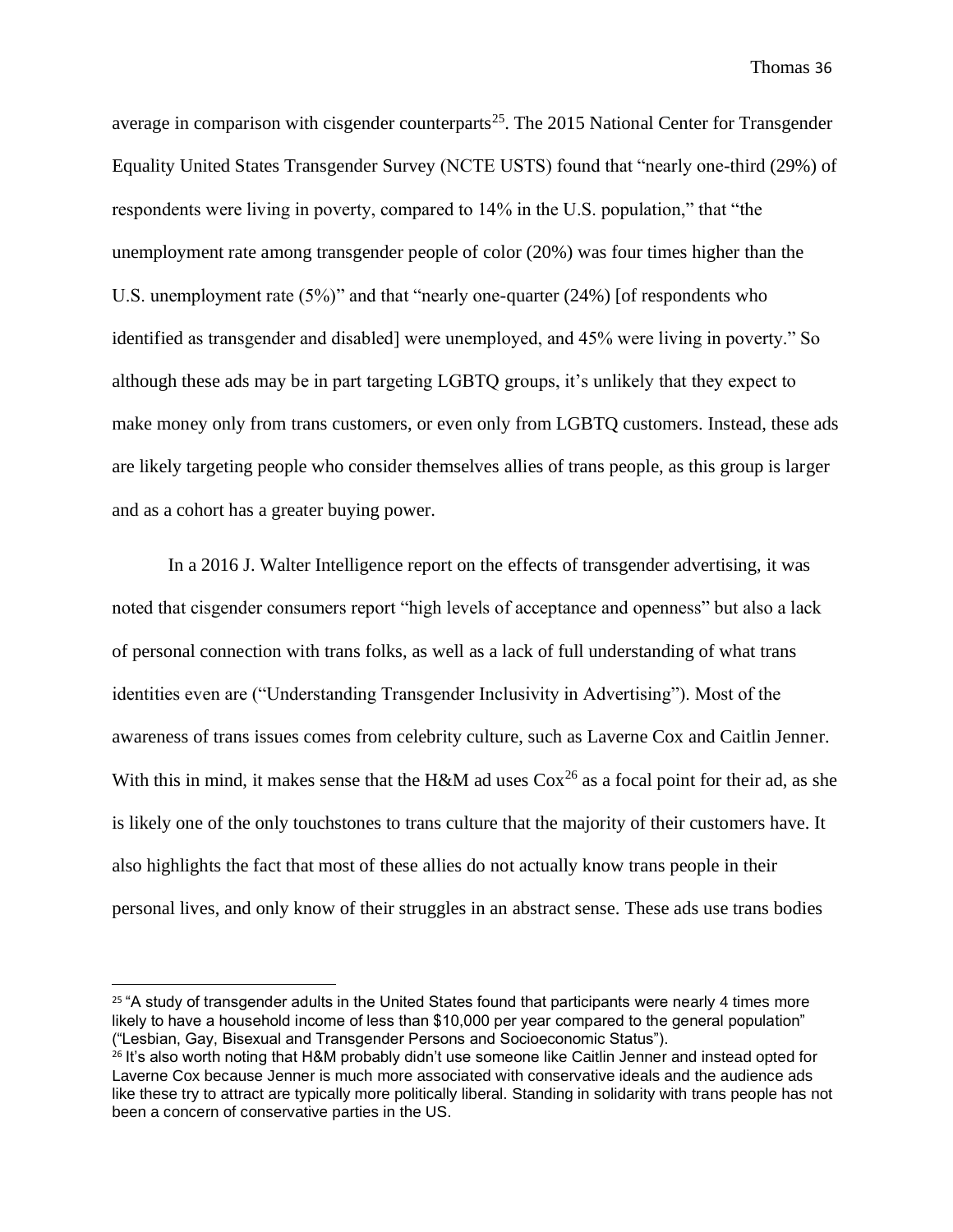average in comparison with cisgender counterparts[25]. The 2015 National Center for Transgender Equality United States Transgender Survey (NCTE USTS) found that "nearly one-third (29%) of respondents were living in poverty, compared to 14% in the U.S. population," that "the unemployment rate among transgender people of color (20%) was four times higher than the U.S. unemployment rate (5%)" and that "nearly one-quarter (24%) [of respondents who identified as transgender and disabled] were unemployed, and 45% were living in poverty." So although these ads may be in part targeting LGBTQ groups, it's unlikely that they expect to make money only from trans customers, or even only from LGBTQ customers. Instead, these ads are likely targeting people who consider themselves allies of trans people, as this group is larger and as a cohort has a greater buying power.

In a 2016 J. Walter Intelligence report on the effects of transgender advertising, it was noted that cisgender consumers report "high levels of acceptance and openness" but also a lack of personal connection with trans folks, as well as a lack of full understanding of what trans identities even are ("Understanding Transgender Inclusivity in Advertising"). Most of the awareness of trans issues comes from celebrity culture, such as Laverne Cox and Caitlin Jenner. With this in mind, it makes sense that the H&M ad uses Cox[26] as a focal point for their ad, as she is likely one of the only touchstones to trans culture that the majority of their customers have. It also highlights the fact that most of these allies do not actually know trans people in their personal lives, and only know of their struggles in an abstract sense. These ads use trans bodies

---

[25] "A study of transgender adults in the United States found that participants were nearly 4 times more likely to have a household income of less than $10,000 per year compared to the general population" ("Lesbian, Gay, Bisexual and Transgender Persons and Socioeconomic Status").

[26] It's also worth noting that H&M probably didn't use someone like Caitlin Jenner and instead opted for Laverne Cox because Jenner is much more associated with conservative ideals and the audience ads like these try to attract are typically more politically liberal. Standing in solidarity with trans people has not been a concern of conservative parties in the US.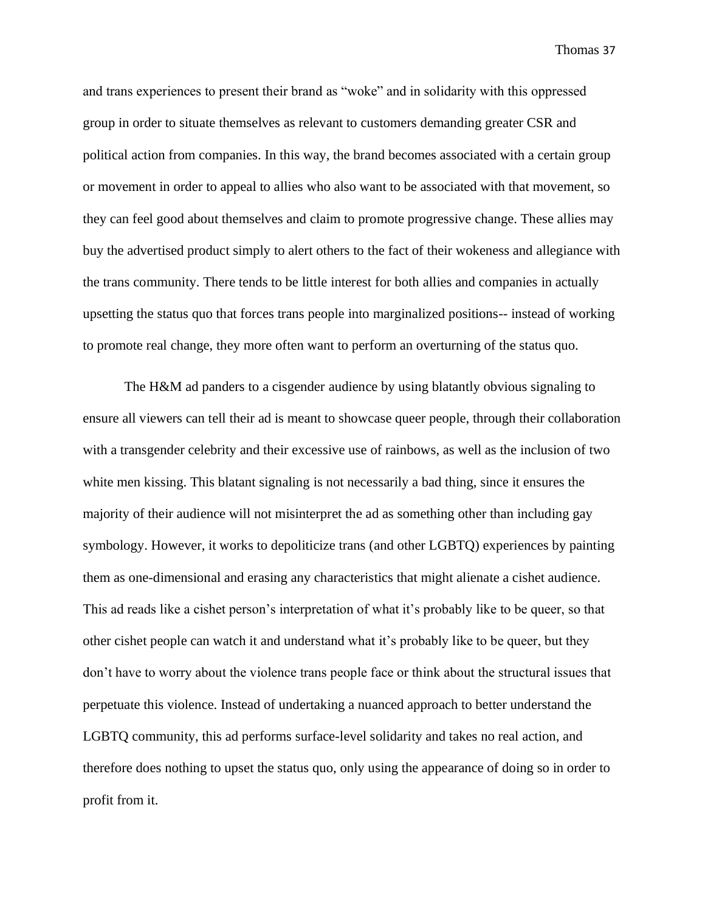and trans experiences to present their brand as "woke" and in solidarity with this oppressed group in order to situate themselves as relevant to customers demanding greater CSR and political action from companies. In this way, the brand becomes associated with a certain group or movement in order to appeal to allies who also want to be associated with that movement, so they can feel good about themselves and claim to promote progressive change. These allies may buy the advertised product simply to alert others to the fact of their wokeness and allegiance with the trans community. There tends to be little interest for both allies and companies in actually upsetting the status quo that forces trans people into marginalized positions-- instead of working to promote real change, they more often want to perform an overturning of the status quo.

The H&M ad panders to a cisgender audience by using blatantly obvious signaling to ensure all viewers can tell their ad is meant to showcase queer people, through their collaboration with a transgender celebrity and their excessive use of rainbows, as well as the inclusion of two white men kissing. This blatant signaling is not necessarily a bad thing, since it ensures the majority of their audience will not misinterpret the ad as something other than including gay symbology. However, it works to depoliticize trans (and other LGBTQ) experiences by painting them as one-dimensional and erasing any characteristics that might alienate a cishet audience. This ad reads like a cishet person's interpretation of what it's probably like to be queer, so that other cishet people can watch it and understand what it's probably like to be queer, but they don't have to worry about the violence trans people face or think about the structural issues that perpetuate this violence. Instead of undertaking a nuanced approach to better understand the LGBTQ community, this ad performs surface-level solidarity and takes no real action, and therefore does nothing to upset the status quo, only using the appearance of doing so in order to profit from it.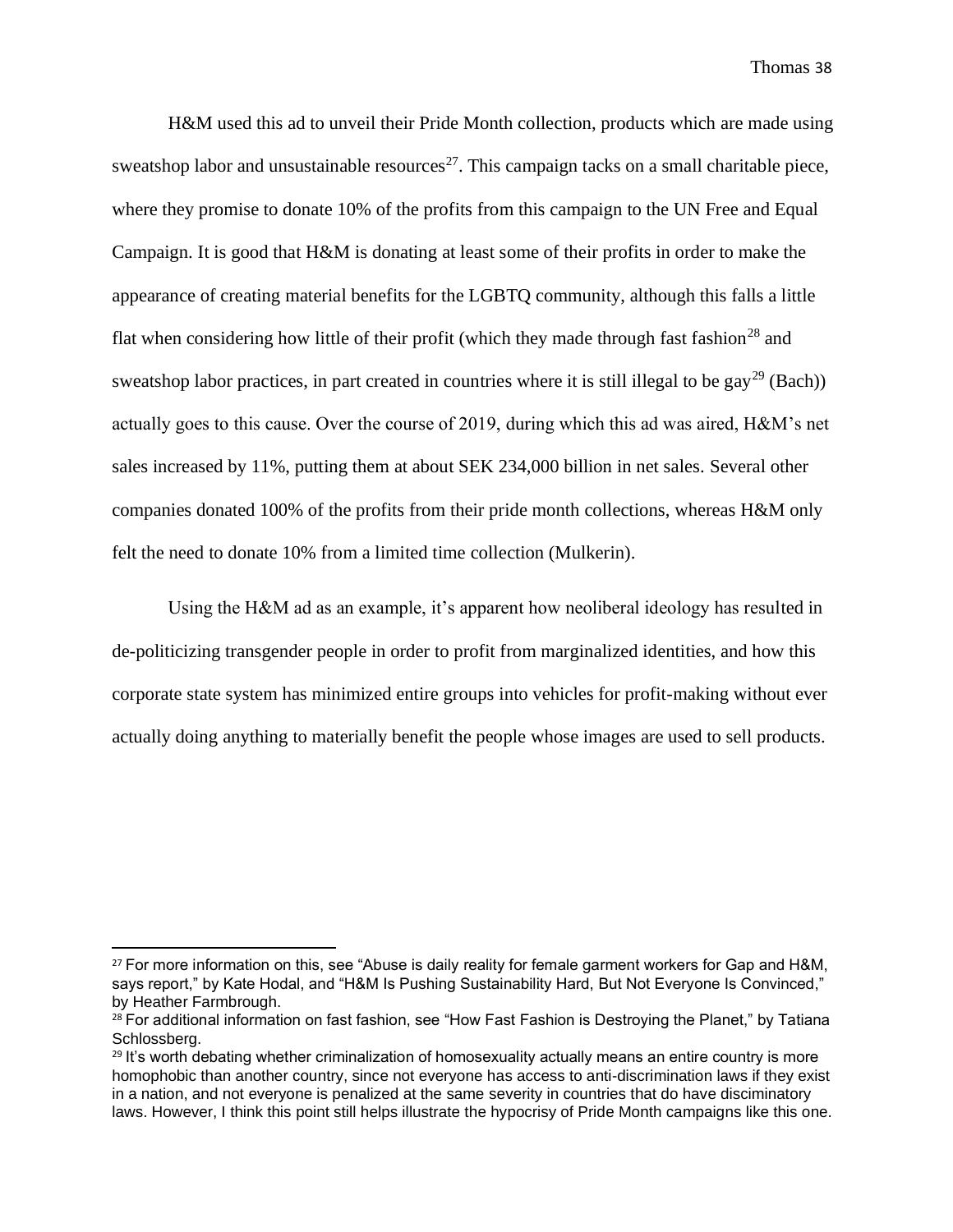H&M used this ad to unveil their Pride Month collection, products which are made using sweatshop labor and unsustainable resources[27]. This campaign tacks on a small charitable piece, where they promise to donate 10% of the profits from this campaign to the UN Free and Equal Campaign. It is good that H&M is donating at least some of their profits in order to make the appearance of creating material benefits for the LGBTQ community, although this falls a little flat when considering how little of their profit (which they made through fast fashion[28] and sweatshop labor practices, in part created in countries where it is still illegal to be gay[29] (Bach)) actually goes to this cause. Over the course of 2019, during which this ad was aired, H&M's net sales increased by 11%, putting them at about SEK 234,000 billion in net sales. Several other companies donated 100% of the profits from their pride month collections, whereas H&M only felt the need to donate 10% from a limited time collection (Mulkerin).

Using the H&M ad as an example, it's apparent how neoliberal ideology has resulted in de-politicizing transgender people in order to profit from marginalized identities, and how this corporate state system has minimized entire groups into vehicles for profit-making without ever actually doing anything to materially benefit the people whose images are used to sell products.

---

[27] For more information on this, see "Abuse is daily reality for female garment workers for Gap and H&M, says report," by Kate Hodal, and "H&M Is Pushing Sustainability Hard, But Not Everyone Is Convinced," by Heather Farmbrough.

[28] For additional information on fast fashion, see "How Fast Fashion is Destroying the Planet," by Tatiana Schlossberg.

[29] It's worth debating whether criminalization of homosexuality actually means an entire country is more homophobic than another country, since not everyone has access to anti-discrimination laws if they exist in a nation, and not everyone is penalized at the same severity in countries that do have disciminatory laws. However, I think this point still helps illustrate the hypocrisy of Pride Month campaigns like this one.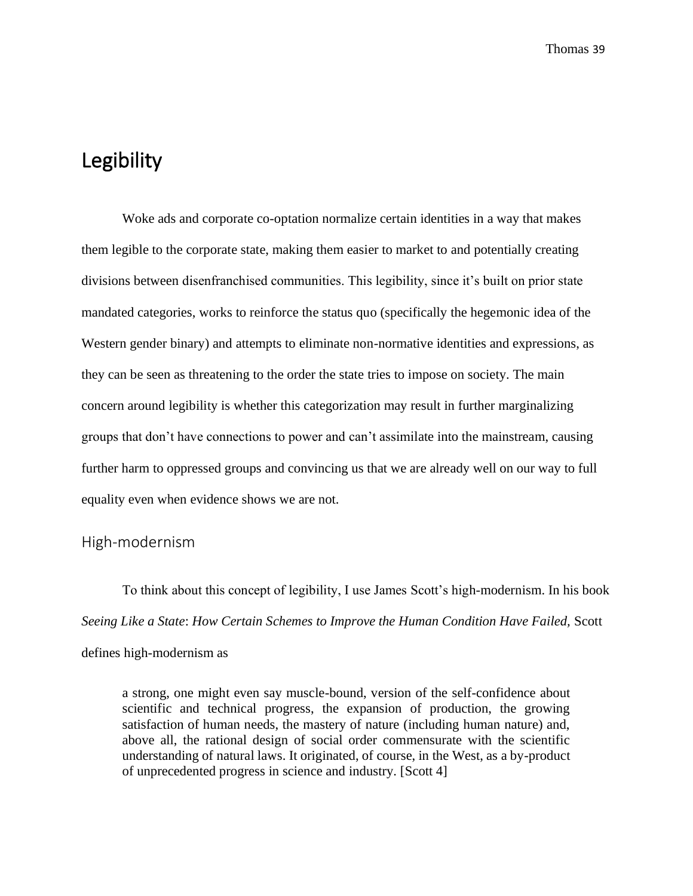# Legibility

Woke ads and corporate co-optation normalize certain identities in a way that makes them legible to the corporate state, making them easier to market to and potentially creating divisions between disenfranchised communities. This legibility, since it's built on prior state mandated categories, works to reinforce the status quo (specifically the hegemonic idea of the Western gender binary) and attempts to eliminate non-normative identities and expressions, as they can be seen as threatening to the order the state tries to impose on society. The main concern around legibility is whether this categorization may result in further marginalizing groups that don't have connections to power and can't assimilate into the mainstream, causing further harm to oppressed groups and convincing us that we are already well on our way to full equality even when evidence shows we are not.

## High-modernism

To think about this concept of legibility, I use James Scott's high-modernism. In his book *Seeing Like a State*: *How Certain Schemes to Improve the Human Condition Have Failed,* Scott defines high-modernism as

> a strong, one might even say muscle-bound, version of the self-confidence about scientific and technical progress, the expansion of production, the growing satisfaction of human needs, the mastery of nature (including human nature) and, above all, the rational design of social order commensurate with the scientific understanding of natural laws. It originated, of course, in the West, as a by-product of unprecedented progress in science and industry. [Scott 4]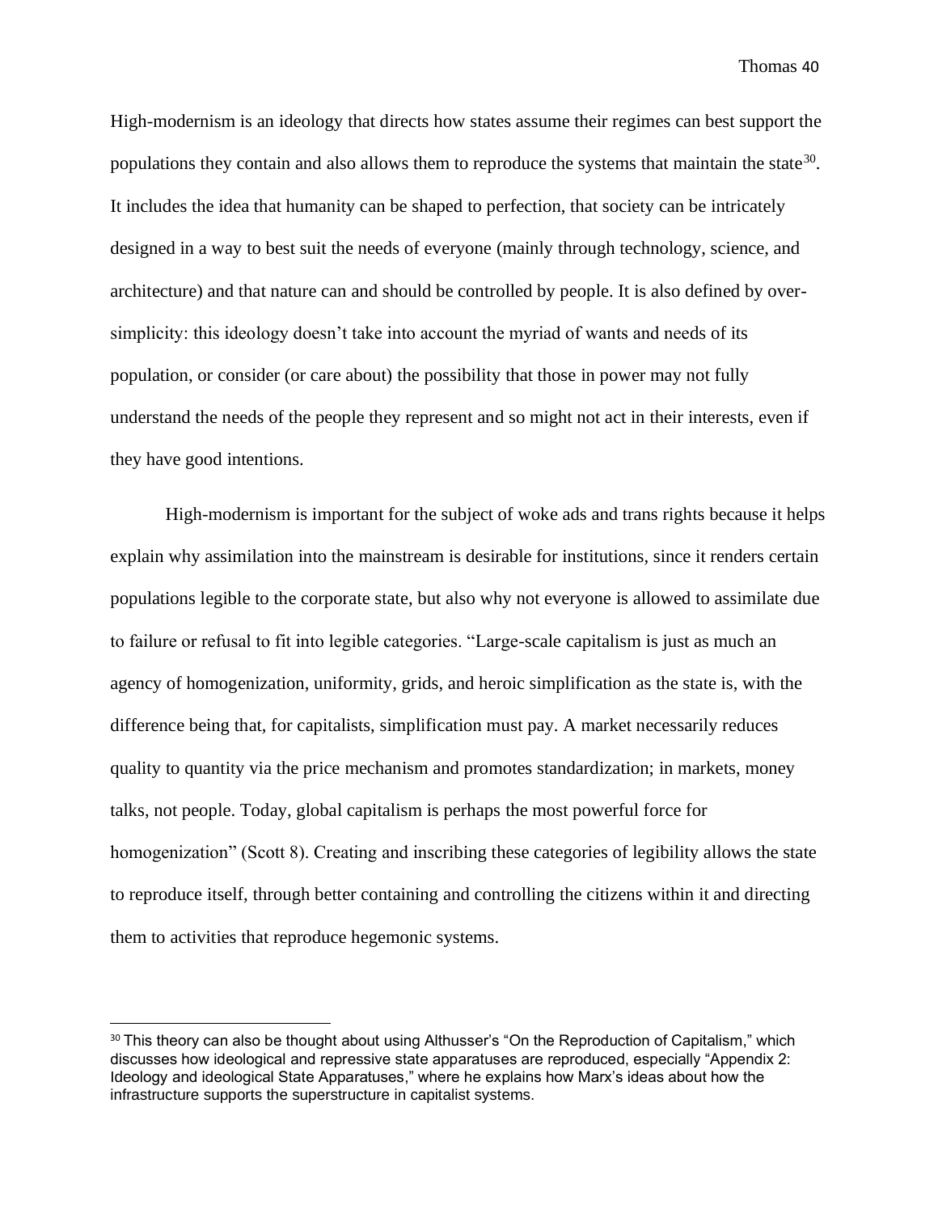High-modernism is an ideology that directs how states assume their regimes can best support the populations they contain and also allows them to reproduce the systems that maintain the state[30]. It includes the idea that humanity can be shaped to perfection, that society can be intricately designed in a way to best suit the needs of everyone (mainly through technology, science, and architecture) and that nature can and should be controlled by people. It is also defined by over-simplicity: this ideology doesn't take into account the myriad of wants and needs of its population, or consider (or care about) the possibility that those in power may not fully understand the needs of the people they represent and so might not act in their interests, even if they have good intentions.

High-modernism is important for the subject of woke ads and trans rights because it helps explain why assimilation into the mainstream is desirable for institutions, since it renders certain populations legible to the corporate state, but also why not everyone is allowed to assimilate due to failure or refusal to fit into legible categories. "Large-scale capitalism is just as much an agency of homogenization, uniformity, grids, and heroic simplification as the state is, with the difference being that, for capitalists, simplification must pay. A market necessarily reduces quality to quantity via the price mechanism and promotes standardization; in markets, money talks, not people. Today, global capitalism is perhaps the most powerful force for homogenization" (Scott 8). Creating and inscribing these categories of legibility allows the state to reproduce itself, through better containing and controlling the citizens within it and directing them to activities that reproduce hegemonic systems.

---

[30] This theory can also be thought about using Althusser's "On the Reproduction of Capitalism," which discusses how ideological and repressive state apparatuses are reproduced, especially "Appendix 2: Ideology and ideological State Apparatuses," where he explains how Marx's ideas about how the infrastructure supports the superstructure in capitalist systems.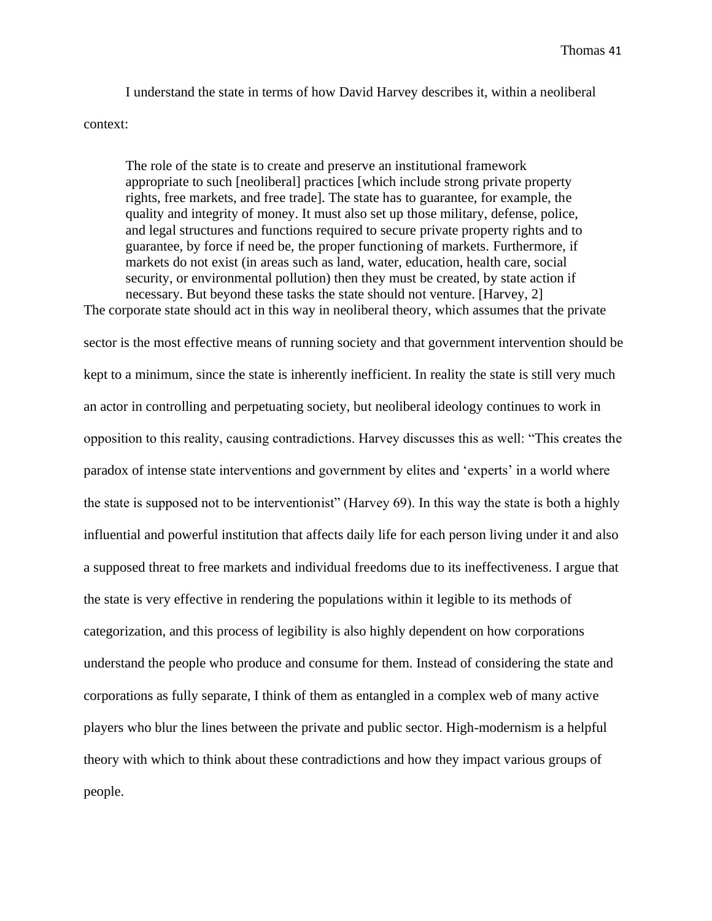I understand the state in terms of how David Harvey describes it, within a neoliberal context:

> The role of the state is to create and preserve an institutional framework appropriate to such [neoliberal] practices [which include strong private property rights, free markets, and free trade]. The state has to guarantee, for example, the quality and integrity of money. It must also set up those military, defense, police, and legal structures and functions required to secure private property rights and to guarantee, by force if need be, the proper functioning of markets. Furthermore, if markets do not exist (in areas such as land, water, education, health care, social security, or environmental pollution) then they must be created, by state action if necessary. But beyond these tasks the state should not venture. [Harvey, 2]

The corporate state should act in this way in neoliberal theory, which assumes that the private sector is the most effective means of running society and that government intervention should be kept to a minimum, since the state is inherently inefficient. In reality the state is still very much an actor in controlling and perpetuating society, but neoliberal ideology continues to work in opposition to this reality, causing contradictions. Harvey discusses this as well: "This creates the paradox of intense state interventions and government by elites and 'experts' in a world where the state is supposed not to be interventionist" (Harvey 69). In this way the state is both a highly influential and powerful institution that affects daily life for each person living under it and also a supposed threat to free markets and individual freedoms due to its ineffectiveness. I argue that the state is very effective in rendering the populations within it legible to its methods of categorization, and this process of legibility is also highly dependent on how corporations understand the people who produce and consume for them. Instead of considering the state and corporations as fully separate, I think of them as entangled in a complex web of many active players who blur the lines between the private and public sector. High-modernism is a helpful theory with which to think about these contradictions and how they impact various groups of people.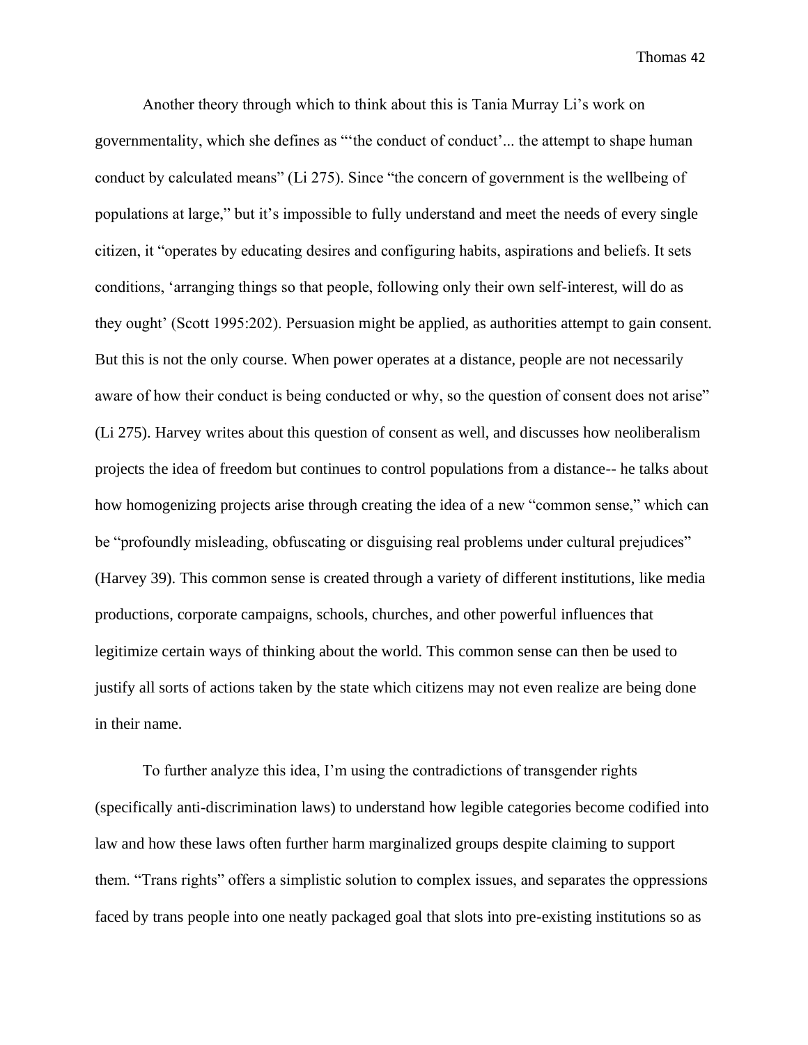Another theory through which to think about this is Tania Murray Li's work on governmentality, which she defines as "'the conduct of conduct'... the attempt to shape human conduct by calculated means" (Li 275). Since "the concern of government is the wellbeing of populations at large," but it's impossible to fully understand and meet the needs of every single citizen, it "operates by educating desires and configuring habits, aspirations and beliefs. It sets conditions, 'arranging things so that people, following only their own self-interest, will do as they ought' (Scott 1995:202). Persuasion might be applied, as authorities attempt to gain consent. But this is not the only course. When power operates at a distance, people are not necessarily aware of how their conduct is being conducted or why, so the question of consent does not arise" (Li 275). Harvey writes about this question of consent as well, and discusses how neoliberalism projects the idea of freedom but continues to control populations from a distance-- he talks about how homogenizing projects arise through creating the idea of a new "common sense," which can be "profoundly misleading, obfuscating or disguising real problems under cultural prejudices" (Harvey 39). This common sense is created through a variety of different institutions, like media productions, corporate campaigns, schools, churches, and other powerful influences that legitimize certain ways of thinking about the world. This common sense can then be used to justify all sorts of actions taken by the state which citizens may not even realize are being done in their name.

To further analyze this idea, I'm using the contradictions of transgender rights (specifically anti-discrimination laws) to understand how legible categories become codified into law and how these laws often further harm marginalized groups despite claiming to support them. "Trans rights" offers a simplistic solution to complex issues, and separates the oppressions faced by trans people into one neatly packaged goal that slots into pre-existing institutions so as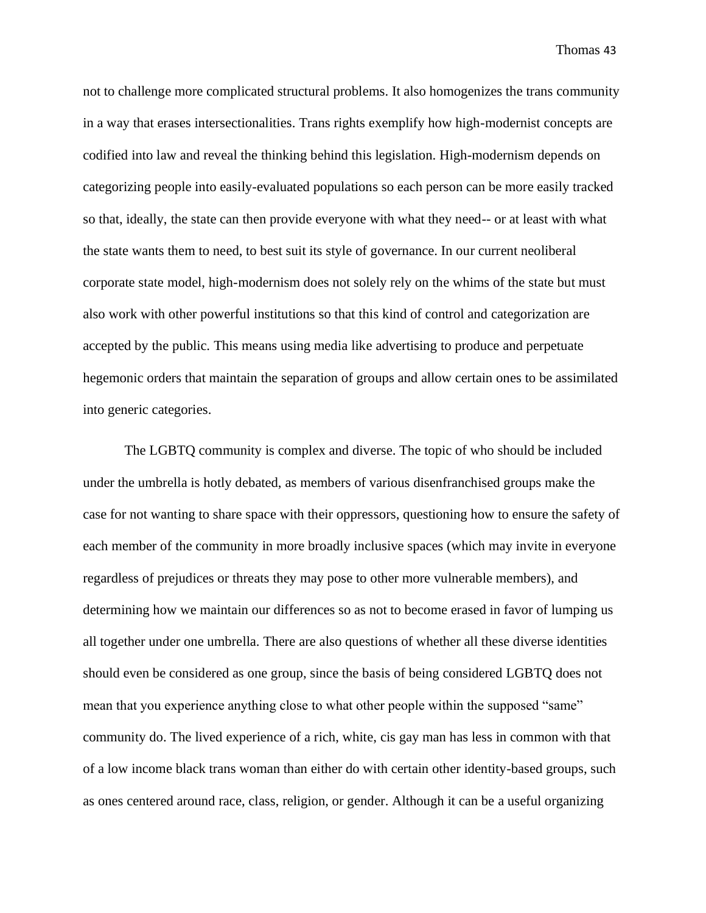not to challenge more complicated structural problems. It also homogenizes the trans community in a way that erases intersectionalities. Trans rights exemplify how high-modernist concepts are codified into law and reveal the thinking behind this legislation. High-modernism depends on categorizing people into easily-evaluated populations so each person can be more easily tracked so that, ideally, the state can then provide everyone with what they need-- or at least with what the state wants them to need, to best suit its style of governance. In our current neoliberal corporate state model, high-modernism does not solely rely on the whims of the state but must also work with other powerful institutions so that this kind of control and categorization are accepted by the public. This means using media like advertising to produce and perpetuate hegemonic orders that maintain the separation of groups and allow certain ones to be assimilated into generic categories.

The LGBTQ community is complex and diverse. The topic of who should be included under the umbrella is hotly debated, as members of various disenfranchised groups make the case for not wanting to share space with their oppressors, questioning how to ensure the safety of each member of the community in more broadly inclusive spaces (which may invite in everyone regardless of prejudices or threats they may pose to other more vulnerable members), and determining how we maintain our differences so as not to become erased in favor of lumping us all together under one umbrella. There are also questions of whether all these diverse identities should even be considered as one group, since the basis of being considered LGBTQ does not mean that you experience anything close to what other people within the supposed "same" community do. The lived experience of a rich, white, cis gay man has less in common with that of a low income black trans woman than either do with certain other identity-based groups, such as ones centered around race, class, religion, or gender. Although it can be a useful organizing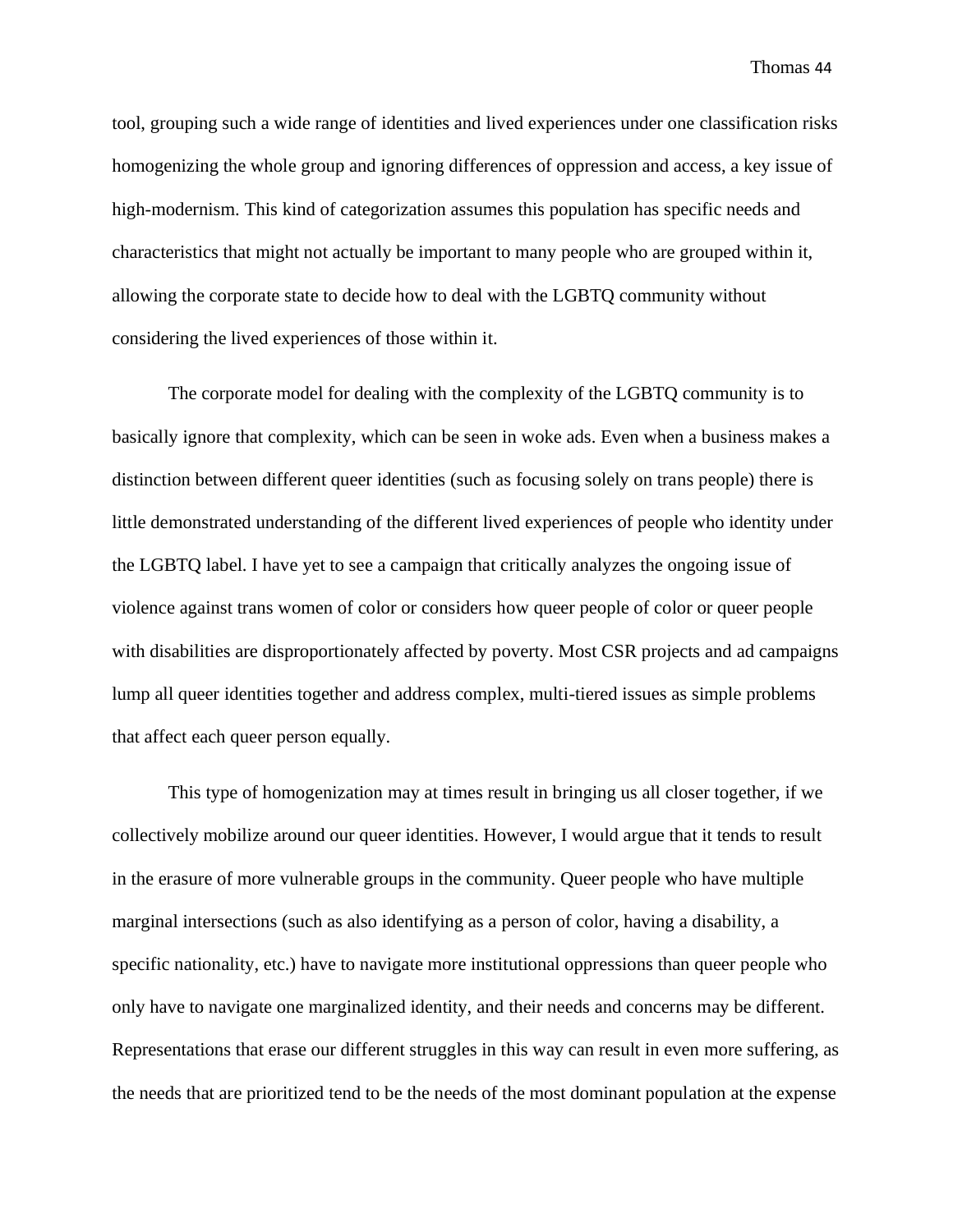tool, grouping such a wide range of identities and lived experiences under one classification risks homogenizing the whole group and ignoring differences of oppression and access, a key issue of high-modernism. This kind of categorization assumes this population has specific needs and characteristics that might not actually be important to many people who are grouped within it, allowing the corporate state to decide how to deal with the LGBTQ community without considering the lived experiences of those within it.

The corporate model for dealing with the complexity of the LGBTQ community is to basically ignore that complexity, which can be seen in woke ads. Even when a business makes a distinction between different queer identities (such as focusing solely on trans people) there is little demonstrated understanding of the different lived experiences of people who identity under the LGBTQ label. I have yet to see a campaign that critically analyzes the ongoing issue of violence against trans women of color or considers how queer people of color or queer people with disabilities are disproportionately affected by poverty. Most CSR projects and ad campaigns lump all queer identities together and address complex, multi-tiered issues as simple problems that affect each queer person equally.

This type of homogenization may at times result in bringing us all closer together, if we collectively mobilize around our queer identities. However, I would argue that it tends to result in the erasure of more vulnerable groups in the community. Queer people who have multiple marginal intersections (such as also identifying as a person of color, having a disability, a specific nationality, etc.) have to navigate more institutional oppressions than queer people who only have to navigate one marginalized identity, and their needs and concerns may be different. Representations that erase our different struggles in this way can result in even more suffering, as the needs that are prioritized tend to be the needs of the most dominant population at the expense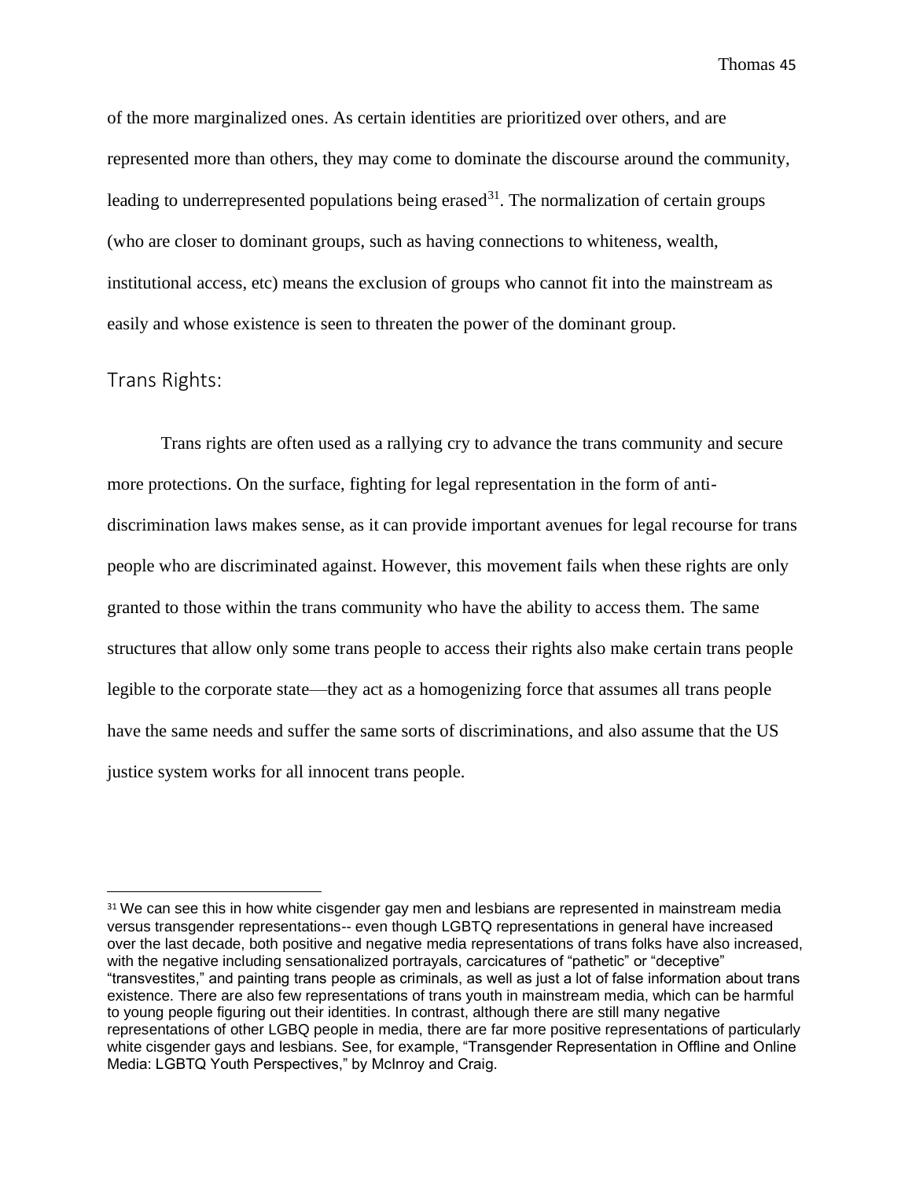of the more marginalized ones. As certain identities are prioritized over others, and are represented more than others, they may come to dominate the discourse around the community, leading to underrepresented populations being erased[31]. The normalization of certain groups (who are closer to dominant groups, such as having connections to whiteness, wealth, institutional access, etc) means the exclusion of groups who cannot fit into the mainstream as easily and whose existence is seen to threaten the power of the dominant group.

## Trans Rights:

Trans rights are often used as a rallying cry to advance the trans community and secure more protections. On the surface, fighting for legal representation in the form of anti-discrimination laws makes sense, as it can provide important avenues for legal recourse for trans people who are discriminated against. However, this movement fails when these rights are only granted to those within the trans community who have the ability to access them. The same structures that allow only some trans people to access their rights also make certain trans people legible to the corporate state—they act as a homogenizing force that assumes all trans people have the same needs and suffer the same sorts of discriminations, and also assume that the US justice system works for all innocent trans people.

---

[31] We can see this in how white cisgender gay men and lesbians are represented in mainstream media versus transgender representations-- even though LGBTQ representations in general have increased over the last decade, both positive and negative media representations of trans folks have also increased, with the negative including sensationalized portrayals, carcicatures of "pathetic" or "deceptive" "transvestites," and painting trans people as criminals, as well as just a lot of false information about trans existence. There are also few representations of trans youth in mainstream media, which can be harmful to young people figuring out their identities. In contrast, although there are still many negative representations of other LGBQ people in media, there are far more positive representations of particularly white cisgender gays and lesbians. See, for example, "Transgender Representation in Offline and Online Media: LGBTQ Youth Perspectives," by McInroy and Craig.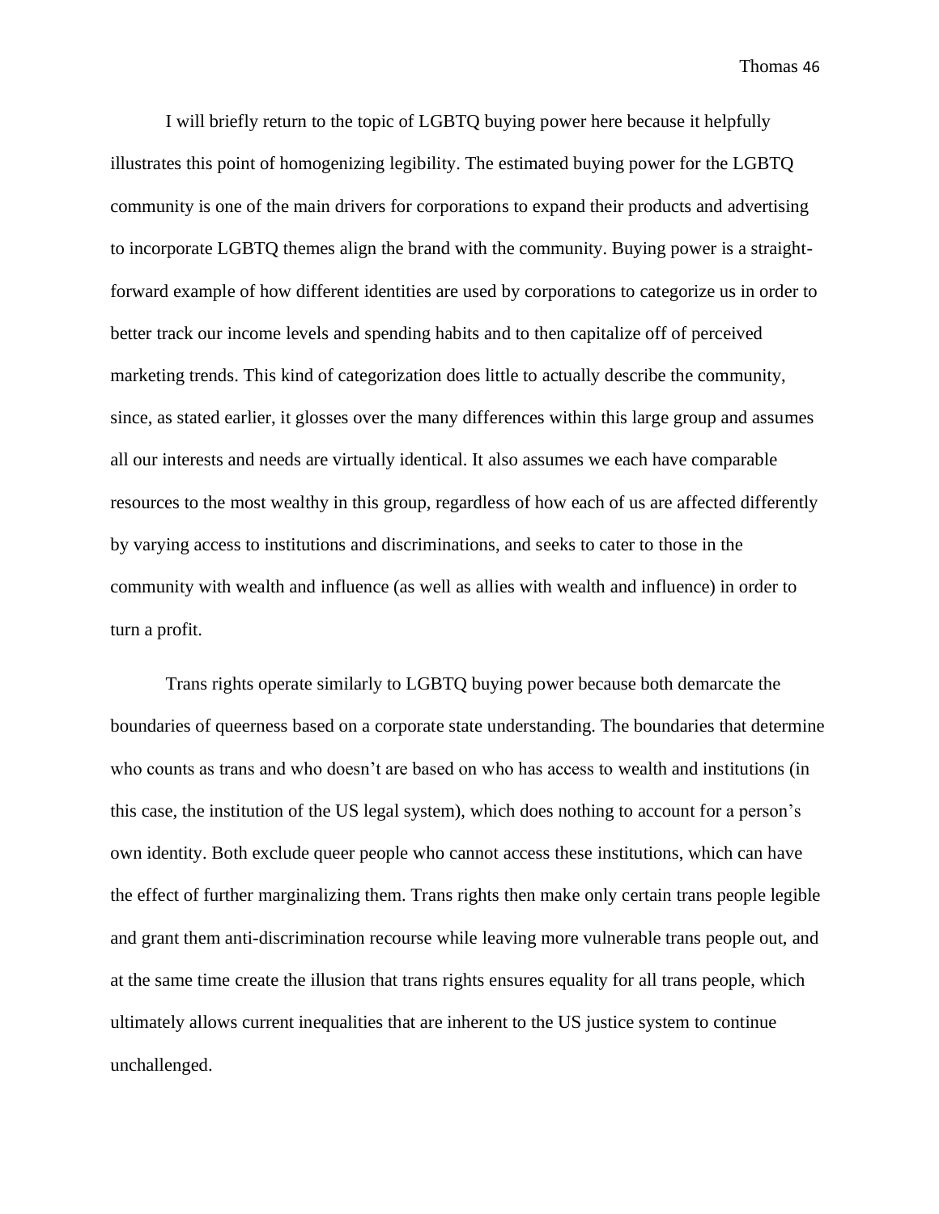I will briefly return to the topic of LGBTQ buying power here because it helpfully illustrates this point of homogenizing legibility. The estimated buying power for the LGBTQ community is one of the main drivers for corporations to expand their products and advertising to incorporate LGBTQ themes align the brand with the community. Buying power is a straight-forward example of how different identities are used by corporations to categorize us in order to better track our income levels and spending habits and to then capitalize off of perceived marketing trends. This kind of categorization does little to actually describe the community, since, as stated earlier, it glosses over the many differences within this large group and assumes all our interests and needs are virtually identical. It also assumes we each have comparable resources to the most wealthy in this group, regardless of how each of us are affected differently by varying access to institutions and discriminations, and seeks to cater to those in the community with wealth and influence (as well as allies with wealth and influence) in order to turn a profit.

Trans rights operate similarly to LGBTQ buying power because both demarcate the boundaries of queerness based on a corporate state understanding. The boundaries that determine who counts as trans and who doesn't are based on who has access to wealth and institutions (in this case, the institution of the US legal system), which does nothing to account for a person's own identity. Both exclude queer people who cannot access these institutions, which can have the effect of further marginalizing them. Trans rights then make only certain trans people legible and grant them anti-discrimination recourse while leaving more vulnerable trans people out, and at the same time create the illusion that trans rights ensures equality for all trans people, which ultimately allows current inequalities that are inherent to the US justice system to continue unchallenged.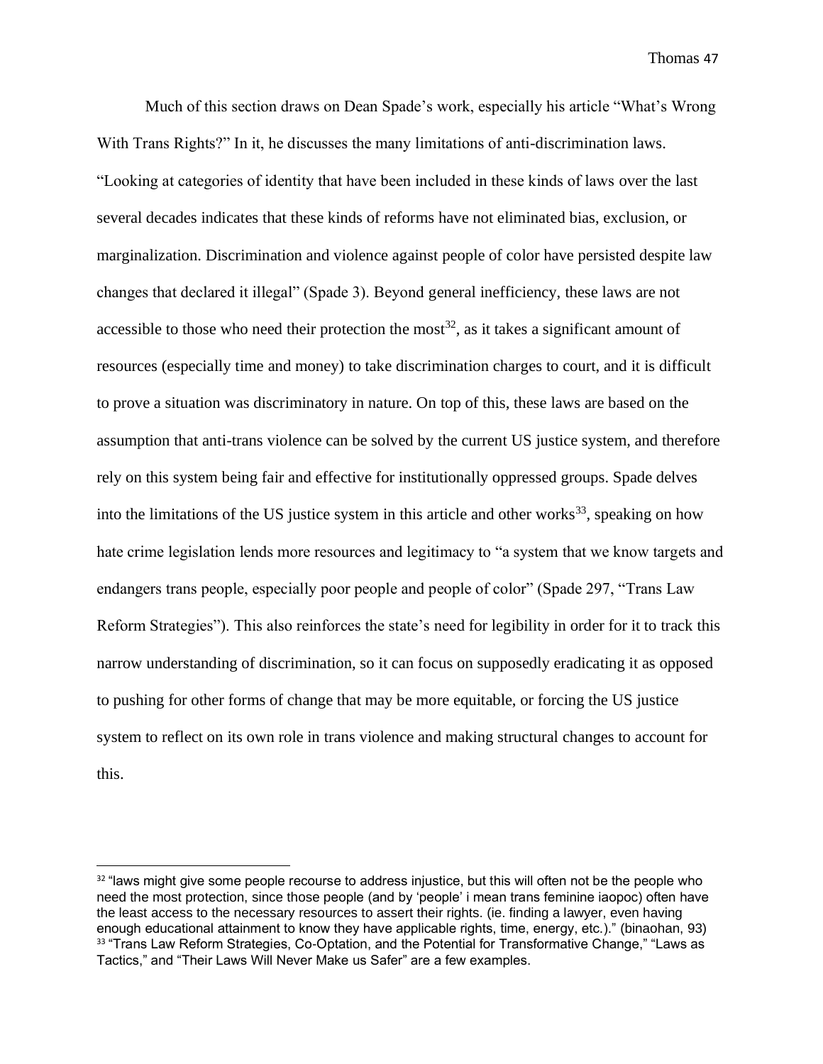Much of this section draws on Dean Spade's work, especially his article "What's Wrong With Trans Rights?" In it, he discusses the many limitations of anti-discrimination laws. "Looking at categories of identity that have been included in these kinds of laws over the last several decades indicates that these kinds of reforms have not eliminated bias, exclusion, or marginalization. Discrimination and violence against people of color have persisted despite law changes that declared it illegal" (Spade 3). Beyond general inefficiency, these laws are not accessible to those who need their protection the most[32], as it takes a significant amount of resources (especially time and money) to take discrimination charges to court, and it is difficult to prove a situation was discriminatory in nature. On top of this, these laws are based on the assumption that anti-trans violence can be solved by the current US justice system, and therefore rely on this system being fair and effective for institutionally oppressed groups. Spade delves into the limitations of the US justice system in this article and other works[33], speaking on how hate crime legislation lends more resources and legitimacy to "a system that we know targets and endangers trans people, especially poor people and people of color" (Spade 297, "Trans Law Reform Strategies"). This also reinforces the state's need for legibility in order for it to track this narrow understanding of discrimination, so it can focus on supposedly eradicating it as opposed to pushing for other forms of change that may be more equitable, or forcing the US justice system to reflect on its own role in trans violence and making structural changes to account for this.

---

[32] "laws might give some people recourse to address injustice, but this will often not be the people who need the most protection, since those people (and by 'people' i mean trans feminine iaopoc) often have the least access to the necessary resources to assert their rights. (ie. finding a lawyer, even having enough educational attainment to know they have applicable rights, time, energy, etc.)." (binaohan, 93)

[33] "Trans Law Reform Strategies, Co-Optation, and the Potential for Transformative Change," "Laws as Tactics," and "Their Laws Will Never Make us Safer" are a few examples.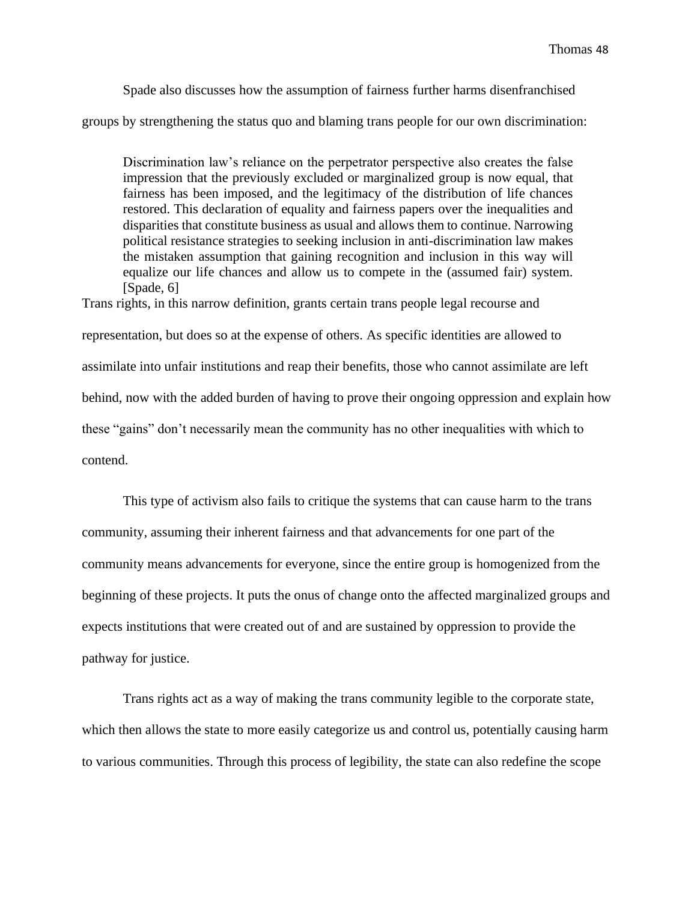Spade also discusses how the assumption of fairness further harms disenfranchised groups by strengthening the status quo and blaming trans people for our own discrimination:

> Discrimination law's reliance on the perpetrator perspective also creates the false impression that the previously excluded or marginalized group is now equal, that fairness has been imposed, and the legitimacy of the distribution of life chances restored. This declaration of equality and fairness papers over the inequalities and disparities that constitute business as usual and allows them to continue. Narrowing political resistance strategies to seeking inclusion in anti-discrimination law makes the mistaken assumption that gaining recognition and inclusion in this way will equalize our life chances and allow us to compete in the (assumed fair) system. [Spade, 6]

Trans rights, in this narrow definition, grants certain trans people legal recourse and representation, but does so at the expense of others. As specific identities are allowed to assimilate into unfair institutions and reap their benefits, those who cannot assimilate are left behind, now with the added burden of having to prove their ongoing oppression and explain how these "gains" don't necessarily mean the community has no other inequalities with which to contend.

This type of activism also fails to critique the systems that can cause harm to the trans community, assuming their inherent fairness and that advancements for one part of the community means advancements for everyone, since the entire group is homogenized from the beginning of these projects. It puts the onus of change onto the affected marginalized groups and expects institutions that were created out of and are sustained by oppression to provide the pathway for justice.

Trans rights act as a way of making the trans community legible to the corporate state, which then allows the state to more easily categorize us and control us, potentially causing harm to various communities. Through this process of legibility, the state can also redefine the scope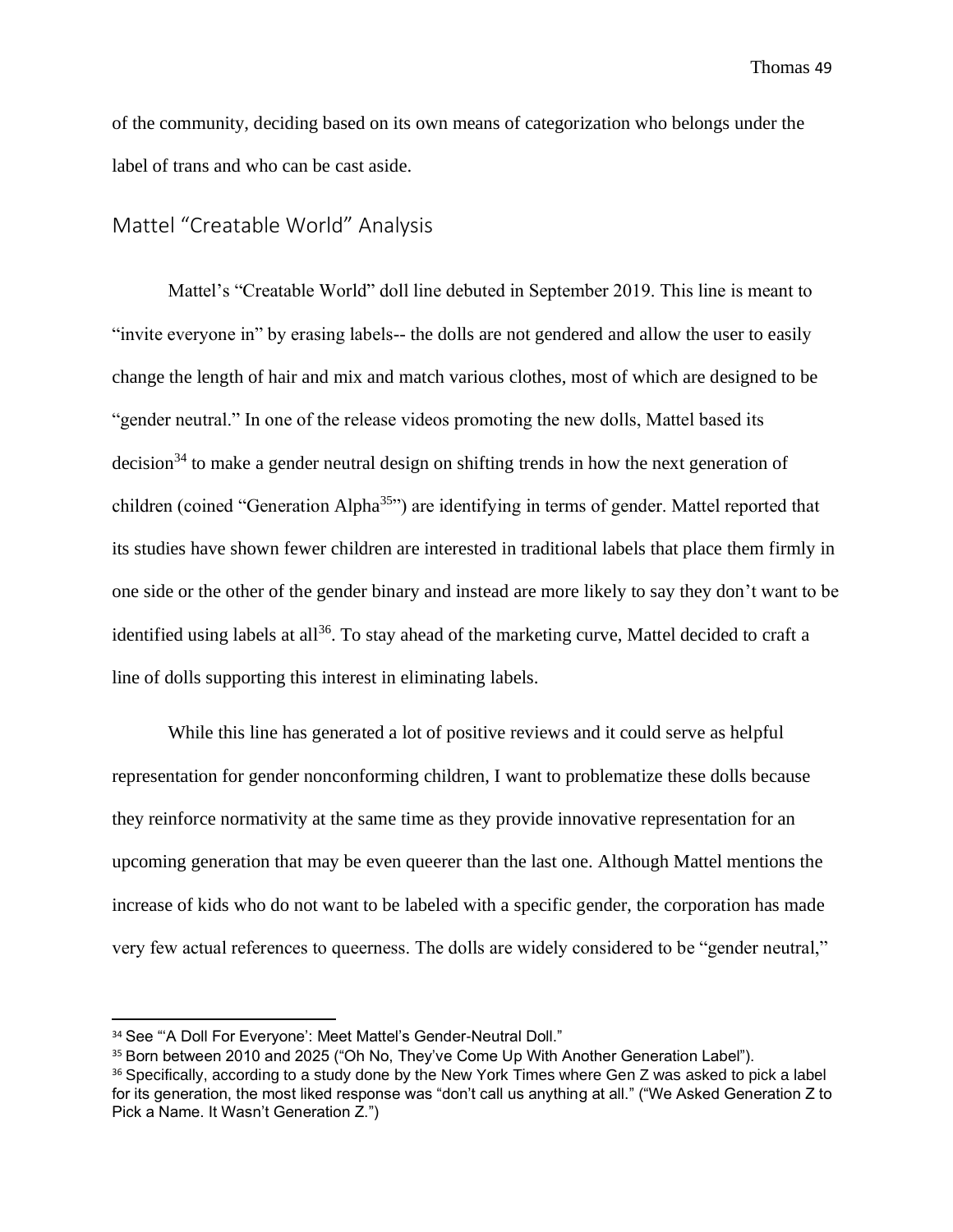of the community, deciding based on its own means of categorization who belongs under the label of trans and who can be cast aside.

## Mattel "Creatable World" Analysis

Mattel's "Creatable World" doll line debuted in September 2019. This line is meant to "invite everyone in" by erasing labels-- the dolls are not gendered and allow the user to easily change the length of hair and mix and match various clothes, most of which are designed to be "gender neutral." In one of the release videos promoting the new dolls, Mattel based its decision[34] to make a gender neutral design on shifting trends in how the next generation of children (coined "Generation Alpha[35]") are identifying in terms of gender. Mattel reported that its studies have shown fewer children are interested in traditional labels that place them firmly in one side or the other of the gender binary and instead are more likely to say they don't want to be identified using labels at all[36]. To stay ahead of the marketing curve, Mattel decided to craft a line of dolls supporting this interest in eliminating labels.

While this line has generated a lot of positive reviews and it could serve as helpful representation for gender nonconforming children, I want to problematize these dolls because they reinforce normativity at the same time as they provide innovative representation for an upcoming generation that may be even queerer than the last one. Although Mattel mentions the increase of kids who do not want to be labeled with a specific gender, the corporation has made very few actual references to queerness. The dolls are widely considered to be "gender neutral,"

---

[34] See "'A Doll For Everyone': Meet Mattel's Gender-Neutral Doll."

[35] Born between 2010 and 2025 ("Oh No, They've Come Up With Another Generation Label").

[36] Specifically, according to a study done by the New York Times where Gen Z was asked to pick a label for its generation, the most liked response was "don't call us anything at all." ("We Asked Generation Z to Pick a Name. It Wasn't Generation Z.")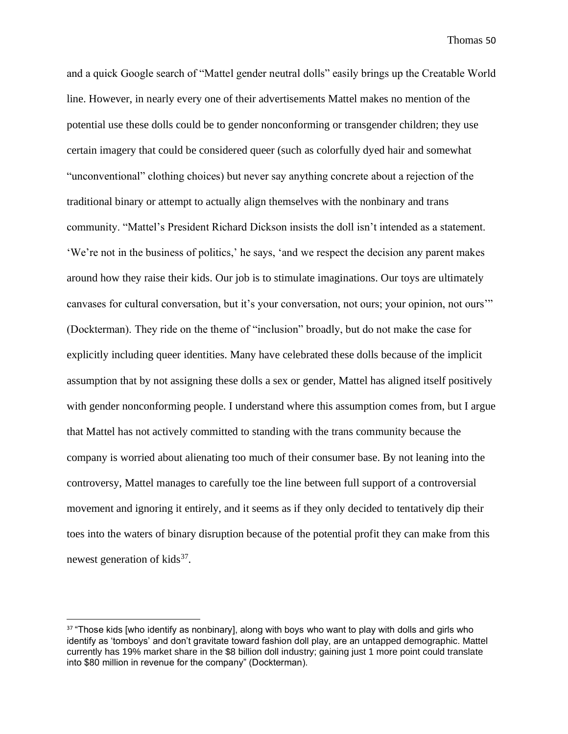and a quick Google search of "Mattel gender neutral dolls" easily brings up the Creatable World line. However, in nearly every one of their advertisements Mattel makes no mention of the potential use these dolls could be to gender nonconforming or transgender children; they use certain imagery that could be considered queer (such as colorfully dyed hair and somewhat "unconventional" clothing choices) but never say anything concrete about a rejection of the traditional binary or attempt to actually align themselves with the nonbinary and trans community. "Mattel's President Richard Dickson insists the doll isn't intended as a statement. 'We're not in the business of politics,' he says, 'and we respect the decision any parent makes around how they raise their kids. Our job is to stimulate imaginations. Our toys are ultimately canvases for cultural conversation, but it's your conversation, not ours; your opinion, not ours'" (Dockterman). They ride on the theme of "inclusion" broadly, but do not make the case for explicitly including queer identities. Many have celebrated these dolls because of the implicit assumption that by not assigning these dolls a sex or gender, Mattel has aligned itself positively with gender nonconforming people. I understand where this assumption comes from, but I argue that Mattel has not actively committed to standing with the trans community because the company is worried about alienating too much of their consumer base. By not leaning into the controversy, Mattel manages to carefully toe the line between full support of a controversial movement and ignoring it entirely, and it seems as if they only decided to tentatively dip their toes into the waters of binary disruption because of the potential profit they can make from this newest generation of kids[37].

---

[37] "Those kids [who identify as nonbinary], along with boys who want to play with dolls and girls who identify as 'tomboys' and don't gravitate toward fashion doll play, are an untapped demographic. Mattel currently has 19% market share in the $8 billion doll industry; gaining just 1 more point could translate into $80 million in revenue for the company" (Dockterman).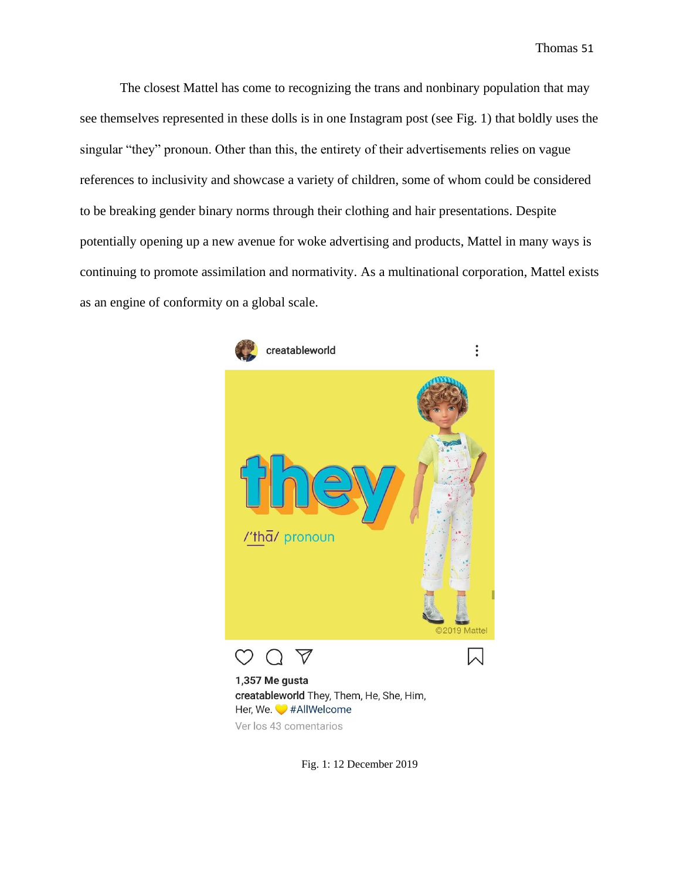The closest Mattel has come to recognizing the trans and nonbinary population that may see themselves represented in these dolls is in one Instagram post (see Fig. 1) that boldly uses the singular "they" pronoun. Other than this, the entirety of their advertisements relies on vague references to inclusivity and showcase a variety of children, some of whom could be considered to be breaking gender binary norms through their clothing and hair presentations. Despite potentially opening up a new avenue for woke advertising and products, Mattel in many ways is continuing to promote assimilation and normativity. As a multinational corporation, Mattel exists as an engine of conformity on a global scale.

Fig. 1: 12 December 2019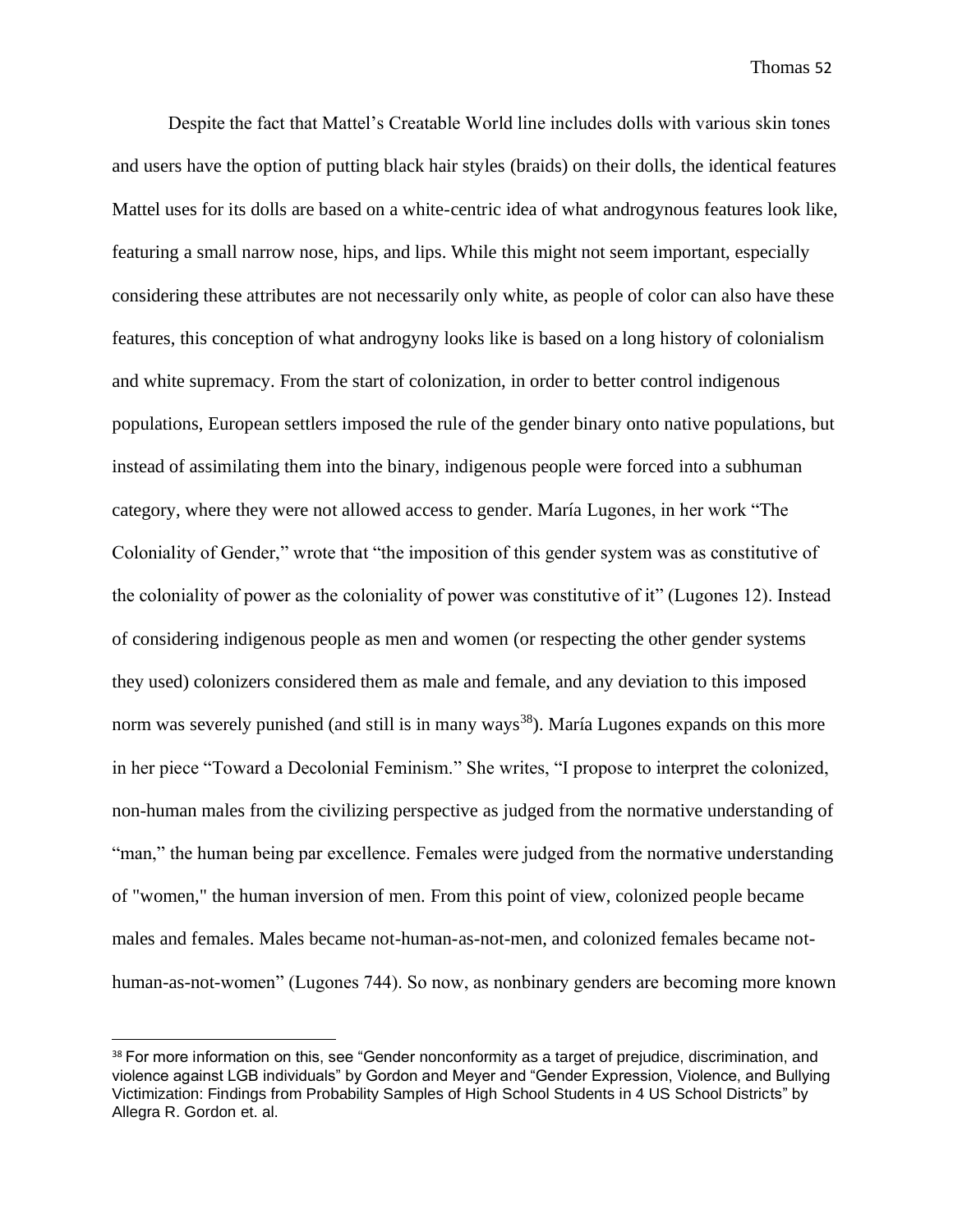Despite the fact that Mattel's Creatable World line includes dolls with various skin tones and users have the option of putting black hair styles (braids) on their dolls, the identical features Mattel uses for its dolls are based on a white-centric idea of what androgynous features look like, featuring a small narrow nose, hips, and lips. While this might not seem important, especially considering these attributes are not necessarily only white, as people of color can also have these features, this conception of what androgyny looks like is based on a long history of colonialism and white supremacy. From the start of colonization, in order to better control indigenous populations, European settlers imposed the rule of the gender binary onto native populations, but instead of assimilating them into the binary, indigenous people were forced into a subhuman category, where they were not allowed access to gender. María Lugones, in her work "The Coloniality of Gender," wrote that "the imposition of this gender system was as constitutive of the coloniality of power as the coloniality of power was constitutive of it" (Lugones 12). Instead of considering indigenous people as men and women (or respecting the other gender systems they used) colonizers considered them as male and female, and any deviation to this imposed norm was severely punished (and still is in many ways[38]). María Lugones expands on this more in her piece "Toward a Decolonial Feminism." She writes, "I propose to interpret the colonized, non-human males from the civilizing perspective as judged from the normative understanding of "man," the human being par excellence. Females were judged from the normative understanding of "women," the human inversion of men. From this point of view, colonized people became males and females. Males became not-human-as-not-men, and colonized females became not-human-as-not-women" (Lugones 744). So now, as nonbinary genders are becoming more known

---

[38] For more information on this, see "Gender nonconformity as a target of prejudice, discrimination, and violence against LGB individuals" by Gordon and Meyer and "Gender Expression, Violence, and Bullying Victimization: Findings from Probability Samples of High School Students in 4 US School Districts" by Allegra R. Gordon et. al.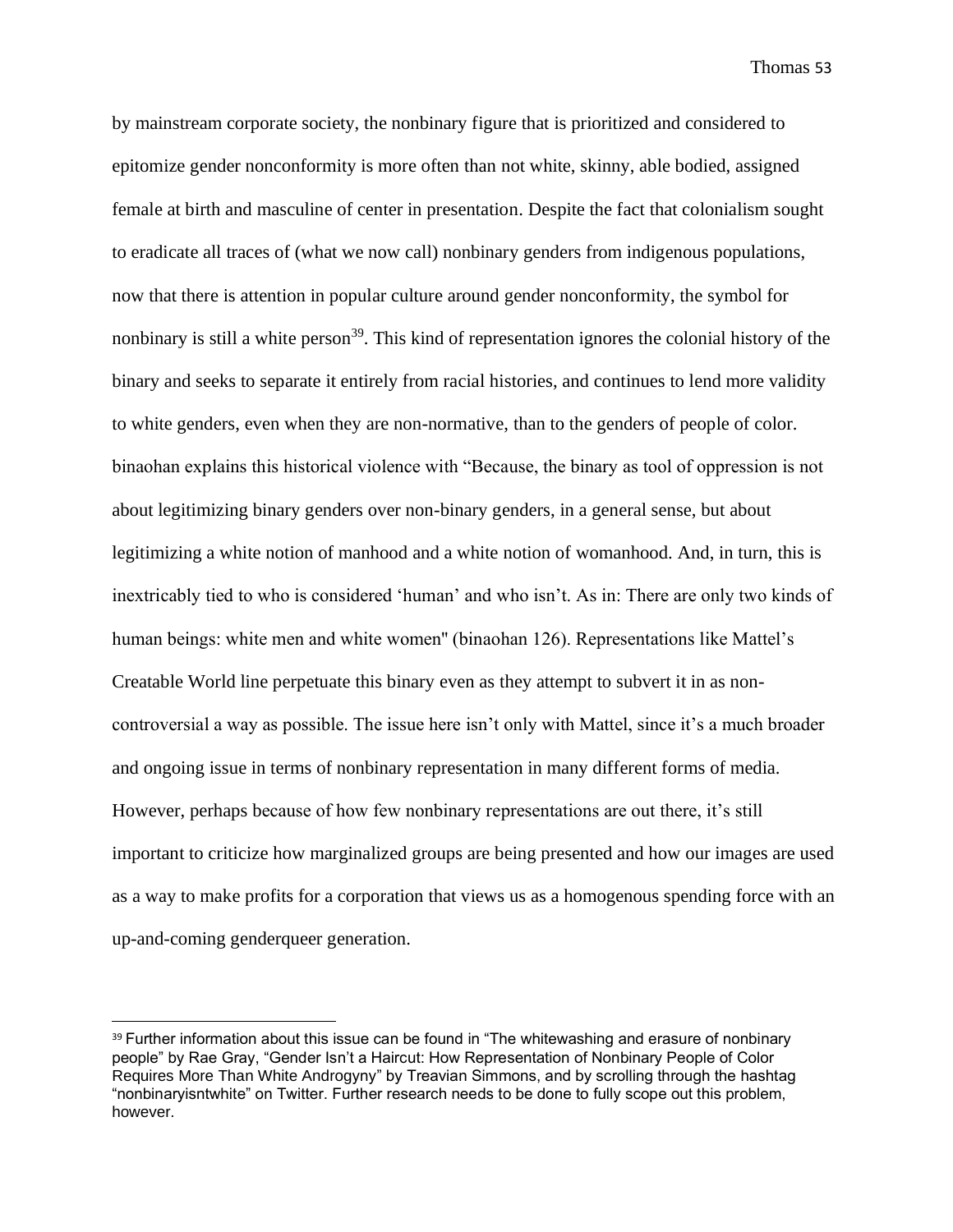by mainstream corporate society, the nonbinary figure that is prioritized and considered to epitomize gender nonconformity is more often than not white, skinny, able bodied, assigned female at birth and masculine of center in presentation. Despite the fact that colonialism sought to eradicate all traces of (what we now call) nonbinary genders from indigenous populations, now that there is attention in popular culture around gender nonconformity, the symbol for nonbinary is still a white person[39]. This kind of representation ignores the colonial history of the binary and seeks to separate it entirely from racial histories, and continues to lend more validity to white genders, even when they are non-normative, than to the genders of people of color. binaohan explains this historical violence with "Because, the binary as tool of oppression is not about legitimizing binary genders over non-binary genders, in a general sense, but about legitimizing a white notion of manhood and a white notion of womanhood. And, in turn, this is inextricably tied to who is considered 'human' and who isn't. As in: There are only two kinds of human beings: white men and white women" (binaohan 126). Representations like Mattel's Creatable World line perpetuate this binary even as they attempt to subvert it in as non-controversial a way as possible. The issue here isn't only with Mattel, since it's a much broader and ongoing issue in terms of nonbinary representation in many different forms of media. However, perhaps because of how few nonbinary representations are out there, it's still important to criticize how marginalized groups are being presented and how our images are used as a way to make profits for a corporation that views us as a homogenous spending force with an up-and-coming genderqueer generation.

---

[39] Further information about this issue can be found in "The whitewashing and erasure of nonbinary people" by Rae Gray, "Gender Isn't a Haircut: How Representation of Nonbinary People of Color Requires More Than White Androgyny" by Treavian Simmons, and by scrolling through the hashtag "nonbinaryisntwhite" on Twitter. Further research needs to be done to fully scope out this problem, however.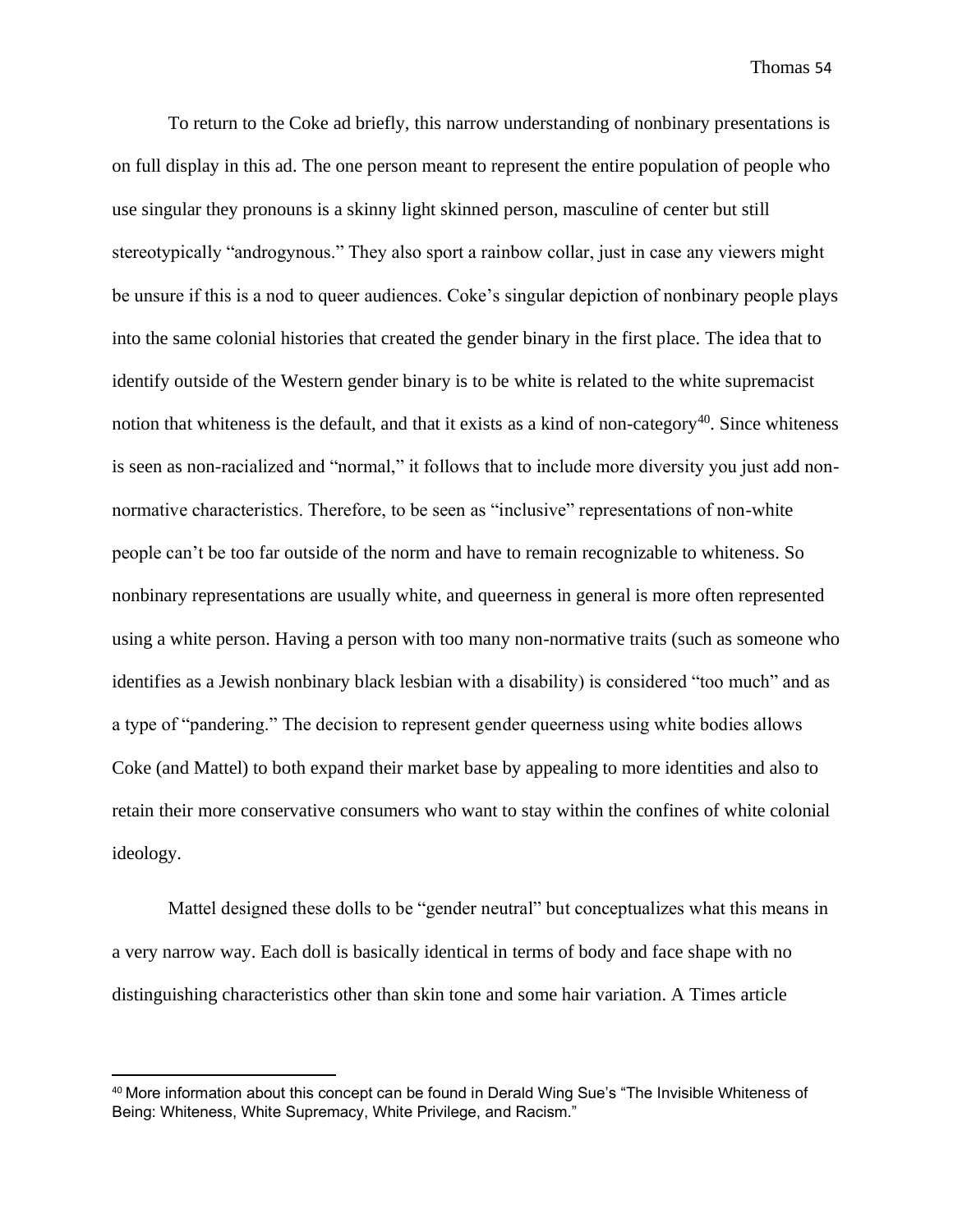To return to the Coke ad briefly, this narrow understanding of nonbinary presentations is on full display in this ad. The one person meant to represent the entire population of people who use singular they pronouns is a skinny light skinned person, masculine of center but still stereotypically "androgynous." They also sport a rainbow collar, just in case any viewers might be unsure if this is a nod to queer audiences. Coke's singular depiction of nonbinary people plays into the same colonial histories that created the gender binary in the first place. The idea that to identify outside of the Western gender binary is to be white is related to the white supremacist notion that whiteness is the default, and that it exists as a kind of non-category[40]. Since whiteness is seen as non-racialized and "normal," it follows that to include more diversity you just add non-normative characteristics. Therefore, to be seen as "inclusive" representations of non-white people can't be too far outside of the norm and have to remain recognizable to whiteness. So nonbinary representations are usually white, and queerness in general is more often represented using a white person. Having a person with too many non-normative traits (such as someone who identifies as a Jewish nonbinary black lesbian with a disability) is considered "too much" and as a type of "pandering." The decision to represent gender queerness using white bodies allows Coke (and Mattel) to both expand their market base by appealing to more identities and also to retain their more conservative consumers who want to stay within the confines of white colonial ideology.

Mattel designed these dolls to be "gender neutral" but conceptualizes what this means in a very narrow way. Each doll is basically identical in terms of body and face shape with no distinguishing characteristics other than skin tone and some hair variation. A Times article

[40] More information about this concept can be found in Derald Wing Sue's "The Invisible Whiteness of Being: Whiteness, White Supremacy, White Privilege, and Racism."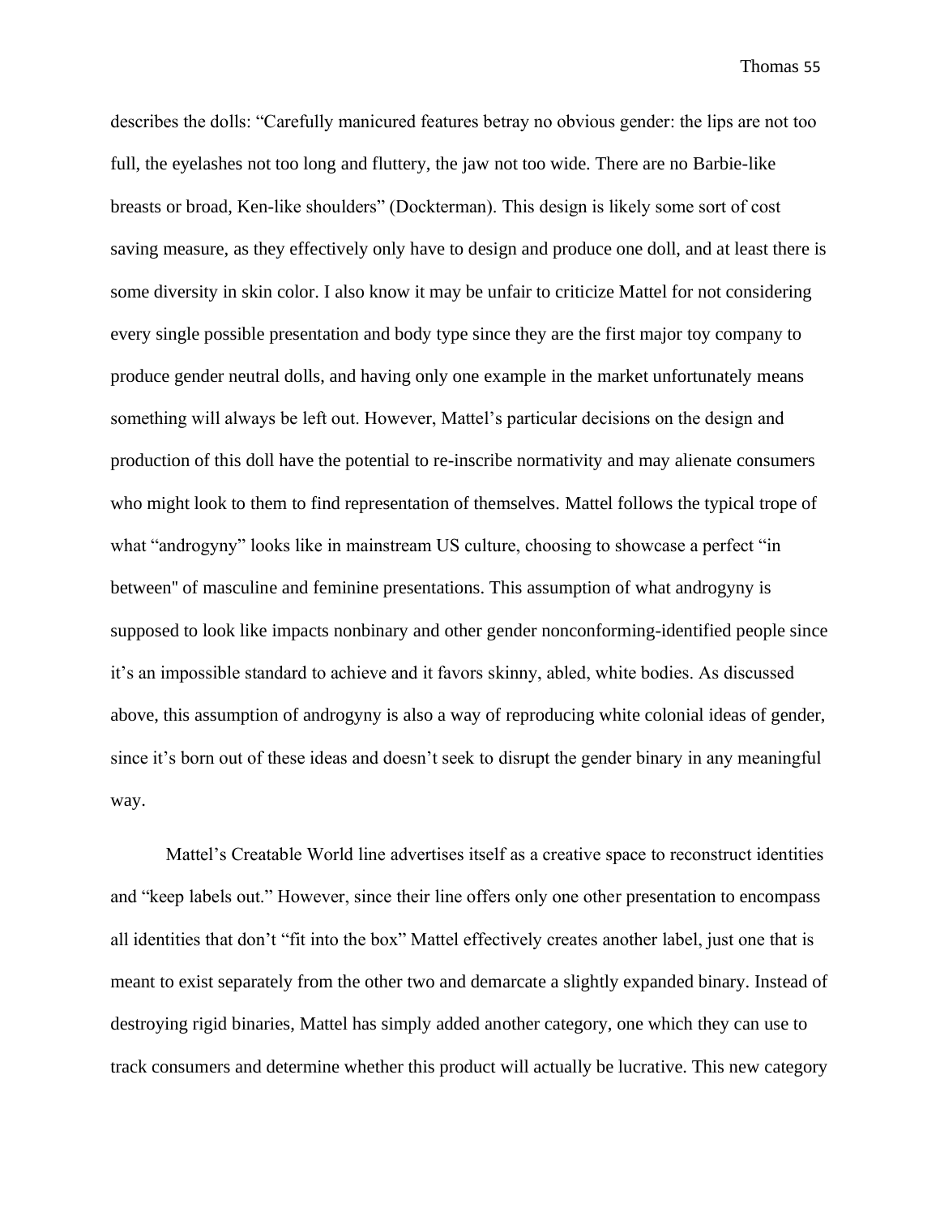describes the dolls: “Carefully manicured features betray no obvious gender: the lips are not too full, the eyelashes not too long and fluttery, the jaw not too wide. There are no Barbie-like breasts or broad, Ken-like shoulders” (Dockterman). This design is likely some sort of cost saving measure, as they effectively only have to design and produce one doll, and at least there is some diversity in skin color. I also know it may be unfair to criticize Mattel for not considering every single possible presentation and body type since they are the first major toy company to produce gender neutral dolls, and having only one example in the market unfortunately means something will always be left out. However, Mattel’s particular decisions on the design and production of this doll have the potential to re-inscribe normativity and may alienate consumers who might look to them to find representation of themselves. Mattel follows the typical trope of what “androgyny” looks like in mainstream US culture, choosing to showcase a perfect “in between" of masculine and feminine presentations. This assumption of what androgyny is supposed to look like impacts nonbinary and other gender nonconforming-identified people since it’s an impossible standard to achieve and it favors skinny, abled, white bodies. As discussed above, this assumption of androgyny is also a way of reproducing white colonial ideas of gender, since it’s born out of these ideas and doesn’t seek to disrupt the gender binary in any meaningful way.

Mattel’s Creatable World line advertises itself as a creative space to reconstruct identities and “keep labels out.” However, since their line offers only one other presentation to encompass all identities that don’t “fit into the box” Mattel effectively creates another label, just one that is meant to exist separately from the other two and demarcate a slightly expanded binary. Instead of destroying rigid binaries, Mattel has simply added another category, one which they can use to track consumers and determine whether this product will actually be lucrative. This new category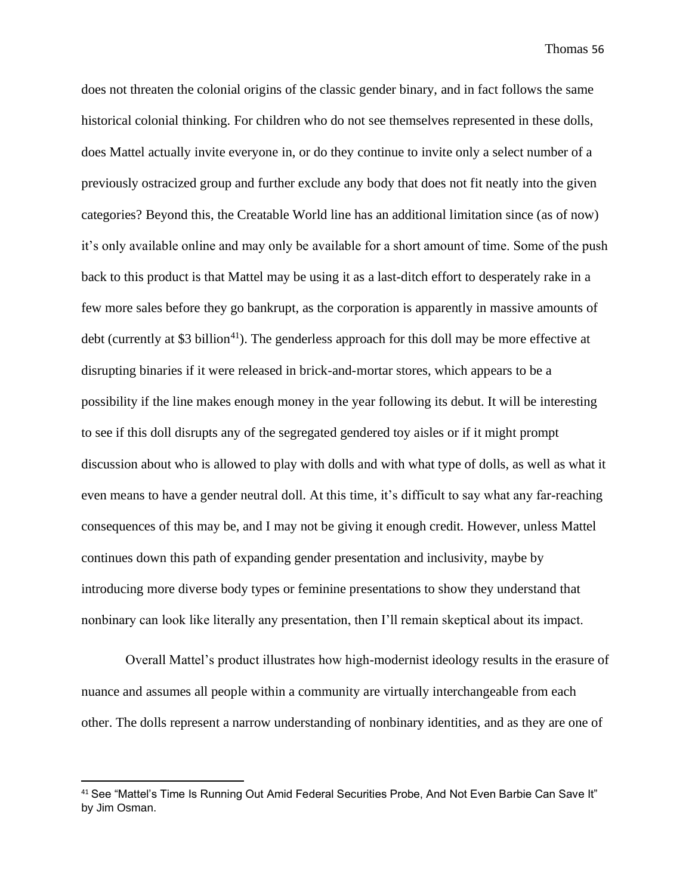does not threaten the colonial origins of the classic gender binary, and in fact follows the same historical colonial thinking. For children who do not see themselves represented in these dolls, does Mattel actually invite everyone in, or do they continue to invite only a select number of a previously ostracized group and further exclude any body that does not fit neatly into the given categories? Beyond this, the Creatable World line has an additional limitation since (as of now) it's only available online and may only be available for a short amount of time. Some of the push back to this product is that Mattel may be using it as a last-ditch effort to desperately rake in a few more sales before they go bankrupt, as the corporation is apparently in massive amounts of debt (currently at $3 billion[41]). The genderless approach for this doll may be more effective at disrupting binaries if it were released in brick-and-mortar stores, which appears to be a possibility if the line makes enough money in the year following its debut. It will be interesting to see if this doll disrupts any of the segregated gendered toy aisles or if it might prompt discussion about who is allowed to play with dolls and with what type of dolls, as well as what it even means to have a gender neutral doll. At this time, it's difficult to say what any far-reaching consequences of this may be, and I may not be giving it enough credit. However, unless Mattel continues down this path of expanding gender presentation and inclusivity, maybe by introducing more diverse body types or feminine presentations to show they understand that nonbinary can look like literally any presentation, then I'll remain skeptical about its impact.

Overall Mattel's product illustrates how high-modernist ideology results in the erasure of nuance and assumes all people within a community are virtually interchangeable from each other. The dolls represent a narrow understanding of nonbinary identities, and as they are one of

---

[41] See "Mattel's Time Is Running Out Amid Federal Securities Probe, And Not Even Barbie Can Save It" by Jim Osman.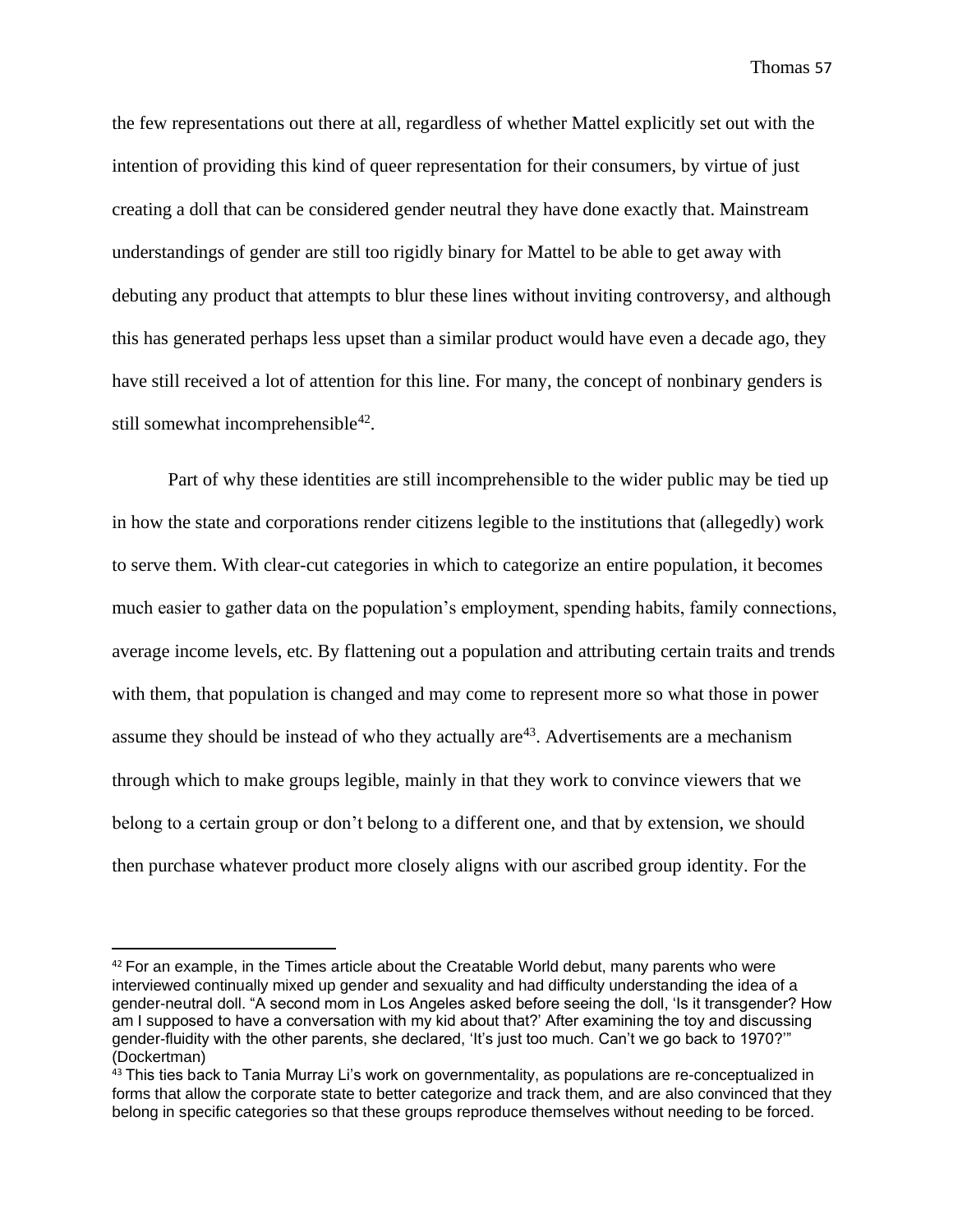the few representations out there at all, regardless of whether Mattel explicitly set out with the intention of providing this kind of queer representation for their consumers, by virtue of just creating a doll that can be considered gender neutral they have done exactly that. Mainstream understandings of gender are still too rigidly binary for Mattel to be able to get away with debuting any product that attempts to blur these lines without inviting controversy, and although this has generated perhaps less upset than a similar product would have even a decade ago, they have still received a lot of attention for this line. For many, the concept of nonbinary genders is still somewhat incomprehensible[42].

Part of why these identities are still incomprehensible to the wider public may be tied up in how the state and corporations render citizens legible to the institutions that (allegedly) work to serve them. With clear-cut categories in which to categorize an entire population, it becomes much easier to gather data on the population's employment, spending habits, family connections, average income levels, etc. By flattening out a population and attributing certain traits and trends with them, that population is changed and may come to represent more so what those in power assume they should be instead of who they actually are[43]. Advertisements are a mechanism through which to make groups legible, mainly in that they work to convince viewers that we belong to a certain group or don't belong to a different one, and that by extension, we should then purchase whatever product more closely aligns with our ascribed group identity. For the

---

[42] For an example, in the Times article about the Creatable World debut, many parents who were interviewed continually mixed up gender and sexuality and had difficulty understanding the idea of a gender-neutral doll. "A second mom in Los Angeles asked before seeing the doll, 'Is it transgender? How am I supposed to have a conversation with my kid about that?' After examining the toy and discussing gender-fluidity with the other parents, she declared, 'It's just too much. Can't we go back to 1970?'" (Dockertman)

[43] This ties back to Tania Murray Li's work on governmentality, as populations are re-conceptualized in forms that allow the corporate state to better categorize and track them, and are also convinced that they belong in specific categories so that these groups reproduce themselves without needing to be forced.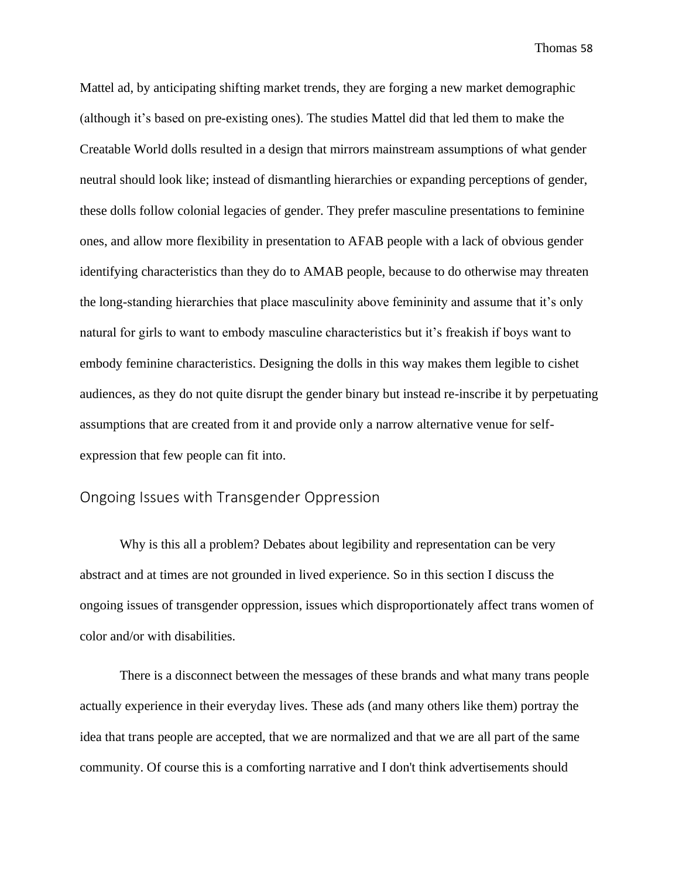Mattel ad, by anticipating shifting market trends, they are forging a new market demographic (although it's based on pre-existing ones). The studies Mattel did that led them to make the Creatable World dolls resulted in a design that mirrors mainstream assumptions of what gender neutral should look like; instead of dismantling hierarchies or expanding perceptions of gender, these dolls follow colonial legacies of gender. They prefer masculine presentations to feminine ones, and allow more flexibility in presentation to AFAB people with a lack of obvious gender identifying characteristics than they do to AMAB people, because to do otherwise may threaten the long-standing hierarchies that place masculinity above femininity and assume that it's only natural for girls to want to embody masculine characteristics but it's freakish if boys want to embody feminine characteristics. Designing the dolls in this way makes them legible to cishet audiences, as they do not quite disrupt the gender binary but instead re-inscribe it by perpetuating assumptions that are created from it and provide only a narrow alternative venue for self-expression that few people can fit into.

## Ongoing Issues with Transgender Oppression

Why is this all a problem? Debates about legibility and representation can be very abstract and at times are not grounded in lived experience. So in this section I discuss the ongoing issues of transgender oppression, issues which disproportionately affect trans women of color and/or with disabilities.

There is a disconnect between the messages of these brands and what many trans people actually experience in their everyday lives. These ads (and many others like them) portray the idea that trans people are accepted, that we are normalized and that we are all part of the same community. Of course this is a comforting narrative and I don't think advertisements should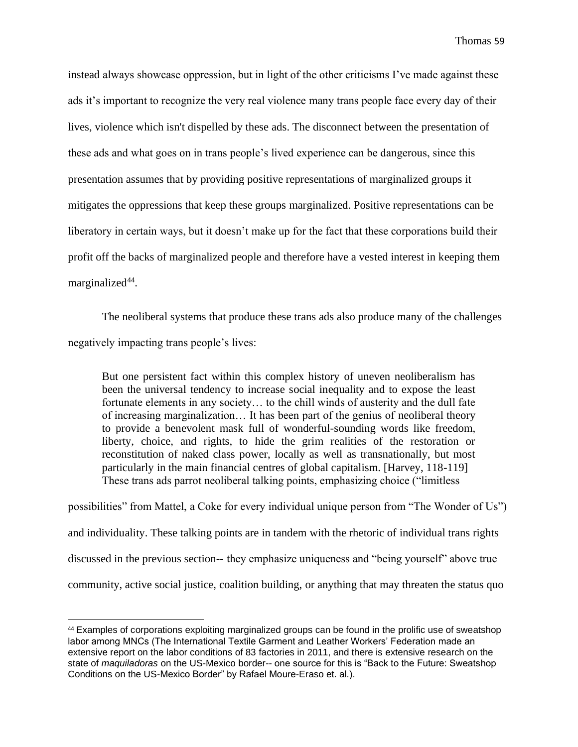instead always showcase oppression, but in light of the other criticisms I've made against these ads it's important to recognize the very real violence many trans people face every day of their lives, violence which isn't dispelled by these ads. The disconnect between the presentation of these ads and what goes on in trans people's lived experience can be dangerous, since this presentation assumes that by providing positive representations of marginalized groups it mitigates the oppressions that keep these groups marginalized. Positive representations can be liberatory in certain ways, but it doesn't make up for the fact that these corporations build their profit off the backs of marginalized people and therefore have a vested interest in keeping them marginalized[44].

The neoliberal systems that produce these trans ads also produce many of the challenges negatively impacting trans people's lives:

> But one persistent fact within this complex history of uneven neoliberalism has been the universal tendency to increase social inequality and to expose the least fortunate elements in any society… to the chill winds of austerity and the dull fate of increasing marginalization… It has been part of the genius of neoliberal theory to provide a benevolent mask full of wonderful-sounding words like freedom, liberty, choice, and rights, to hide the grim realities of the restoration or reconstitution of naked class power, locally as well as transnationally, but most particularly in the main financial centres of global capitalism. [Harvey, 118-119]

These trans ads parrot neoliberal talking points, emphasizing choice ("limitless possibilities" from Mattel, a Coke for every individual unique person from "The Wonder of Us") and individuality. These talking points are in tandem with the rhetoric of individual trans rights discussed in the previous section-- they emphasize uniqueness and "being yourself" above true community, active social justice, coalition building, or anything that may threaten the status quo

---

[44] Examples of corporations exploiting marginalized groups can be found in the prolific use of sweatshop labor among MNCs (The International Textile Garment and Leather Workers' Federation made an extensive report on the labor conditions of 83 factories in 2011, and there is extensive research on the state of *maquiladoras* on the US-Mexico border-- one source for this is "Back to the Future: Sweatshop Conditions on the US-Mexico Border" by Rafael Moure-Eraso et. al.).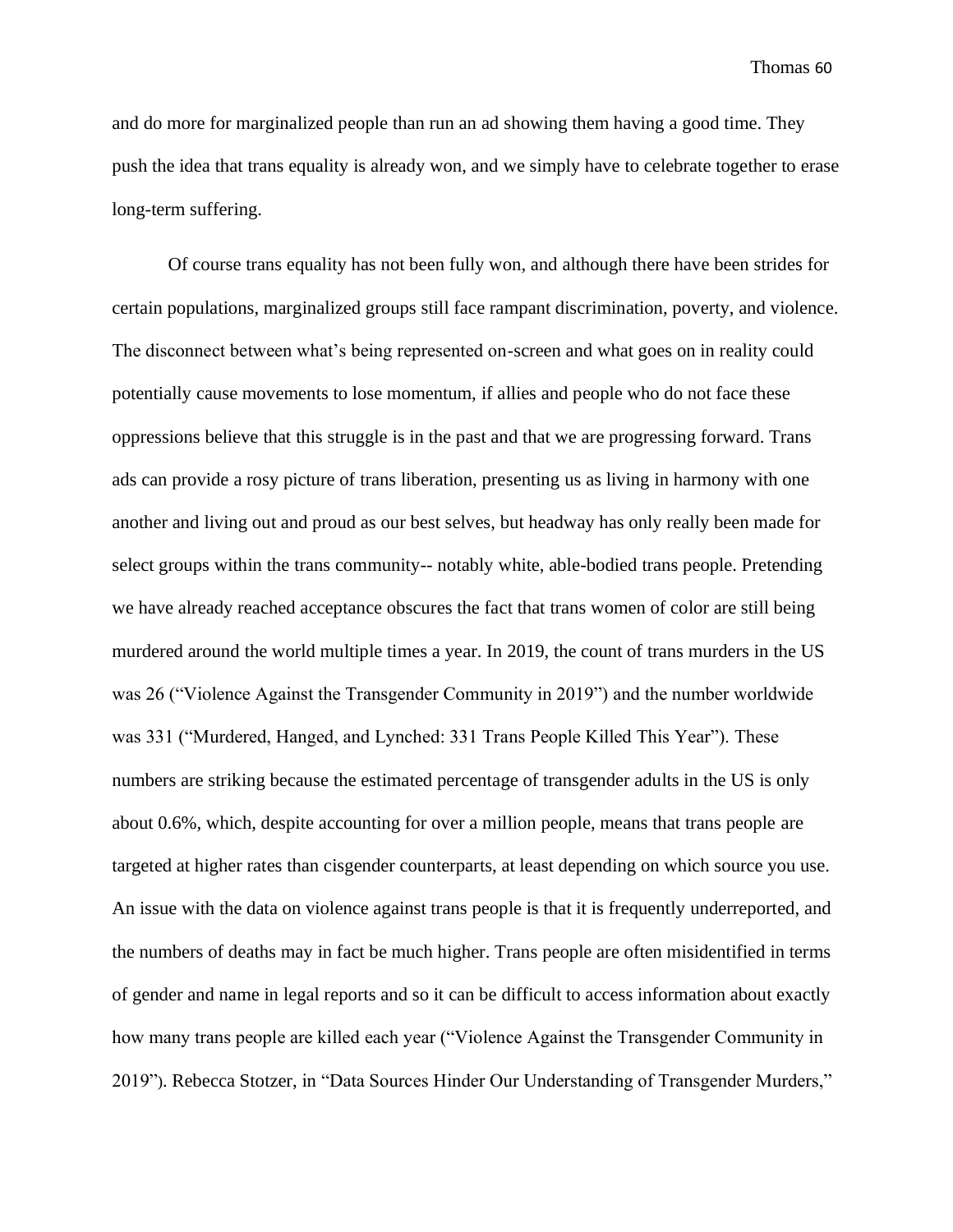and do more for marginalized people than run an ad showing them having a good time. They push the idea that trans equality is already won, and we simply have to celebrate together to erase long-term suffering.

Of course trans equality has not been fully won, and although there have been strides for certain populations, marginalized groups still face rampant discrimination, poverty, and violence. The disconnect between what's being represented on-screen and what goes on in reality could potentially cause movements to lose momentum, if allies and people who do not face these oppressions believe that this struggle is in the past and that we are progressing forward. Trans ads can provide a rosy picture of trans liberation, presenting us as living in harmony with one another and living out and proud as our best selves, but headway has only really been made for select groups within the trans community-- notably white, able-bodied trans people. Pretending we have already reached acceptance obscures the fact that trans women of color are still being murdered around the world multiple times a year. In 2019, the count of trans murders in the US was 26 ("Violence Against the Transgender Community in 2019") and the number worldwide was 331 ("Murdered, Hanged, and Lynched: 331 Trans People Killed This Year"). These numbers are striking because the estimated percentage of transgender adults in the US is only about 0.6%, which, despite accounting for over a million people, means that trans people are targeted at higher rates than cisgender counterparts, at least depending on which source you use. An issue with the data on violence against trans people is that it is frequently underreported, and the numbers of deaths may in fact be much higher. Trans people are often misidentified in terms of gender and name in legal reports and so it can be difficult to access information about exactly how many trans people are killed each year ("Violence Against the Transgender Community in 2019"). Rebecca Stotzer, in "Data Sources Hinder Our Understanding of Transgender Murders,"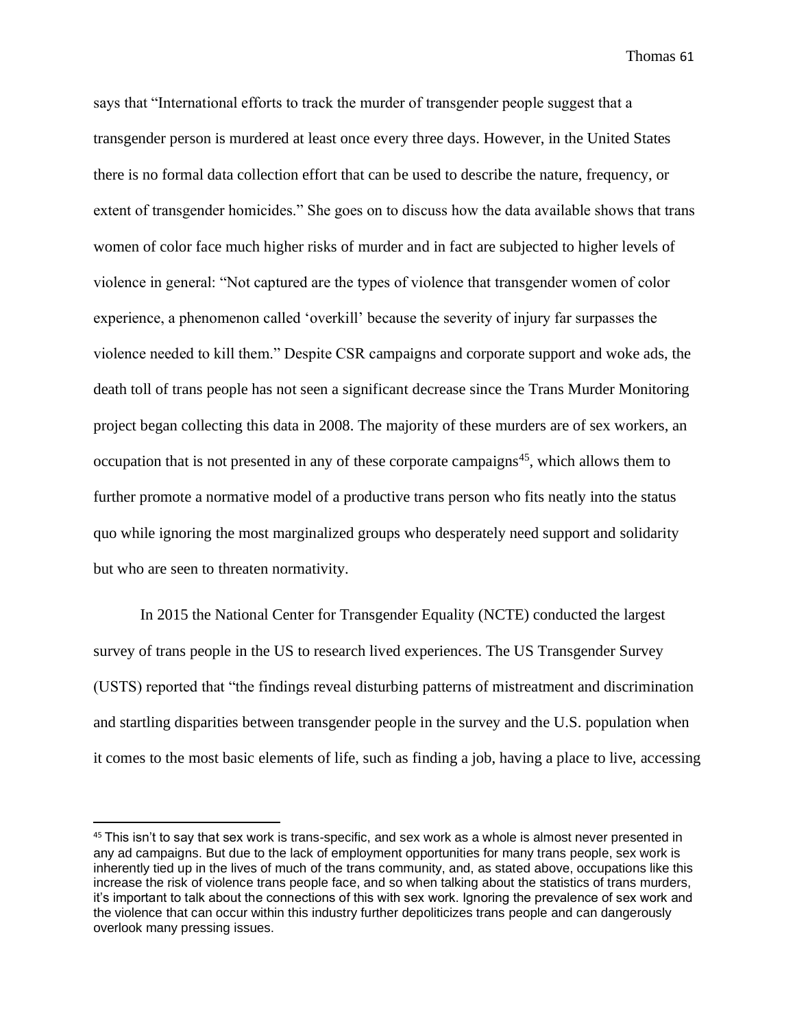says that "International efforts to track the murder of transgender people suggest that a transgender person is murdered at least once every three days. However, in the United States there is no formal data collection effort that can be used to describe the nature, frequency, or extent of transgender homicides." She goes on to discuss how the data available shows that trans women of color face much higher risks of murder and in fact are subjected to higher levels of violence in general: "Not captured are the types of violence that transgender women of color experience, a phenomenon called 'overkill' because the severity of injury far surpasses the violence needed to kill them." Despite CSR campaigns and corporate support and woke ads, the death toll of trans people has not seen a significant decrease since the Trans Murder Monitoring project began collecting this data in 2008. The majority of these murders are of sex workers, an occupation that is not presented in any of these corporate campaigns[45], which allows them to further promote a normative model of a productive trans person who fits neatly into the status quo while ignoring the most marginalized groups who desperately need support and solidarity but who are seen to threaten normativity.

In 2015 the National Center for Transgender Equality (NCTE) conducted the largest survey of trans people in the US to research lived experiences. The US Transgender Survey (USTS) reported that "the findings reveal disturbing patterns of mistreatment and discrimination and startling disparities between transgender people in the survey and the U.S. population when it comes to the most basic elements of life, such as finding a job, having a place to live, accessing

---

[45] This isn't to say that sex work is trans-specific, and sex work as a whole is almost never presented in any ad campaigns. But due to the lack of employment opportunities for many trans people, sex work is inherently tied up in the lives of much of the trans community, and, as stated above, occupations like this increase the risk of violence trans people face, and so when talking about the statistics of trans murders, it's important to talk about the connections of this with sex work. Ignoring the prevalence of sex work and the violence that can occur within this industry further depoliticizes trans people and can dangerously overlook many pressing issues.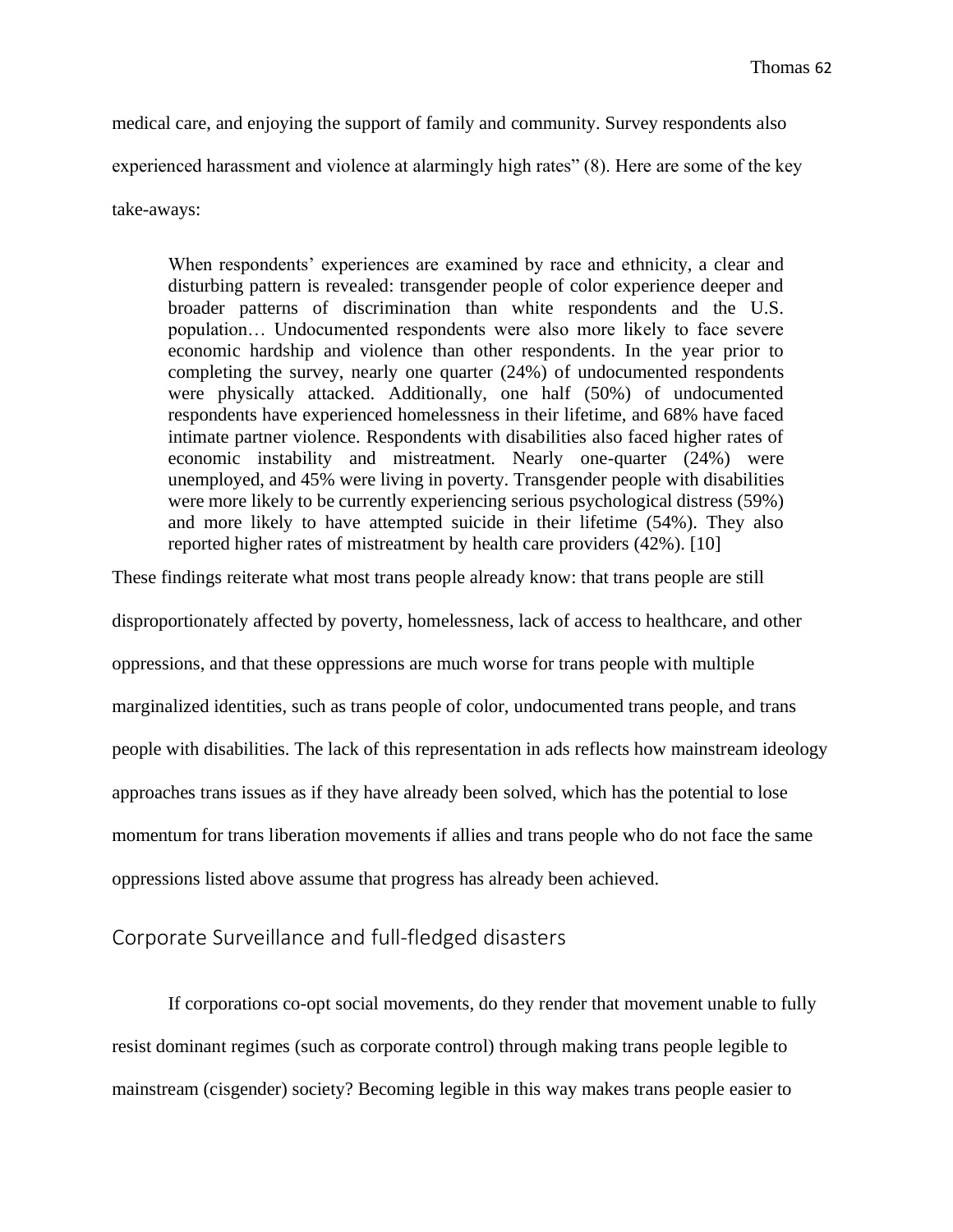medical care, and enjoying the support of family and community. Survey respondents also experienced harassment and violence at alarmingly high rates" (8). Here are some of the key take-aways:

> When respondents' experiences are examined by race and ethnicity, a clear and disturbing pattern is revealed: transgender people of color experience deeper and broader patterns of discrimination than white respondents and the U.S. population… Undocumented respondents were also more likely to face severe economic hardship and violence than other respondents. In the year prior to completing the survey, nearly one quarter (24%) of undocumented respondents were physically attacked. Additionally, one half (50%) of undocumented respondents have experienced homelessness in their lifetime, and 68% have faced intimate partner violence. Respondents with disabilities also faced higher rates of economic instability and mistreatment. Nearly one-quarter (24%) were unemployed, and 45% were living in poverty. Transgender people with disabilities were more likely to be currently experiencing serious psychological distress (59%) and more likely to have attempted suicide in their lifetime (54%). They also reported higher rates of mistreatment by health care providers (42%). [10]

These findings reiterate what most trans people already know: that trans people are still disproportionately affected by poverty, homelessness, lack of access to healthcare, and other oppressions, and that these oppressions are much worse for trans people with multiple marginalized identities, such as trans people of color, undocumented trans people, and trans people with disabilities. The lack of this representation in ads reflects how mainstream ideology approaches trans issues as if they have already been solved, which has the potential to lose momentum for trans liberation movements if allies and trans people who do not face the same oppressions listed above assume that progress has already been achieved.

## Corporate Surveillance and full-fledged disasters

If corporations co-opt social movements, do they render that movement unable to fully resist dominant regimes (such as corporate control) through making trans people legible to mainstream (cisgender) society? Becoming legible in this way makes trans people easier to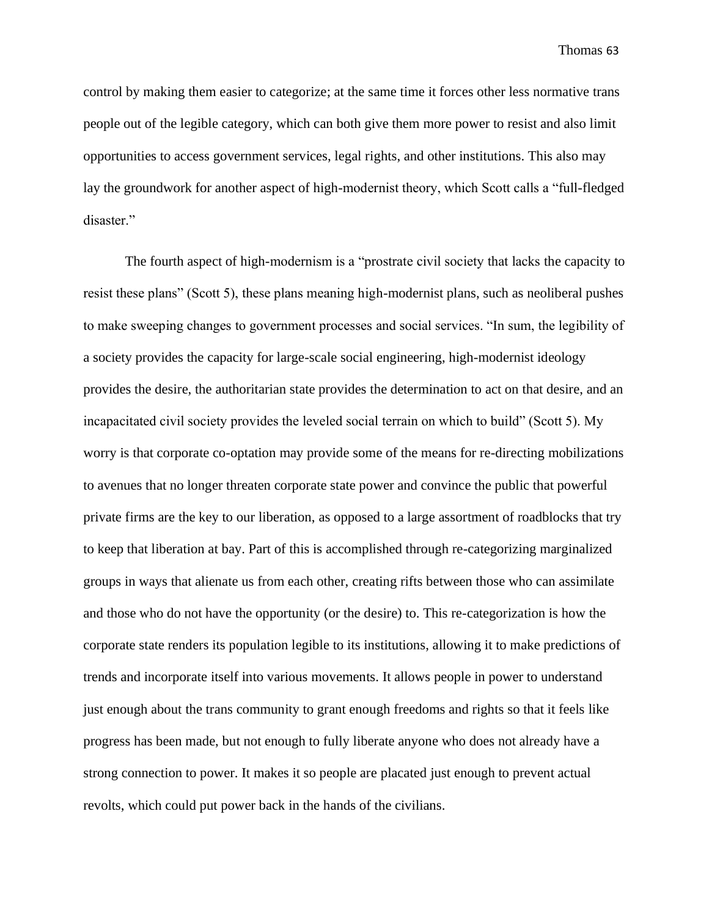control by making them easier to categorize; at the same time it forces other less normative trans people out of the legible category, which can both give them more power to resist and also limit opportunities to access government services, legal rights, and other institutions. This also may lay the groundwork for another aspect of high-modernist theory, which Scott calls a "full-fledged disaster."

The fourth aspect of high-modernism is a "prostrate civil society that lacks the capacity to resist these plans" (Scott 5), these plans meaning high-modernist plans, such as neoliberal pushes to make sweeping changes to government processes and social services. "In sum, the legibility of a society provides the capacity for large-scale social engineering, high-modernist ideology provides the desire, the authoritarian state provides the determination to act on that desire, and an incapacitated civil society provides the leveled social terrain on which to build" (Scott 5). My worry is that corporate co-optation may provide some of the means for re-directing mobilizations to avenues that no longer threaten corporate state power and convince the public that powerful private firms are the key to our liberation, as opposed to a large assortment of roadblocks that try to keep that liberation at bay. Part of this is accomplished through re-categorizing marginalized groups in ways that alienate us from each other, creating rifts between those who can assimilate and those who do not have the opportunity (or the desire) to. This re-categorization is how the corporate state renders its population legible to its institutions, allowing it to make predictions of trends and incorporate itself into various movements. It allows people in power to understand just enough about the trans community to grant enough freedoms and rights so that it feels like progress has been made, but not enough to fully liberate anyone who does not already have a strong connection to power. It makes it so people are placated just enough to prevent actual revolts, which could put power back in the hands of the civilians.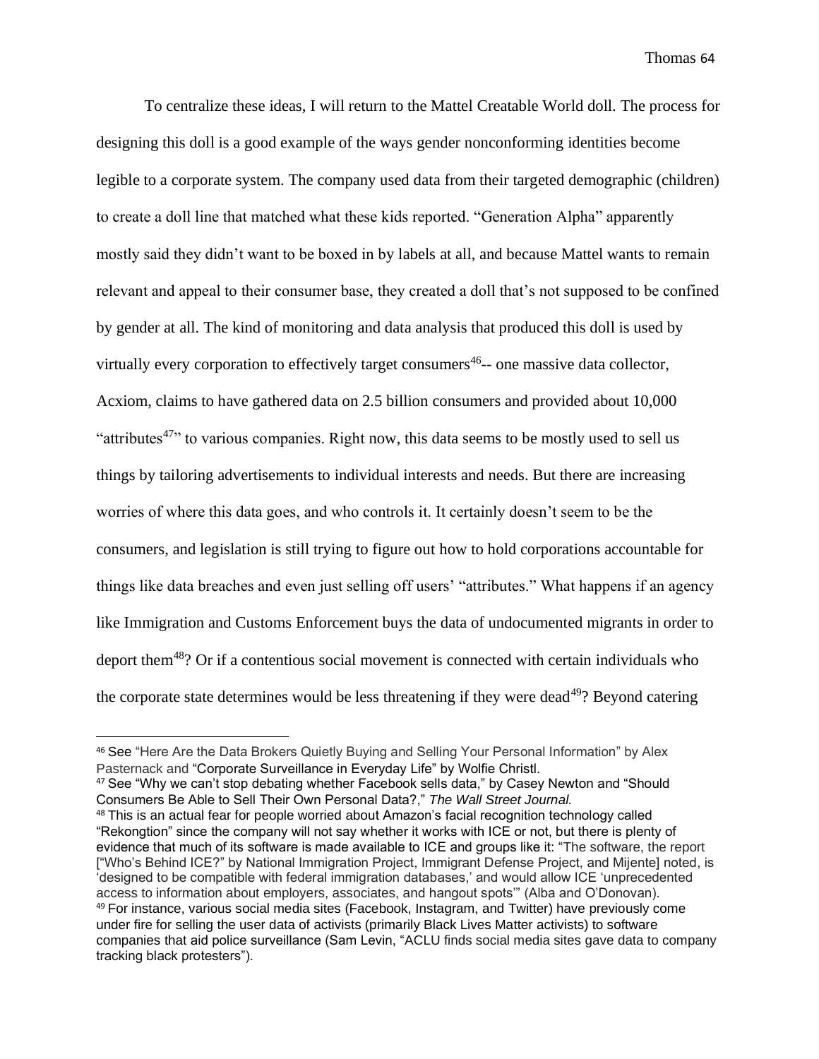To centralize these ideas, I will return to the Mattel Creatable World doll. The process for designing this doll is a good example of the ways gender nonconforming identities become legible to a corporate system. The company used data from their targeted demographic (children) to create a doll line that matched what these kids reported. "Generation Alpha" apparently mostly said they didn't want to be boxed in by labels at all, and because Mattel wants to remain relevant and appeal to their consumer base, they created a doll that's not supposed to be confined by gender at all. The kind of monitoring and data analysis that produced this doll is used by virtually every corporation to effectively target consumers[46]-- one massive data collector, Acxiom, claims to have gathered data on 2.5 billion consumers and provided about 10,000 "attributes[47]" to various companies. Right now, this data seems to be mostly used to sell us things by tailoring advertisements to individual interests and needs. But there are increasing worries of where this data goes, and who controls it. It certainly doesn't seem to be the consumers, and legislation is still trying to figure out how to hold corporations accountable for things like data breaches and even just selling off users' "attributes." What happens if an agency like Immigration and Customs Enforcement buys the data of undocumented migrants in order to deport them[48]? Or if a contentious social movement is connected with certain individuals who the corporate state determines would be less threatening if they were dead[49]? Beyond catering

---

[46] See "Here Are the Data Brokers Quietly Buying and Selling Your Personal Information" by Alex Pasternack and "Corporate Surveillance in Everyday Life" by Wolfie Christl.

[47] See "Why we can't stop debating whether Facebook sells data," by Casey Newton and "Should Consumers Be Able to Sell Their Own Personal Data?," *The Wall Street Journal.*

[48] This is an actual fear for people worried about Amazon's facial recognition technology called "Rekongtion" since the company will not say whether it works with ICE or not, but there is plenty of evidence that much of its software is made available to ICE and groups like it: "The software, the report ["Who's Behind ICE?" by National Immigration Project, Immigrant Defense Project, and Mijente] noted, is 'designed to be compatible with federal immigration databases,' and would allow ICE 'unprecedented access to information about employers, associates, and hangout spots'" (Alba and O'Donovan).

[49] For instance, various social media sites (Facebook, Instagram, and Twitter) have previously come under fire for selling the user data of activists (primarily Black Lives Matter activists) to software companies that aid police surveillance (Sam Levin, "ACLU finds social media sites gave data to company tracking black protesters").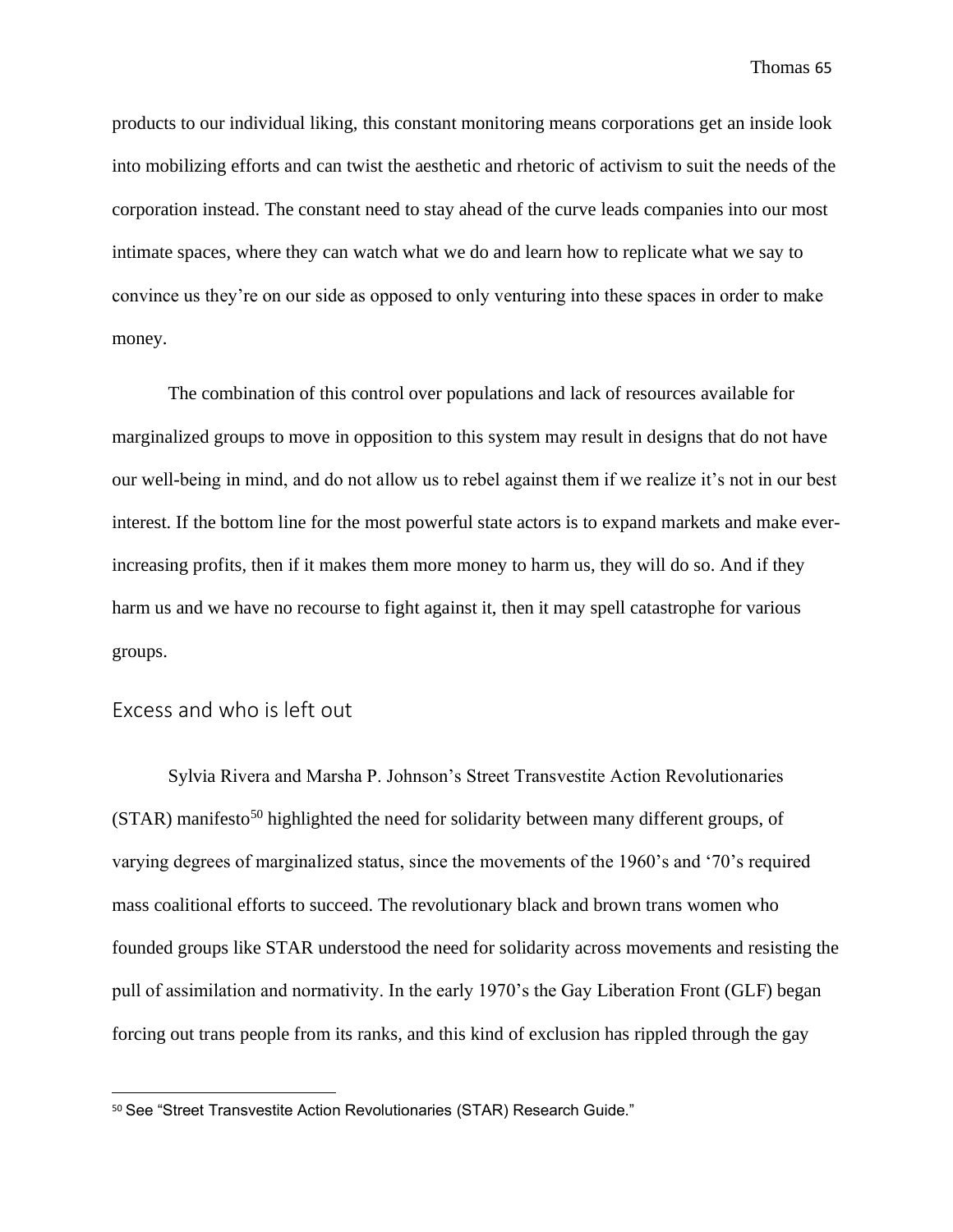products to our individual liking, this constant monitoring means corporations get an inside look into mobilizing efforts and can twist the aesthetic and rhetoric of activism to suit the needs of the corporation instead. The constant need to stay ahead of the curve leads companies into our most intimate spaces, where they can watch what we do and learn how to replicate what we say to convince us they're on our side as opposed to only venturing into these spaces in order to make money.

The combination of this control over populations and lack of resources available for marginalized groups to move in opposition to this system may result in designs that do not have our well-being in mind, and do not allow us to rebel against them if we realize it's not in our best interest. If the bottom line for the most powerful state actors is to expand markets and make ever-increasing profits, then if it makes them more money to harm us, they will do so. And if they harm us and we have no recourse to fight against it, then it may spell catastrophe for various groups.

## Excess and who is left out

Sylvia Rivera and Marsha P. Johnson's Street Transvestite Action Revolutionaries (STAR) manifesto[50] highlighted the need for solidarity between many different groups, of varying degrees of marginalized status, since the movements of the 1960's and '70's required mass coalitional efforts to succeed. The revolutionary black and brown trans women who founded groups like STAR understood the need for solidarity across movements and resisting the pull of assimilation and normativity. In the early 1970's the Gay Liberation Front (GLF) began forcing out trans people from its ranks, and this kind of exclusion has rippled through the gay

[50] See "Street Transvestite Action Revolutionaries (STAR) Research Guide."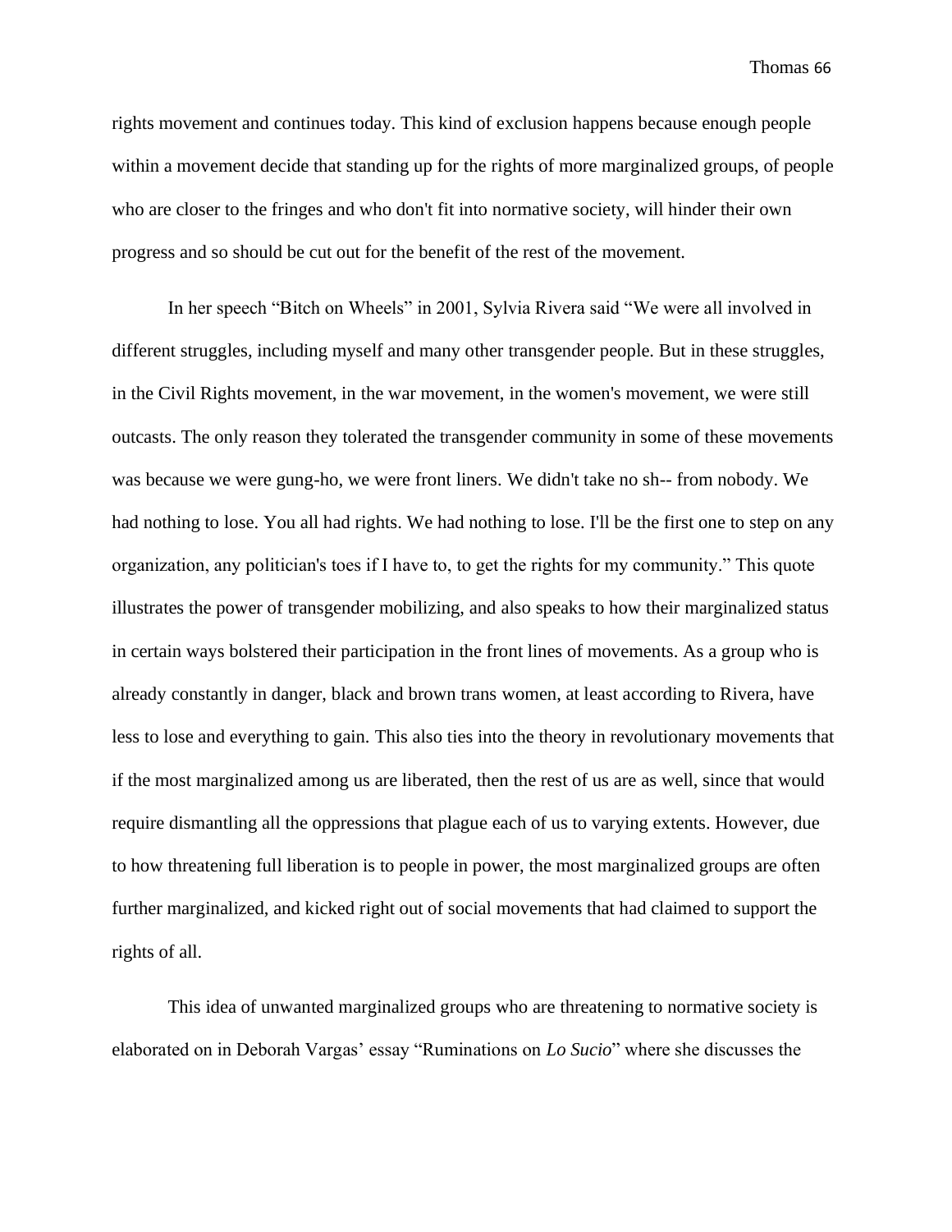rights movement and continues today. This kind of exclusion happens because enough people within a movement decide that standing up for the rights of more marginalized groups, of people who are closer to the fringes and who don't fit into normative society, will hinder their own progress and so should be cut out for the benefit of the rest of the movement.

In her speech "Bitch on Wheels" in 2001, Sylvia Rivera said "We were all involved in different struggles, including myself and many other transgender people. But in these struggles, in the Civil Rights movement, in the war movement, in the women's movement, we were still outcasts. The only reason they tolerated the transgender community in some of these movements was because we were gung-ho, we were front liners. We didn't take no sh-- from nobody. We had nothing to lose. You all had rights. We had nothing to lose. I'll be the first one to step on any organization, any politician's toes if I have to, to get the rights for my community." This quote illustrates the power of transgender mobilizing, and also speaks to how their marginalized status in certain ways bolstered their participation in the front lines of movements. As a group who is already constantly in danger, black and brown trans women, at least according to Rivera, have less to lose and everything to gain. This also ties into the theory in revolutionary movements that if the most marginalized among us are liberated, then the rest of us are as well, since that would require dismantling all the oppressions that plague each of us to varying extents. However, due to how threatening full liberation is to people in power, the most marginalized groups are often further marginalized, and kicked right out of social movements that had claimed to support the rights of all.

This idea of unwanted marginalized groups who are threatening to normative society is elaborated on in Deborah Vargas' essay "Ruminations on *Lo Sucio*" where she discusses the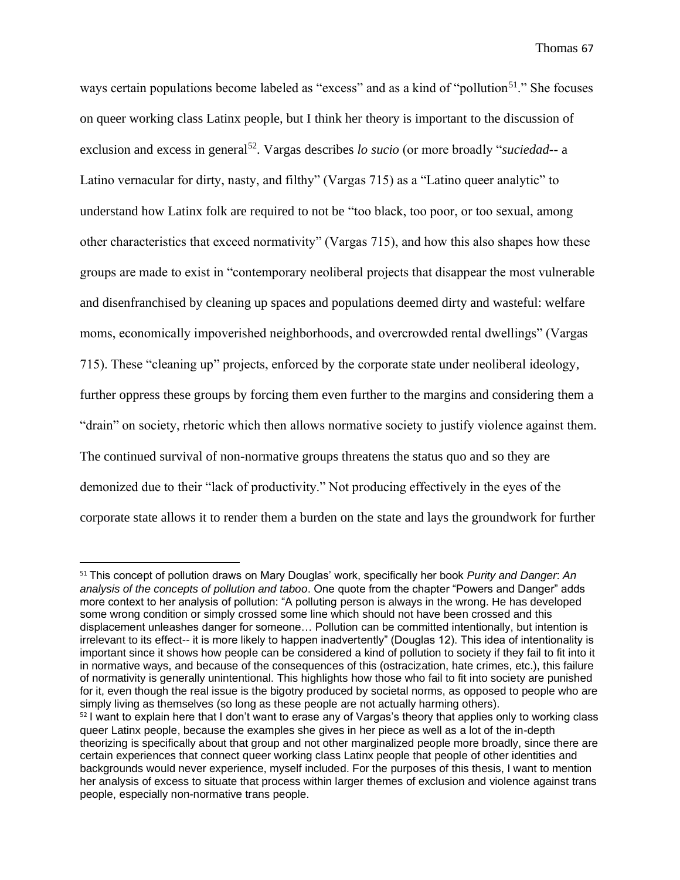ways certain populations become labeled as "excess" and as a kind of "pollution[51]." She focuses on queer working class Latinx people, but I think her theory is important to the discussion of exclusion and excess in general[52]. Vargas describes *lo sucio* (or more broadly "*suciedad*-- a Latino vernacular for dirty, nasty, and filthy" (Vargas 715) as a "Latino queer analytic" to understand how Latinx folk are required to not be "too black, too poor, or too sexual, among other characteristics that exceed normativity" (Vargas 715), and how this also shapes how these groups are made to exist in "contemporary neoliberal projects that disappear the most vulnerable and disenfranchised by cleaning up spaces and populations deemed dirty and wasteful: welfare moms, economically impoverished neighborhoods, and overcrowded rental dwellings" (Vargas 715). These "cleaning up" projects, enforced by the corporate state under neoliberal ideology, further oppress these groups by forcing them even further to the margins and considering them a "drain" on society, rhetoric which then allows normative society to justify violence against them. The continued survival of non-normative groups threatens the status quo and so they are demonized due to their "lack of productivity." Not producing effectively in the eyes of the corporate state allows it to render them a burden on the state and lays the groundwork for further

[51] This concept of pollution draws on Mary Douglas' work, specifically her book *Purity and Danger*: *An analysis of the concepts of pollution and taboo*. One quote from the chapter "Powers and Danger" adds more context to her analysis of pollution: "A polluting person is always in the wrong. He has developed some wrong condition or simply crossed some line which should not have been crossed and this displacement unleashes danger for someone… Pollution can be committed intentionally, but intention is irrelevant to its effect-- it is more likely to happen inadvertently" (Douglas 12). This idea of intentionality is important since it shows how people can be considered a kind of pollution to society if they fail to fit into it in normative ways, and because of the consequences of this (ostracization, hate crimes, etc.), this failure of normativity is generally unintentional. This highlights how those who fail to fit into society are punished for it, even though the real issue is the bigotry produced by societal norms, as opposed to people who are simply living as themselves (so long as these people are not actually harming others).

[52] I want to explain here that I don't want to erase any of Vargas's theory that applies only to working class queer Latinx people, because the examples she gives in her piece as well as a lot of the in-depth theorizing is specifically about that group and not other marginalized people more broadly, since there are certain experiences that connect queer working class Latinx people that people of other identities and backgrounds would never experience, myself included. For the purposes of this thesis, I want to mention her analysis of excess to situate that process within larger themes of exclusion and violence against trans people, especially non-normative trans people.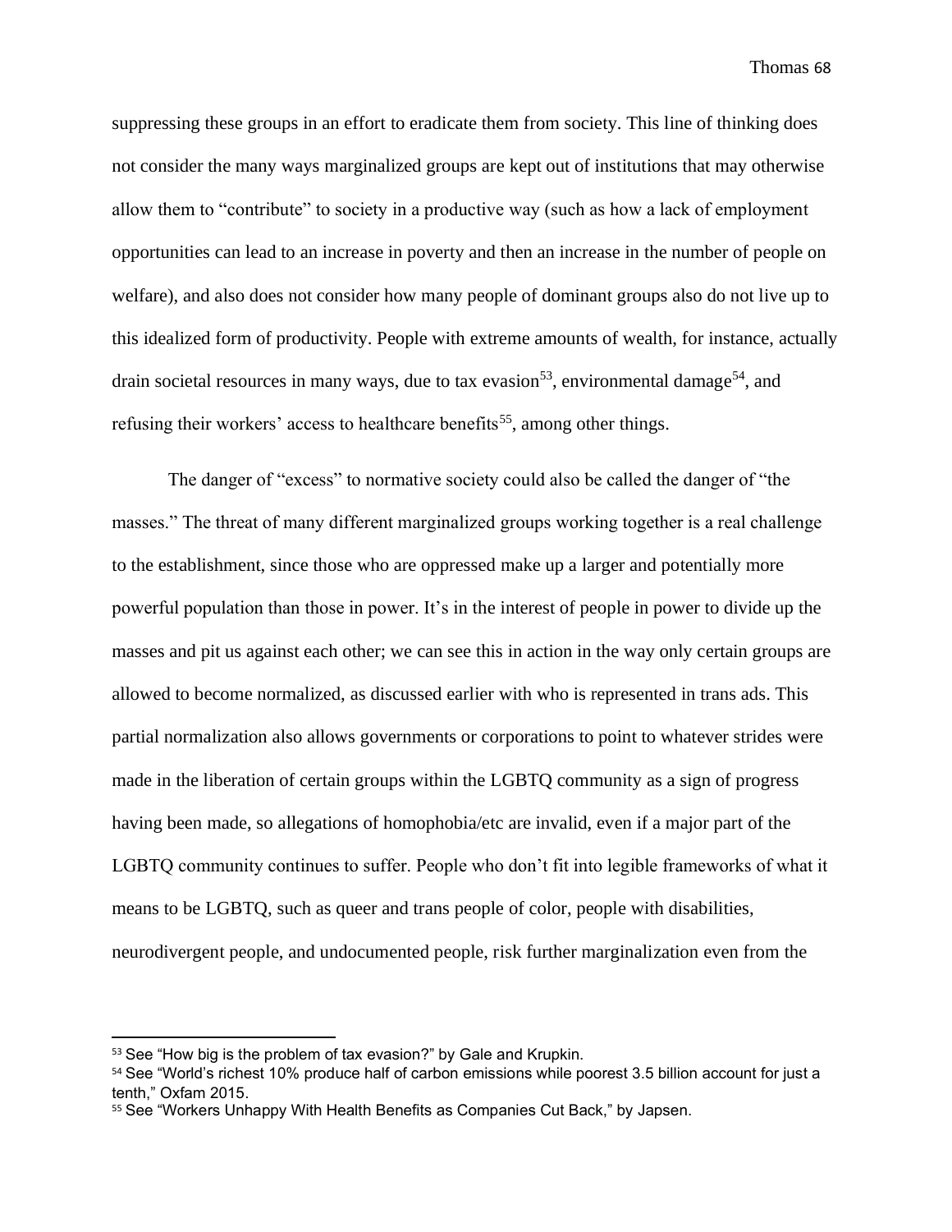suppressing these groups in an effort to eradicate them from society. This line of thinking does not consider the many ways marginalized groups are kept out of institutions that may otherwise allow them to "contribute" to society in a productive way (such as how a lack of employment opportunities can lead to an increase in poverty and then an increase in the number of people on welfare), and also does not consider how many people of dominant groups also do not live up to this idealized form of productivity. People with extreme amounts of wealth, for instance, actually drain societal resources in many ways, due to tax evasion[53], environmental damage[54], and refusing their workers' access to healthcare benefits[55], among other things.

The danger of "excess" to normative society could also be called the danger of "the masses." The threat of many different marginalized groups working together is a real challenge to the establishment, since those who are oppressed make up a larger and potentially more powerful population than those in power. It's in the interest of people in power to divide up the masses and pit us against each other; we can see this in action in the way only certain groups are allowed to become normalized, as discussed earlier with who is represented in trans ads. This partial normalization also allows governments or corporations to point to whatever strides were made in the liberation of certain groups within the LGBTQ community as a sign of progress having been made, so allegations of homophobia/etc are invalid, even if a major part of the LGBTQ community continues to suffer. People who don't fit into legible frameworks of what it means to be LGBTQ, such as queer and trans people of color, people with disabilities, neurodivergent people, and undocumented people, risk further marginalization even from the

---

[53] See "How big is the problem of tax evasion?" by Gale and Krupkin.

[54] See "World's richest 10% produce half of carbon emissions while poorest 3.5 billion account for just a tenth," Oxfam 2015.

[55] See "Workers Unhappy With Health Benefits as Companies Cut Back," by Japsen.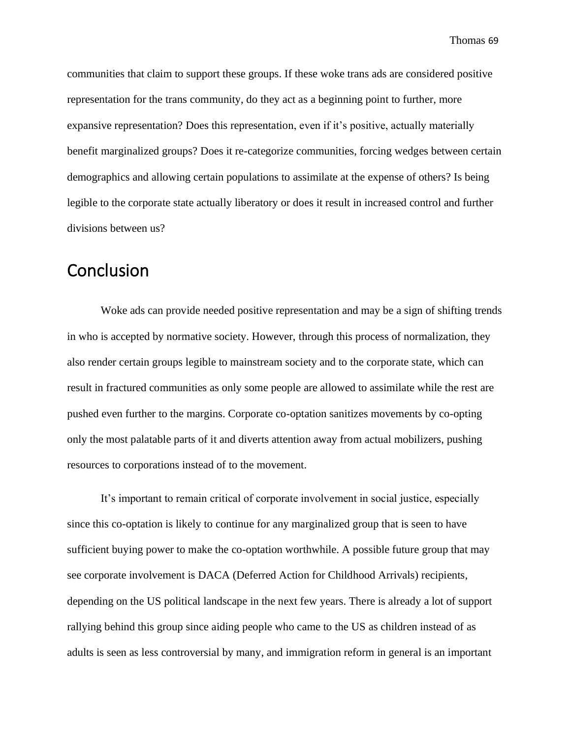communities that claim to support these groups. If these woke trans ads are considered positive representation for the trans community, do they act as a beginning point to further, more expansive representation? Does this representation, even if it's positive, actually materially benefit marginalized groups? Does it re-categorize communities, forcing wedges between certain demographics and allowing certain populations to assimilate at the expense of others? Is being legible to the corporate state actually liberatory or does it result in increased control and further divisions between us?

## Conclusion

Woke ads can provide needed positive representation and may be a sign of shifting trends in who is accepted by normative society. However, through this process of normalization, they also render certain groups legible to mainstream society and to the corporate state, which can result in fractured communities as only some people are allowed to assimilate while the rest are pushed even further to the margins. Corporate co-optation sanitizes movements by co-opting only the most palatable parts of it and diverts attention away from actual mobilizers, pushing resources to corporations instead of to the movement.

It's important to remain critical of corporate involvement in social justice, especially since this co-optation is likely to continue for any marginalized group that is seen to have sufficient buying power to make the co-optation worthwhile. A possible future group that may see corporate involvement is DACA (Deferred Action for Childhood Arrivals) recipients, depending on the US political landscape in the next few years. There is already a lot of support rallying behind this group since aiding people who came to the US as children instead of as adults is seen as less controversial by many, and immigration reform in general is an important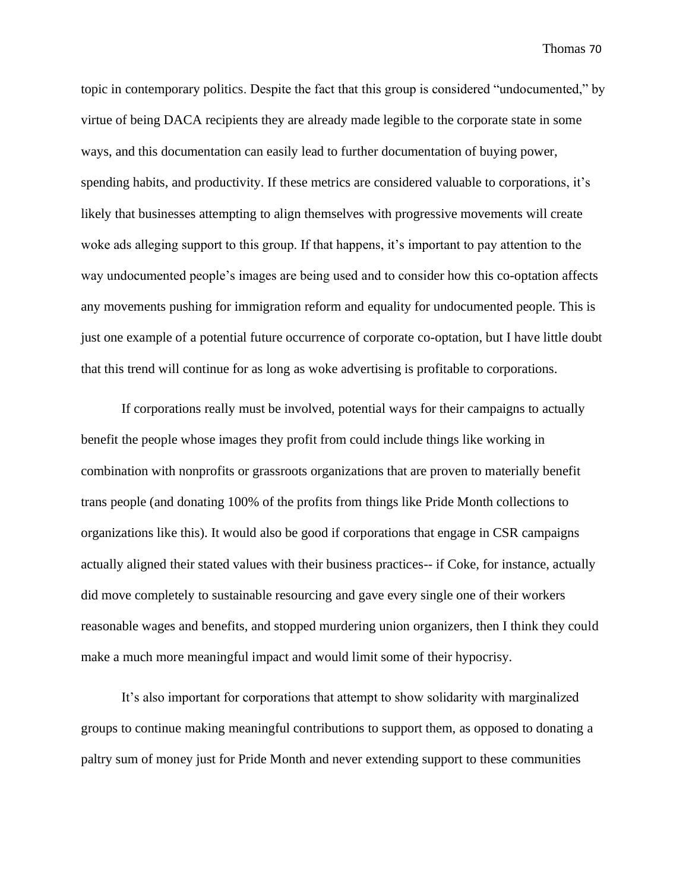topic in contemporary politics. Despite the fact that this group is considered "undocumented," by virtue of being DACA recipients they are already made legible to the corporate state in some ways, and this documentation can easily lead to further documentation of buying power, spending habits, and productivity. If these metrics are considered valuable to corporations, it's likely that businesses attempting to align themselves with progressive movements will create woke ads alleging support to this group. If that happens, it's important to pay attention to the way undocumented people's images are being used and to consider how this co-optation affects any movements pushing for immigration reform and equality for undocumented people. This is just one example of a potential future occurrence of corporate co-optation, but I have little doubt that this trend will continue for as long as woke advertising is profitable to corporations.

If corporations really must be involved, potential ways for their campaigns to actually benefit the people whose images they profit from could include things like working in combination with nonprofits or grassroots organizations that are proven to materially benefit trans people (and donating 100% of the profits from things like Pride Month collections to organizations like this). It would also be good if corporations that engage in CSR campaigns actually aligned their stated values with their business practices-- if Coke, for instance, actually did move completely to sustainable resourcing and gave every single one of their workers reasonable wages and benefits, and stopped murdering union organizers, then I think they could make a much more meaningful impact and would limit some of their hypocrisy.

It's also important for corporations that attempt to show solidarity with marginalized groups to continue making meaningful contributions to support them, as opposed to donating a paltry sum of money just for Pride Month and never extending support to these communities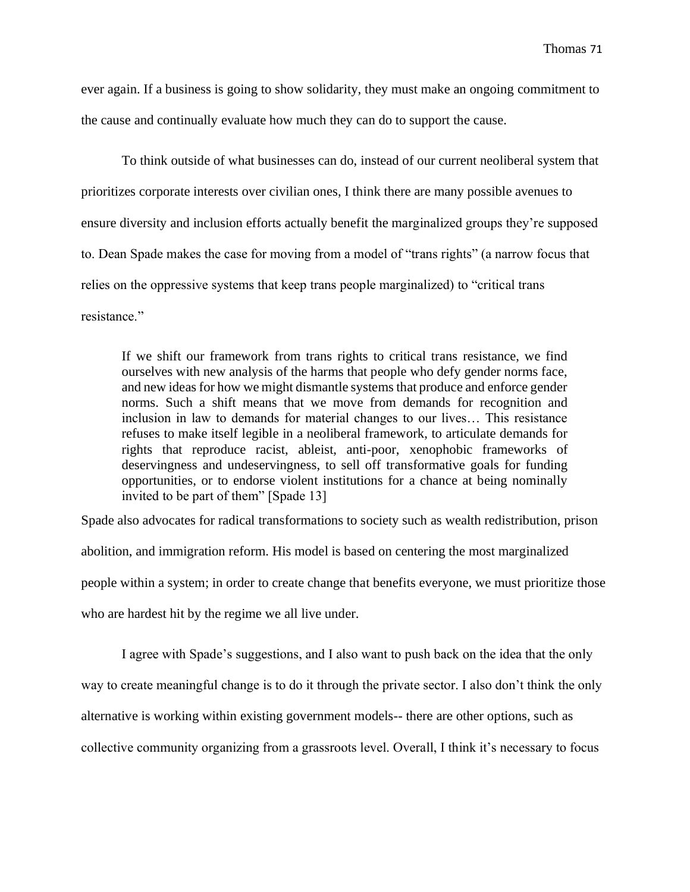ever again. If a business is going to show solidarity, they must make an ongoing commitment to the cause and continually evaluate how much they can do to support the cause.

To think outside of what businesses can do, instead of our current neoliberal system that prioritizes corporate interests over civilian ones, I think there are many possible avenues to ensure diversity and inclusion efforts actually benefit the marginalized groups they're supposed to. Dean Spade makes the case for moving from a model of "trans rights" (a narrow focus that relies on the oppressive systems that keep trans people marginalized) to "critical trans resistance."

> If we shift our framework from trans rights to critical trans resistance, we find ourselves with new analysis of the harms that people who defy gender norms face, and new ideas for how we might dismantle systems that produce and enforce gender norms. Such a shift means that we move from demands for recognition and inclusion in law to demands for material changes to our lives… This resistance refuses to make itself legible in a neoliberal framework, to articulate demands for rights that reproduce racist, ableist, anti-poor, xenophobic frameworks of deservingness and undeservingness, to sell off transformative goals for funding opportunities, or to endorse violent institutions for a chance at being nominally invited to be part of them" [Spade 13]

Spade also advocates for radical transformations to society such as wealth redistribution, prison abolition, and immigration reform. His model is based on centering the most marginalized people within a system; in order to create change that benefits everyone, we must prioritize those who are hardest hit by the regime we all live under.

I agree with Spade's suggestions, and I also want to push back on the idea that the only way to create meaningful change is to do it through the private sector. I also don't think the only alternative is working within existing government models-- there are other options, such as collective community organizing from a grassroots level. Overall, I think it's necessary to focus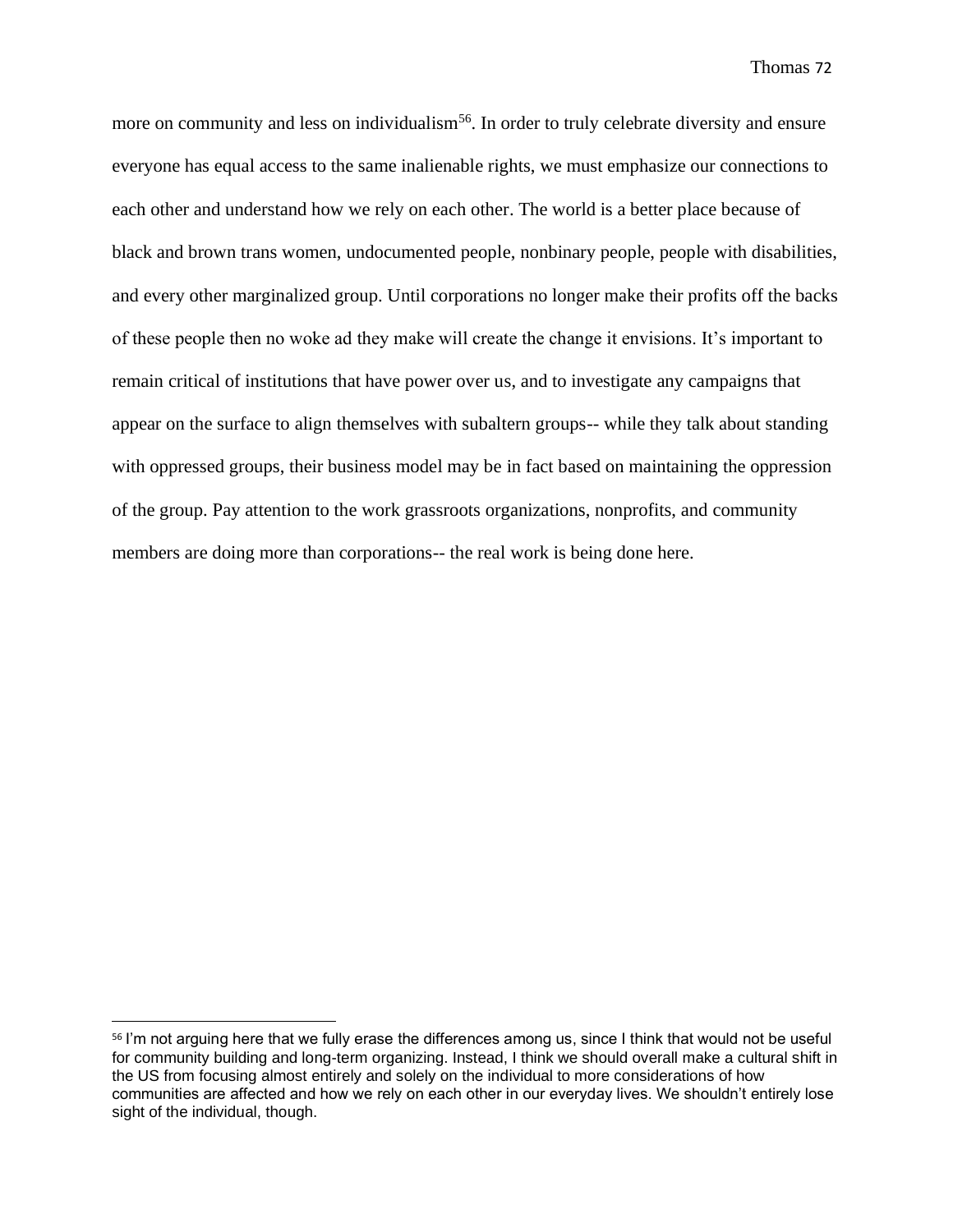more on community and less on individualism[56]. In order to truly celebrate diversity and ensure everyone has equal access to the same inalienable rights, we must emphasize our connections to each other and understand how we rely on each other. The world is a better place because of black and brown trans women, undocumented people, nonbinary people, people with disabilities, and every other marginalized group. Until corporations no longer make their profits off the backs of these people then no woke ad they make will create the change it envisions. It's important to remain critical of institutions that have power over us, and to investigate any campaigns that appear on the surface to align themselves with subaltern groups-- while they talk about standing with oppressed groups, their business model may be in fact based on maintaining the oppression of the group. Pay attention to the work grassroots organizations, nonprofits, and community members are doing more than corporations-- the real work is being done here.

[56] I'm not arguing here that we fully erase the differences among us, since I think that would not be useful for community building and long-term organizing. Instead, I think we should overall make a cultural shift in the US from focusing almost entirely and solely on the individual to more considerations of how communities are affected and how we rely on each other in our everyday lives. We shouldn't entirely lose sight of the individual, though.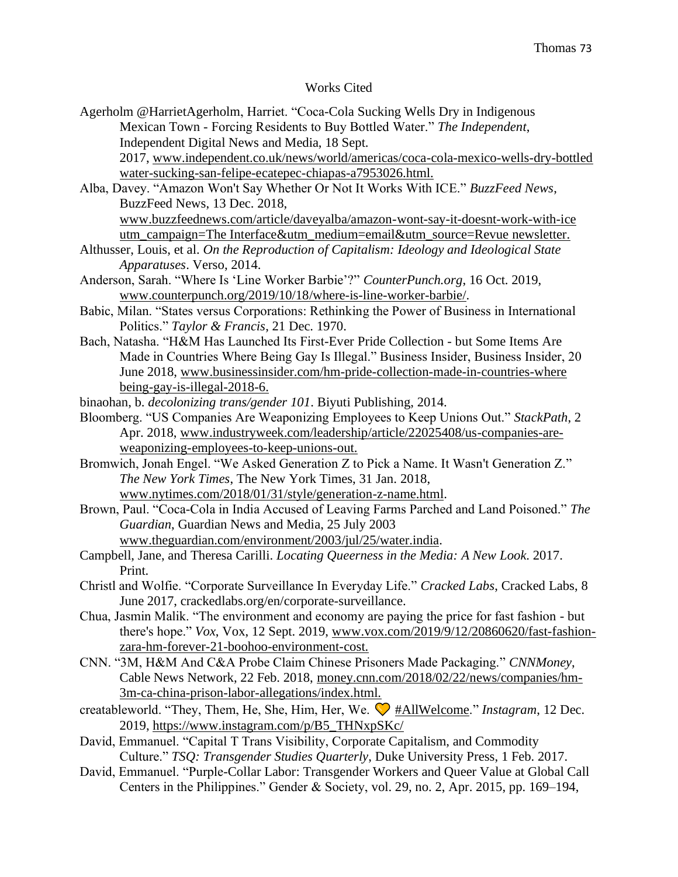Works Cited

Agerholm @HarrietAgerholm, Harriet. "Coca-Cola Sucking Wells Dry in Indigenous Mexican Town - Forcing Residents to Buy Bottled Water." *The Independent*, Independent Digital News and Media, 18 Sept. 2017, www.independent.co.uk/news/world/americas/coca-cola-mexico-wells-dry-bottled water-sucking-san-felipe-ecatepec-chiapas-a7953026.html.

Alba, Davey. "Amazon Won't Say Whether Or Not It Works With ICE." *BuzzFeed News*, BuzzFeed News, 13 Dec. 2018, www.buzzfeednews.com/article/daveyalba/amazon-wont-say-it-doesnt-work-with-ice utm_campaign=The Interface&utm_medium=email&utm_source=Revue newsletter.

Althusser, Louis, et al. *On the Reproduction of Capitalism: Ideology and Ideological State Apparatuses*. Verso, 2014.

Anderson, Sarah. "Where Is 'Line Worker Barbie'?" *CounterPunch.org*, 16 Oct. 2019, www.counterpunch.org/2019/10/18/where-is-line-worker-barbie/.

Babic, Milan. "States versus Corporations: Rethinking the Power of Business in International Politics." *Taylor & Francis*, 21 Dec. 1970.

Bach, Natasha. "H&M Has Launched Its First-Ever Pride Collection - but Some Items Are Made in Countries Where Being Gay Is Illegal." Business Insider, Business Insider, 20 June 2018, www.businessinsider.com/hm-pride-collection-made-in-countries-where being-gay-is-illegal-2018-6.

binaohan, b. *decolonizing trans/gender 101*. Biyuti Publishing, 2014.

Bloomberg. "US Companies Are Weaponizing Employees to Keep Unions Out." *StackPath*, 2 Apr. 2018, www.industryweek.com/leadership/article/22025408/us-companies-are-weaponizing-employees-to-keep-unions-out.

Bromwich, Jonah Engel. "We Asked Generation Z to Pick a Name. It Wasn't Generation Z." *The New York Times*, The New York Times, 31 Jan. 2018, www.nytimes.com/2018/01/31/style/generation-z-name.html.

Brown, Paul. "Coca-Cola in India Accused of Leaving Farms Parched and Land Poisoned." *The Guardian*, Guardian News and Media, 25 July 2003 www.theguardian.com/environment/2003/jul/25/water.india.

Campbell, Jane, and Theresa Carilli. *Locating Queerness in the Media: A New Look*. 2017. Print.

Christl and Wolfie. "Corporate Surveillance In Everyday Life." *Cracked Labs*, Cracked Labs, 8 June 2017, crackedlabs.org/en/corporate-surveillance.

Chua, Jasmin Malik. "The environment and economy are paying the price for fast fashion - but there's hope." *Vox*, Vox, 12 Sept. 2019, www.vox.com/2019/9/12/20860620/fast-fashion-zara-hm-forever-21-boohoo-environment-cost.

CNN. "3M, H&M And C&A Probe Claim Chinese Prisoners Made Packaging." *CNNMoney*, Cable News Network, 22 Feb. 2018, money.cnn.com/2018/02/22/news/companies/hm-3m-ca-china-prison-labor-allegations/index.html.

creatableworld. "They, Them, He, She, Him, Her, We. 💛 #AllWelcome." *Instagram*, 12 Dec. 2019, https://www.instagram.com/p/B5_THNxpSKc/

David, Emmanuel. "Capital T Trans Visibility, Corporate Capitalism, and Commodity Culture." *TSQ: Transgender Studies Quarterly*, Duke University Press, 1 Feb. 2017.

David, Emmanuel. "Purple-Collar Labor: Transgender Workers and Queer Value at Global Call Centers in the Philippines." Gender & Society, vol. 29, no. 2, Apr. 2015, pp. 169–194,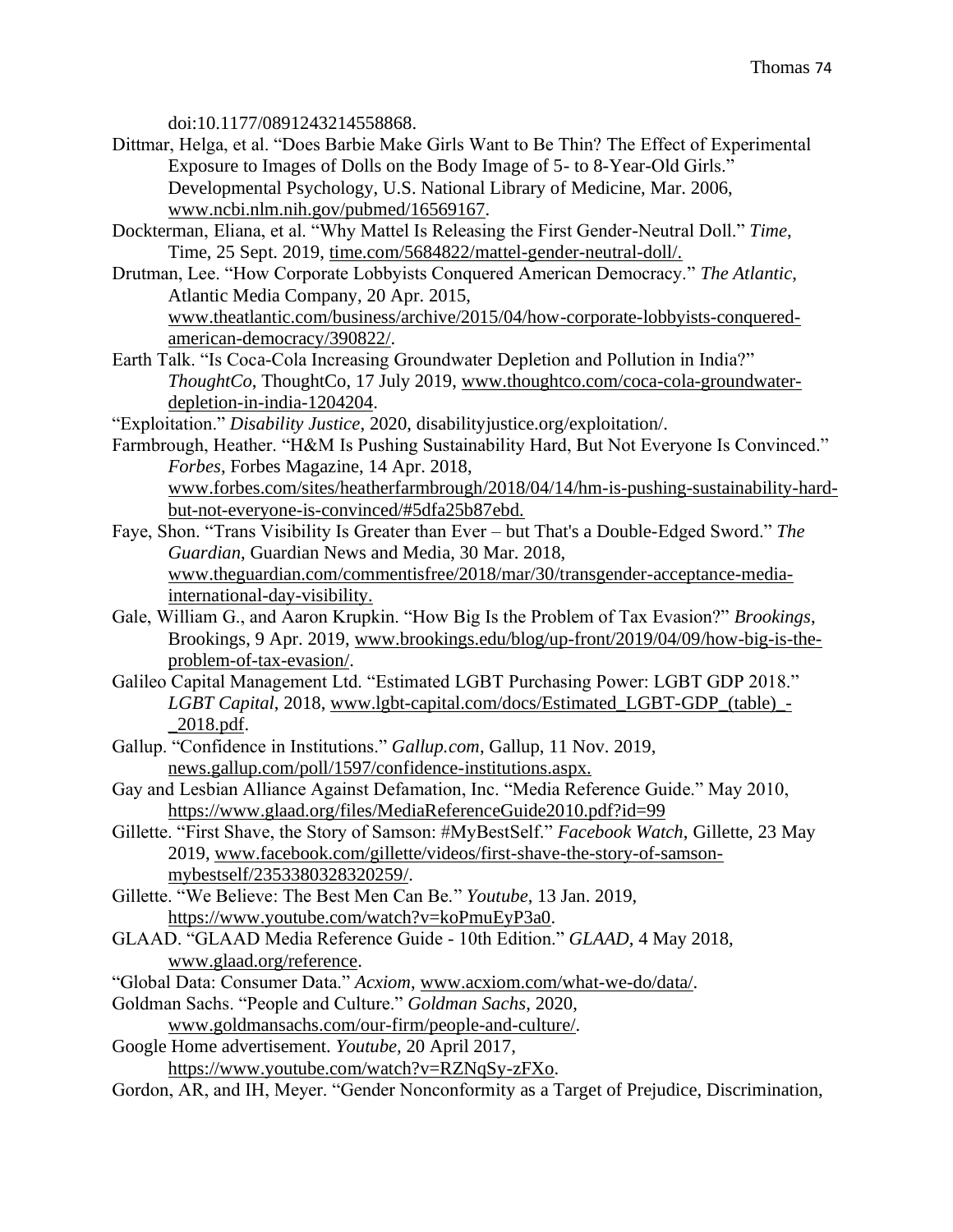doi:10.1177/0891243214558868.

Dittmar, Helga, et al. "Does Barbie Make Girls Want to Be Thin? The Effect of Experimental Exposure to Images of Dolls on the Body Image of 5- to 8-Year-Old Girls." Developmental Psychology, U.S. National Library of Medicine, Mar. 2006, www.ncbi.nlm.nih.gov/pubmed/16569167.

Dockterman, Eliana, et al. "Why Mattel Is Releasing the First Gender-Neutral Doll." *Time*, Time, 25 Sept. 2019, time.com/5684822/mattel-gender-neutral-doll/.

Drutman, Lee. "How Corporate Lobbyists Conquered American Democracy." *The Atlantic*, Atlantic Media Company, 20 Apr. 2015, www.theatlantic.com/business/archive/2015/04/how-corporate-lobbyists-conquered-american-democracy/390822/.

Earth Talk. "Is Coca-Cola Increasing Groundwater Depletion and Pollution in India?" *ThoughtCo*, ThoughtCo, 17 July 2019, www.thoughtco.com/coca-cola-groundwater-depletion-in-india-1204204.

"Exploitation." *Disability Justice*, 2020, disabilityjustice.org/exploitation/.

Farmbrough, Heather. "H&M Is Pushing Sustainability Hard, But Not Everyone Is Convinced." *Forbes*, Forbes Magazine, 14 Apr. 2018, www.forbes.com/sites/heatherfarmbrough/2018/04/14/hm-is-pushing-sustainability-hard-but-not-everyone-is-convinced/#5dfa25b87ebd.

Faye, Shon. "Trans Visibility Is Greater than Ever – but That's a Double-Edged Sword." *The Guardian*, Guardian News and Media, 30 Mar. 2018, www.theguardian.com/commentisfree/2018/mar/30/transgender-acceptance-media-international-day-visibility.

Gale, William G., and Aaron Krupkin. "How Big Is the Problem of Tax Evasion?" *Brookings*, Brookings, 9 Apr. 2019, www.brookings.edu/blog/up-front/2019/04/09/how-big-is-the-problem-of-tax-evasion/.

Galileo Capital Management Ltd. "Estimated LGBT Purchasing Power: LGBT GDP 2018." *LGBT Capital*, 2018, www.lgbt-capital.com/docs/Estimated_LGBT-GDP_(table)_-_2018.pdf.

Gallup. "Confidence in Institutions." *Gallup.com*, Gallup, 11 Nov. 2019, news.gallup.com/poll/1597/confidence-institutions.aspx.

Gay and Lesbian Alliance Against Defamation, Inc. "Media Reference Guide." May 2010, https://www.glaad.org/files/MediaReferenceGuide2010.pdf?id=99

Gillette. "First Shave, the Story of Samson: #MyBestSelf." *Facebook Watch*, Gillette, 23 May 2019, www.facebook.com/gillette/videos/first-shave-the-story-of-samson-mybestself/2353380328320259/.

Gillette. "We Believe: The Best Men Can Be." *Youtube*, 13 Jan. 2019, https://www.youtube.com/watch?v=koPmuEyP3a0.

GLAAD. "GLAAD Media Reference Guide - 10th Edition." *GLAAD*, 4 May 2018, www.glaad.org/reference.

"Global Data: Consumer Data." *Acxiom*, www.acxiom.com/what-we-do/data/.

Goldman Sachs. "People and Culture." *Goldman Sachs*, 2020, www.goldmansachs.com/our-firm/people-and-culture/.

Google Home advertisement. *Youtube,* 20 April 2017, https://www.youtube.com/watch?v=RZNqSy-zFXo.

Gordon, AR, and IH, Meyer. "Gender Nonconformity as a Target of Prejudice, Discrimination,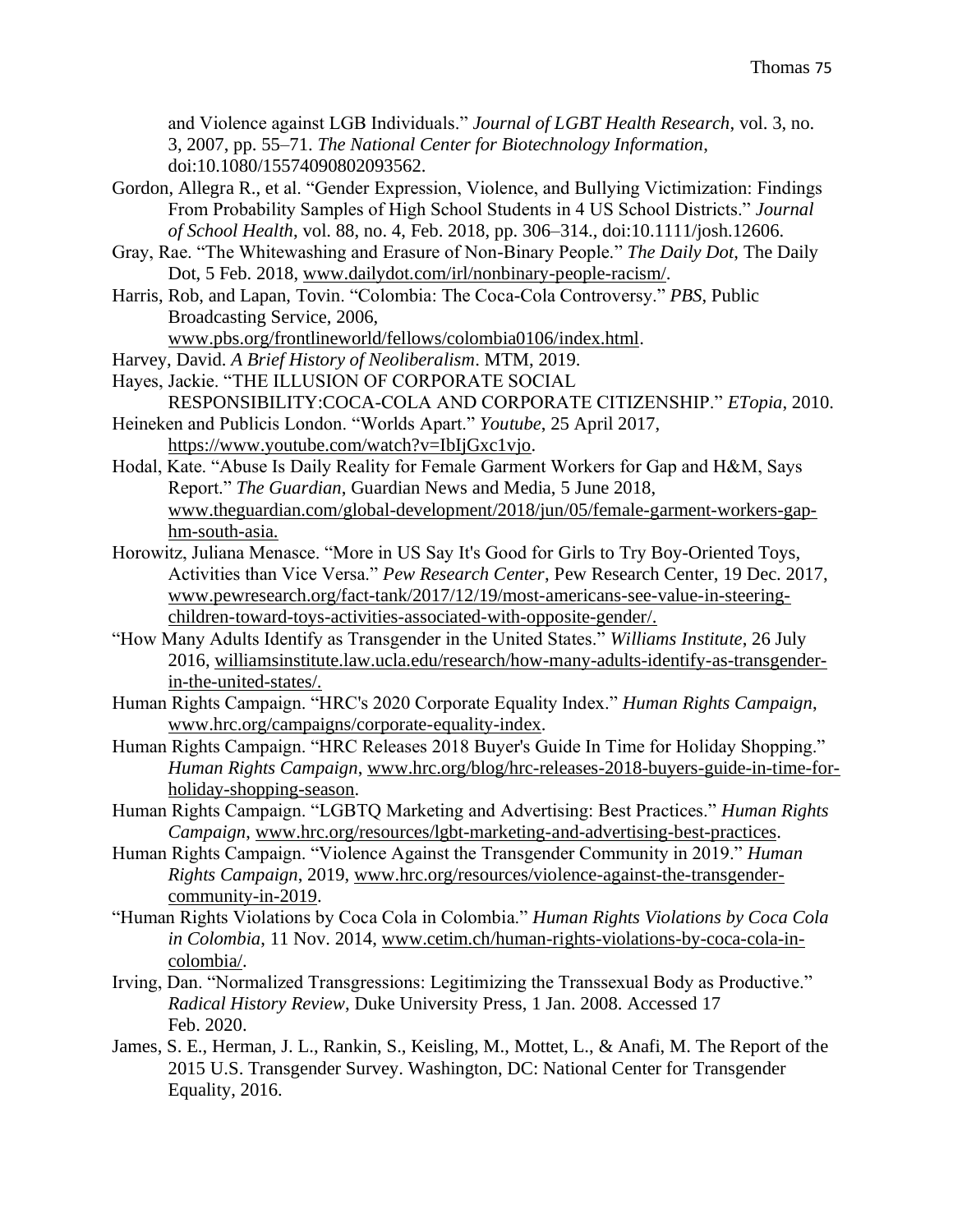and Violence against LGB Individuals." *Journal of LGBT Health Research*, vol. 3, no. 3, 2007, pp. 55–71. *The National Center for Biotechnology Information*, doi:10.1080/15574090802093562.

Gordon, Allegra R., et al. "Gender Expression, Violence, and Bullying Victimization: Findings From Probability Samples of High School Students in 4 US School Districts." *Journal of School Health*, vol. 88, no. 4, Feb. 2018, pp. 306–314., doi:10.1111/josh.12606.

Gray, Rae. "The Whitewashing and Erasure of Non-Binary People." *The Daily Dot*, The Daily Dot, 5 Feb. 2018, www.dailydot.com/irl/nonbinary-people-racism/.

Harris, Rob, and Lapan, Tovin. "Colombia: The Coca-Cola Controversy." *PBS*, Public Broadcasting Service, 2006, www.pbs.org/frontlineworld/fellows/colombia0106/index.html.

Harvey, David. *A Brief History of Neoliberalism*. MTM, 2019.

Hayes, Jackie. "THE ILLUSION OF CORPORATE SOCIAL RESPONSIBILITY:COCA-COLA AND CORPORATE CITIZENSHIP." *ETopia*, 2010.

Heineken and Publicis London. "Worlds Apart." *Youtube*, 25 April 2017, https://www.youtube.com/watch?v=IbIjGxc1vjo.

Hodal, Kate. "Abuse Is Daily Reality for Female Garment Workers for Gap and H&M, Says Report." *The Guardian*, Guardian News and Media, 5 June 2018, www.theguardian.com/global-development/2018/jun/05/female-garment-workers-gap-hm-south-asia.

Horowitz, Juliana Menasce. "More in US Say It's Good for Girls to Try Boy-Oriented Toys, Activities than Vice Versa." *Pew Research Center*, Pew Research Center, 19 Dec. 2017, www.pewresearch.org/fact-tank/2017/12/19/most-americans-see-value-in-steering-children-toward-toys-activities-associated-with-opposite-gender/.

"How Many Adults Identify as Transgender in the United States." *Williams Institute*, 26 July 2016, williamsinstitute.law.ucla.edu/research/how-many-adults-identify-as-transgender-in-the-united-states/.

Human Rights Campaign. "HRC's 2020 Corporate Equality Index." *Human Rights Campaign*, www.hrc.org/campaigns/corporate-equality-index.

Human Rights Campaign. "HRC Releases 2018 Buyer's Guide In Time for Holiday Shopping." *Human Rights Campaign*, www.hrc.org/blog/hrc-releases-2018-buyers-guide-in-time-for-holiday-shopping-season.

Human Rights Campaign. "LGBTQ Marketing and Advertising: Best Practices." *Human Rights Campaign*, www.hrc.org/resources/lgbt-marketing-and-advertising-best-practices.

Human Rights Campaign. "Violence Against the Transgender Community in 2019." *Human Rights Campaign*, 2019, www.hrc.org/resources/violence-against-the-transgender-community-in-2019.

"Human Rights Violations by Coca Cola in Colombia." *Human Rights Violations by Coca Cola in Colombia*, 11 Nov. 2014, www.cetim.ch/human-rights-violations-by-coca-cola-in-colombia/.

Irving, Dan. "Normalized Transgressions: Legitimizing the Transsexual Body as Productive." *Radical History Review*, Duke University Press, 1 Jan. 2008. Accessed 17 Feb. 2020.

James, S. E., Herman, J. L., Rankin, S., Keisling, M., Mottet, L., & Anafi, M. The Report of the 2015 U.S. Transgender Survey. Washington, DC: National Center for Transgender Equality, 2016.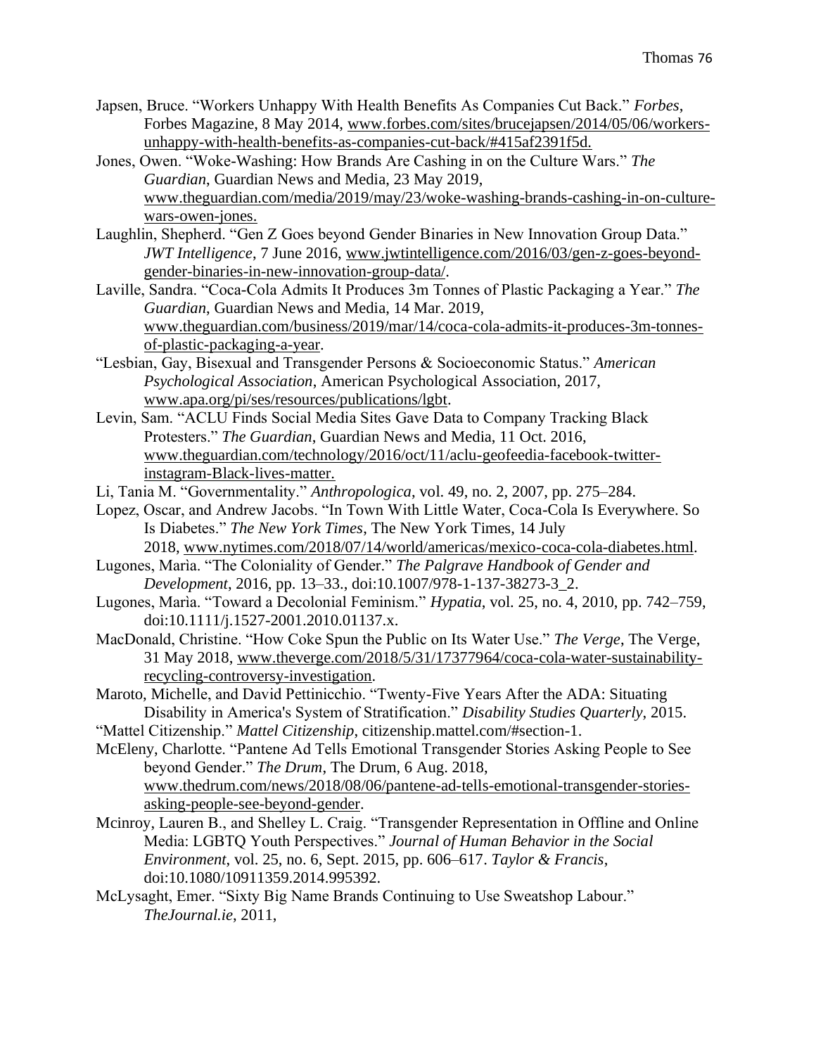Japsen, Bruce. "Workers Unhappy With Health Benefits As Companies Cut Back." *Forbes*, Forbes Magazine, 8 May 2014, www.forbes.com/sites/brucejapsen/2014/05/06/workers-unhappy-with-health-benefits-as-companies-cut-back/#415af2391f5d.

Jones, Owen. "Woke-Washing: How Brands Are Cashing in on the Culture Wars." *The Guardian*, Guardian News and Media, 23 May 2019, www.theguardian.com/media/2019/may/23/woke-washing-brands-cashing-in-on-culture-wars-owen-jones.

Laughlin, Shepherd. "Gen Z Goes beyond Gender Binaries in New Innovation Group Data." *JWT Intelligence*, 7 June 2016, www.jwtintelligence.com/2016/03/gen-z-goes-beyond-gender-binaries-in-new-innovation-group-data/.

Laville, Sandra. "Coca-Cola Admits It Produces 3m Tonnes of Plastic Packaging a Year." *The Guardian*, Guardian News and Media, 14 Mar. 2019, www.theguardian.com/business/2019/mar/14/coca-cola-admits-it-produces-3m-tonnes-of-plastic-packaging-a-year.

"Lesbian, Gay, Bisexual and Transgender Persons & Socioeconomic Status." *American Psychological Association*, American Psychological Association, 2017, www.apa.org/pi/ses/resources/publications/lgbt.

Levin, Sam. "ACLU Finds Social Media Sites Gave Data to Company Tracking Black Protesters." *The Guardian*, Guardian News and Media, 11 Oct. 2016, www.theguardian.com/technology/2016/oct/11/aclu-geofeedia-facebook-twitter-instagram-Black-lives-matter.

Li, Tania M. "Governmentality." *Anthropologica*, vol. 49, no. 2, 2007, pp. 275–284.

Lopez, Oscar, and Andrew Jacobs. "In Town With Little Water, Coca-Cola Is Everywhere. So Is Diabetes." *The New York Times*, The New York Times, 14 July 2018, www.nytimes.com/2018/07/14/world/americas/mexico-coca-cola-diabetes.html.

Lugones, Marìa. "The Coloniality of Gender." *The Palgrave Handbook of Gender and Development*, 2016, pp. 13–33., doi:10.1007/978-1-137-38273-3_2.

Lugones, Marìa. "Toward a Decolonial Feminism." *Hypatia*, vol. 25, no. 4, 2010, pp. 742–759, doi:10.1111/j.1527-2001.2010.01137.x.

MacDonald, Christine. "How Coke Spun the Public on Its Water Use." *The Verge*, The Verge, 31 May 2018, www.theverge.com/2018/5/31/17377964/coca-cola-water-sustainability-recycling-controversy-investigation.

Maroto, Michelle, and David Pettinicchio. "Twenty-Five Years After the ADA: Situating Disability in America's System of Stratification." *Disability Studies Quarterly*, 2015.

"Mattel Citizenship." *Mattel Citizenship*, citizenship.mattel.com/#section-1.

McEleny, Charlotte. "Pantene Ad Tells Emotional Transgender Stories Asking People to See beyond Gender." *The Drum*, The Drum, 6 Aug. 2018, www.thedrum.com/news/2018/08/06/pantene-ad-tells-emotional-transgender-stories-asking-people-see-beyond-gender.

Mcinroy, Lauren B., and Shelley L. Craig. "Transgender Representation in Offline and Online Media: LGBTQ Youth Perspectives." *Journal of Human Behavior in the Social Environment*, vol. 25, no. 6, Sept. 2015, pp. 606–617. *Taylor & Francis*, doi:10.1080/10911359.2014.995392.

McLysaght, Emer. "Sixty Big Name Brands Continuing to Use Sweatshop Labour." *TheJournal.ie*, 2011,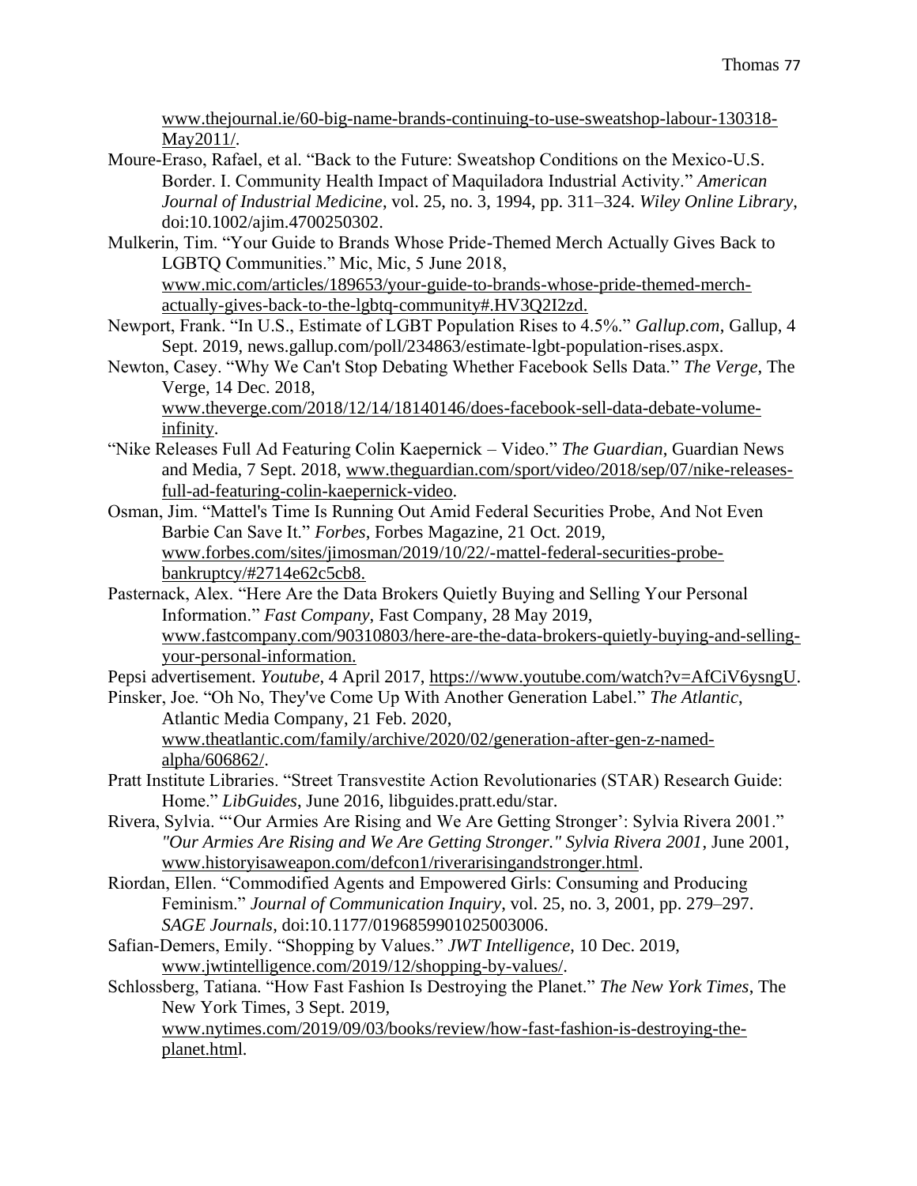www.thejournal.ie/60-big-name-brands-continuing-to-use-sweatshop-labour-130318-May2011/.

Moure-Eraso, Rafael, et al. "Back to the Future: Sweatshop Conditions on the Mexico-U.S. Border. I. Community Health Impact of Maquiladora Industrial Activity." *American Journal of Industrial Medicine*, vol. 25, no. 3, 1994, pp. 311–324. *Wiley Online Library*, doi:10.1002/ajim.4700250302.

Mulkerin, Tim. "Your Guide to Brands Whose Pride-Themed Merch Actually Gives Back to LGBTQ Communities." Mic, Mic, 5 June 2018, www.mic.com/articles/189653/your-guide-to-brands-whose-pride-themed-merch-actually-gives-back-to-the-lgbtq-community#.HV3Q2I2zd.

Newport, Frank. "In U.S., Estimate of LGBT Population Rises to 4.5%." *Gallup.com*, Gallup, 4 Sept. 2019, news.gallup.com/poll/234863/estimate-lgbt-population-rises.aspx.

Newton, Casey. "Why We Can't Stop Debating Whether Facebook Sells Data." *The Verge*, The Verge, 14 Dec. 2018, www.theverge.com/2018/12/14/18140146/does-facebook-sell-data-debate-volume-infinity.

"Nike Releases Full Ad Featuring Colin Kaepernick – Video." *The Guardian*, Guardian News and Media, 7 Sept. 2018, www.theguardian.com/sport/video/2018/sep/07/nike-releases-full-ad-featuring-colin-kaepernick-video.

Osman, Jim. "Mattel's Time Is Running Out Amid Federal Securities Probe, And Not Even Barbie Can Save It." *Forbes*, Forbes Magazine, 21 Oct. 2019, www.forbes.com/sites/jimosman/2019/10/22/-mattel-federal-securities-probe-bankruptcy/#2714e62c5cb8.

Pasternack, Alex. "Here Are the Data Brokers Quietly Buying and Selling Your Personal Information." *Fast Company*, Fast Company, 28 May 2019, www.fastcompany.com/90310803/here-are-the-data-brokers-quietly-buying-and-selling-your-personal-information.

Pepsi advertisement. *Youtube*, 4 April 2017, https://www.youtube.com/watch?v=AfCiV6ysngU.

Pinsker, Joe. "Oh No, They've Come Up With Another Generation Label." *The Atlantic*, Atlantic Media Company, 21 Feb. 2020, www.theatlantic.com/family/archive/2020/02/generation-after-gen-z-named-alpha/606862/.

Pratt Institute Libraries. "Street Transvestite Action Revolutionaries (STAR) Research Guide: Home." *LibGuides*, June 2016, libguides.pratt.edu/star.

Rivera, Sylvia. "'Our Armies Are Rising and We Are Getting Stronger': Sylvia Rivera 2001." *"Our Armies Are Rising and We Are Getting Stronger." Sylvia Rivera 2001*, June 2001, www.historyisaweapon.com/defcon1/riverarisingandstronger.html.

Riordan, Ellen. "Commodified Agents and Empowered Girls: Consuming and Producing Feminism." *Journal of Communication Inquiry*, vol. 25, no. 3, 2001, pp. 279–297. *SAGE Journals*, doi:10.1177/0196859901025003006.

Safian-Demers, Emily. "Shopping by Values." *JWT Intelligence*, 10 Dec. 2019, www.jwtintelligence.com/2019/12/shopping-by-values/.

Schlossberg, Tatiana. "How Fast Fashion Is Destroying the Planet." *The New York Times*, The New York Times, 3 Sept. 2019, www.nytimes.com/2019/09/03/books/review/how-fast-fashion-is-destroying-the-planet.html.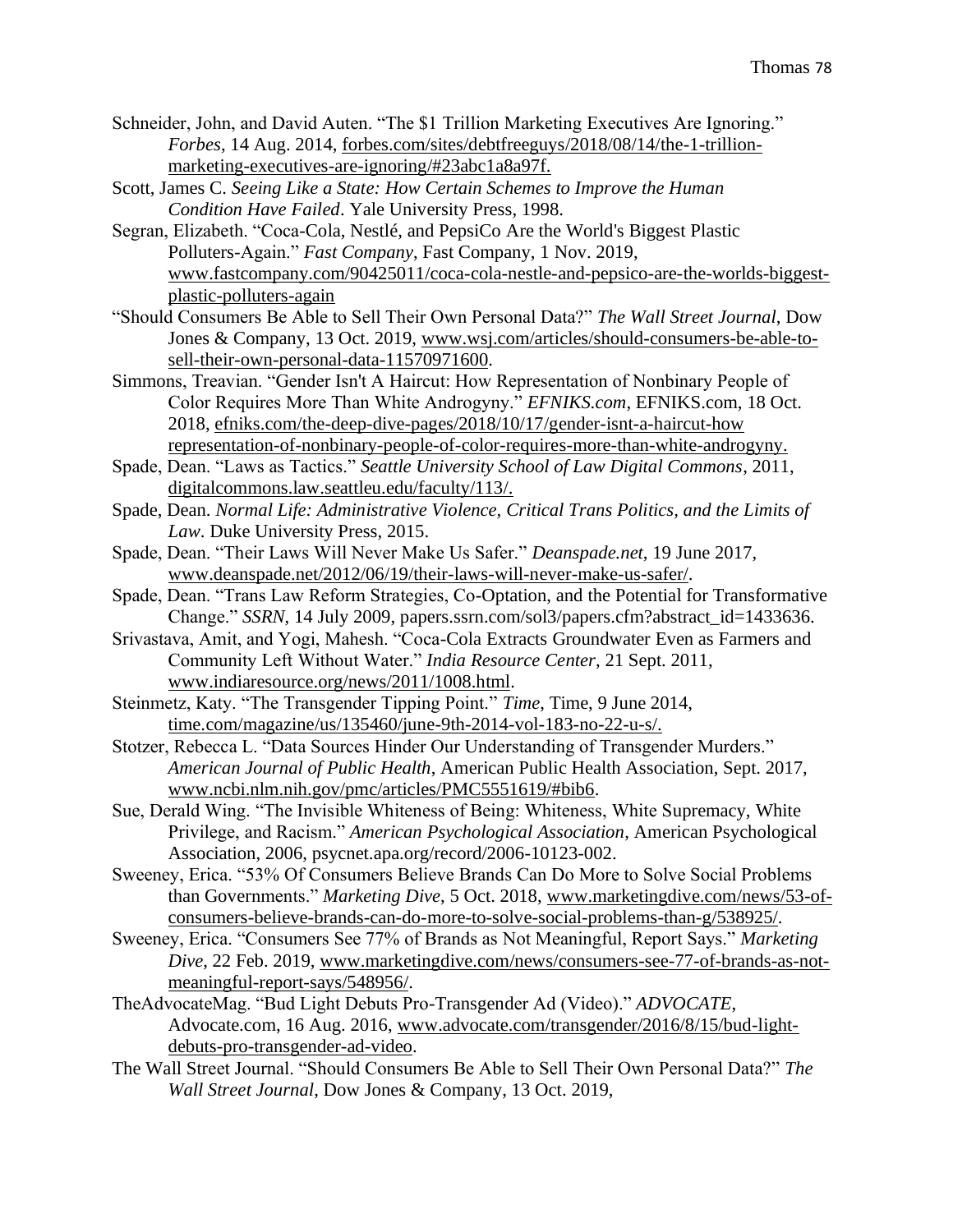Schneider, John, and David Auten. "The $1 Trillion Marketing Executives Are Ignoring." *Forbes*, 14 Aug. 2014, forbes.com/sites/debtfreeguys/2018/08/14/the-1-trillion-marketing-executives-are-ignoring/#23abc1a8a97f.

Scott, James C. *Seeing Like a State: How Certain Schemes to Improve the Human Condition Have Failed*. Yale University Press, 1998.

Segran, Elizabeth. "Coca-Cola, Nestlé, and PepsiCo Are the World's Biggest Plastic Polluters-Again." *Fast Company*, Fast Company, 1 Nov. 2019, www.fastcompany.com/90425011/coca-cola-nestle-and-pepsico-are-the-worlds-biggest-plastic-polluters-again

"Should Consumers Be Able to Sell Their Own Personal Data?" *The Wall Street Journal*, Dow Jones & Company, 13 Oct. 2019, www.wsj.com/articles/should-consumers-be-able-to-sell-their-own-personal-data-11570971600.

Simmons, Treavian. "Gender Isn't A Haircut: How Representation of Nonbinary People of Color Requires More Than White Androgyny." *EFNIKS.com*, EFNIKS.com, 18 Oct. 2018, efniks.com/the-deep-dive-pages/2018/10/17/gender-isnt-a-haircut-how representation-of-nonbinary-people-of-color-requires-more-than-white-androgyny.

Spade, Dean. "Laws as Tactics." *Seattle University School of Law Digital Commons*, 2011, digitalcommons.law.seattleu.edu/faculty/113/.

Spade, Dean. *Normal Life: Administrative Violence, Critical Trans Politics, and the Limits of Law*. Duke University Press, 2015.

Spade, Dean. "Their Laws Will Never Make Us Safer." *Deanspade.net*, 19 June 2017, www.deanspade.net/2012/06/19/their-laws-will-never-make-us-safer/.

Spade, Dean. "Trans Law Reform Strategies, Co-Optation, and the Potential for Transformative Change." *SSRN*, 14 July 2009, papers.ssrn.com/sol3/papers.cfm?abstract_id=1433636.

Srivastava, Amit, and Yogi, Mahesh. "Coca-Cola Extracts Groundwater Even as Farmers and Community Left Without Water." *India Resource Center*, 21 Sept. 2011, www.indiaresource.org/news/2011/1008.html.

Steinmetz, Katy. "The Transgender Tipping Point." *Time*, Time, 9 June 2014, time.com/magazine/us/135460/june-9th-2014-vol-183-no-22-u-s/.

Stotzer, Rebecca L. "Data Sources Hinder Our Understanding of Transgender Murders." *American Journal of Public Health*, American Public Health Association, Sept. 2017, www.ncbi.nlm.nih.gov/pmc/articles/PMC5551619/#bib6.

Sue, Derald Wing. "The Invisible Whiteness of Being: Whiteness, White Supremacy, White Privilege, and Racism." *American Psychological Association*, American Psychological Association, 2006, psycnet.apa.org/record/2006-10123-002.

Sweeney, Erica. "53% Of Consumers Believe Brands Can Do More to Solve Social Problems than Governments." *Marketing Dive*, 5 Oct. 2018, www.marketingdive.com/news/53-of-consumers-believe-brands-can-do-more-to-solve-social-problems-than-g/538925/.

Sweeney, Erica. "Consumers See 77% of Brands as Not Meaningful, Report Says." *Marketing Dive*, 22 Feb. 2019, www.marketingdive.com/news/consumers-see-77-of-brands-as-not-meaningful-report-says/548956/.

TheAdvocateMag. "Bud Light Debuts Pro-Transgender Ad (Video)." *ADVOCATE*, Advocate.com, 16 Aug. 2016, www.advocate.com/transgender/2016/8/15/bud-light-debuts-pro-transgender-ad-video.

The Wall Street Journal. "Should Consumers Be Able to Sell Their Own Personal Data?" *The Wall Street Journal*, Dow Jones & Company, 13 Oct. 2019,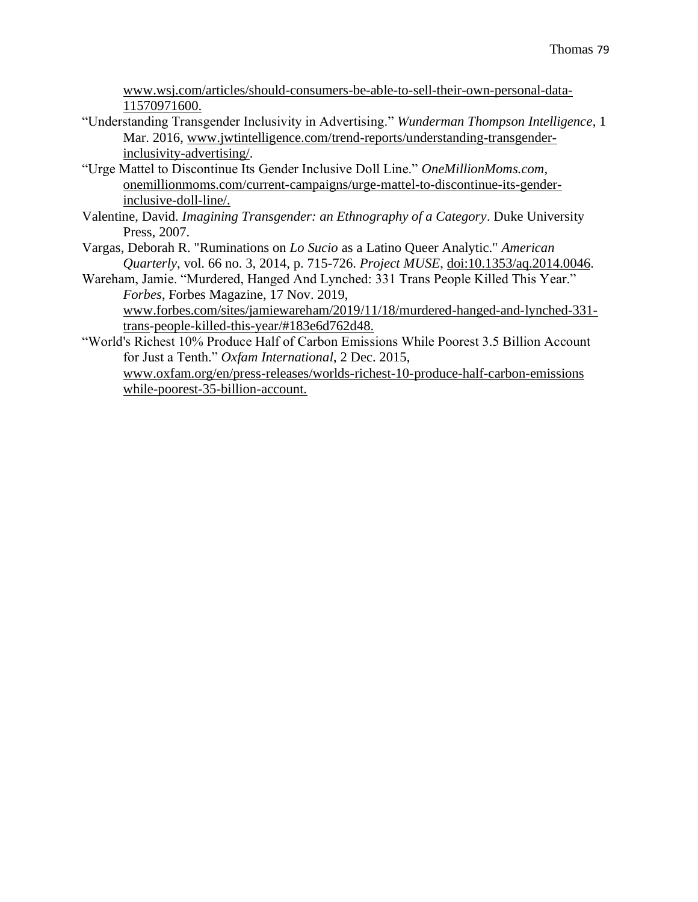www.wsj.com/articles/should-consumers-be-able-to-sell-their-own-personal-data-11570971600.

"Understanding Transgender Inclusivity in Advertising." *Wunderman Thompson Intelligence*, 1 Mar. 2016, www.jwtintelligence.com/trend-reports/understanding-transgender-inclusivity-advertising/.

"Urge Mattel to Discontinue Its Gender Inclusive Doll Line." *OneMillionMoms.com*, onemillionmoms.com/current-campaigns/urge-mattel-to-discontinue-its-gender-inclusive-doll-line/.

Valentine, David. *Imagining Transgender: an Ethnography of a Category*. Duke University Press, 2007.

Vargas, Deborah R. "Ruminations on *Lo Sucio* as a Latino Queer Analytic." *American Quarterly*, vol. 66 no. 3, 2014, p. 715-726. *Project MUSE*, doi:10.1353/aq.2014.0046.

Wareham, Jamie. "Murdered, Hanged And Lynched: 331 Trans People Killed This Year." *Forbes*, Forbes Magazine, 17 Nov. 2019, www.forbes.com/sites/jamiewareham/2019/11/18/murdered-hanged-and-lynched-331-trans-people-killed-this-year/#183e6d762d48.

"World's Richest 10% Produce Half of Carbon Emissions While Poorest 3.5 Billion Account for Just a Tenth." *Oxfam International*, 2 Dec. 2015, www.oxfam.org/en/press-releases/worlds-richest-10-produce-half-carbon-emissions while-poorest-35-billion-account.